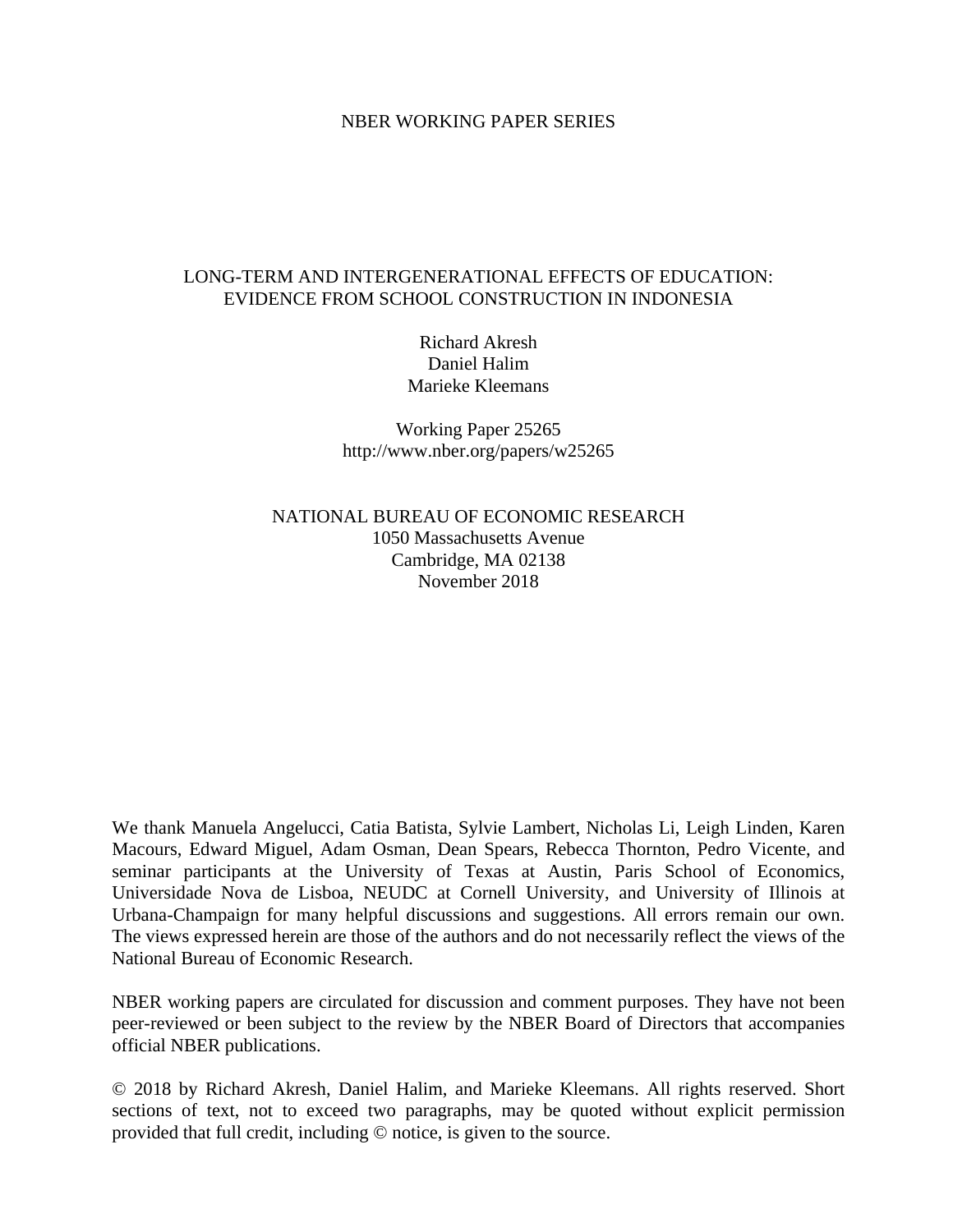NBER WORKING PAPER SERIES

# LONG-TERM AND INTERGENERATIONAL EFFECTS OF EDUCATION: EVIDENCE FROM SCHOOL CONSTRUCTION IN INDONESIA

Richard Akresh
Daniel Halim
Marieke Kleemans

Working Paper 25265
http://www.nber.org/papers/w25265

NATIONAL BUREAU OF ECONOMIC RESEARCH
1050 Massachusetts Avenue
Cambridge, MA 02138
November 2018

We thank Manuela Angelucci, Catia Batista, Sylvie Lambert, Nicholas Li, Leigh Linden, Karen Macours, Edward Miguel, Adam Osman, Dean Spears, Rebecca Thornton, Pedro Vicente, and seminar participants at the University of Texas at Austin, Paris School of Economics, Universidade Nova de Lisboa, NEUDC at Cornell University, and University of Illinois at Urbana-Champaign for many helpful discussions and suggestions. All errors remain our own. The views expressed herein are those of the authors and do not necessarily reflect the views of the National Bureau of Economic Research.

NBER working papers are circulated for discussion and comment purposes. They have not been peer-reviewed or been subject to the review by the NBER Board of Directors that accompanies official NBER publications.

© 2018 by Richard Akresh, Daniel Halim, and Marieke Kleemans. All rights reserved. Short sections of text, not to exceed two paragraphs, may be quoted without explicit permission provided that full credit, including © notice, is given to the source.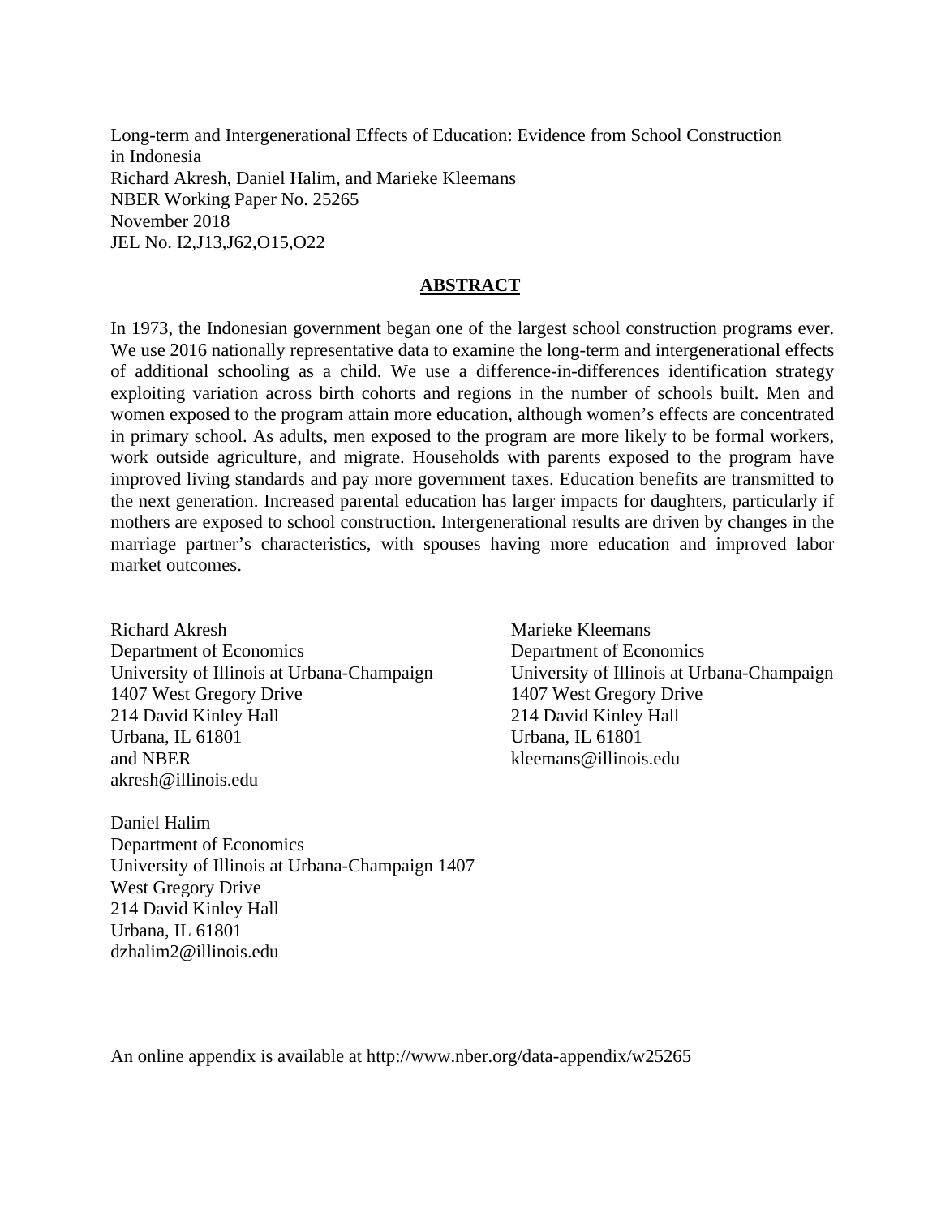Long-term and Intergenerational Effects of Education: Evidence from School Construction in Indonesia
Richard Akresh, Daniel Halim, and Marieke Kleemans
NBER Working Paper No. 25265
November 2018
JEL No. I2,J13,J62,O15,O22

## ABSTRACT

In 1973, the Indonesian government began one of the largest school construction programs ever. We use 2016 nationally representative data to examine the long-term and intergenerational effects of additional schooling as a child. We use a difference-in-differences identification strategy exploiting variation across birth cohorts and regions in the number of schools built. Men and women exposed to the program attain more education, although women's effects are concentrated in primary school. As adults, men exposed to the program are more likely to be formal workers, work outside agriculture, and migrate. Households with parents exposed to the program have improved living standards and pay more government taxes. Education benefits are transmitted to the next generation. Increased parental education has larger impacts for daughters, particularly if mothers are exposed to school construction. Intergenerational results are driven by changes in the marriage partner's characteristics, with spouses having more education and improved labor market outcomes.

Richard Akresh
Department of Economics
University of Illinois at Urbana-Champaign
1407 West Gregory Drive
214 David Kinley Hall
Urbana, IL 61801
and NBER
akresh@illinois.edu

Marieke Kleemans
Department of Economics
University of Illinois at Urbana-Champaign
1407 West Gregory Drive
214 David Kinley Hall
Urbana, IL 61801
kleemans@illinois.edu

Daniel Halim
Department of Economics
University of Illinois at Urbana-Champaign 1407
West Gregory Drive
214 David Kinley Hall
Urbana, IL 61801
dzhalim2@illinois.edu

An online appendix is available at http://www.nber.org/data-appendix/w25265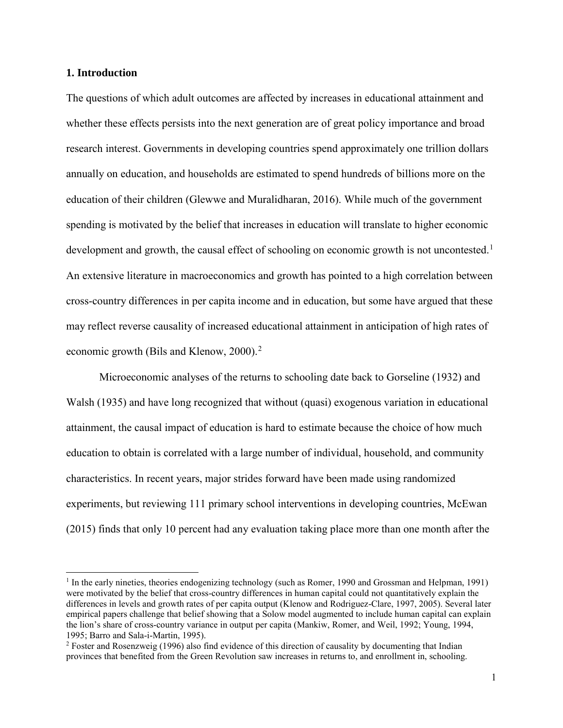## 1. Introduction

The questions of which adult outcomes are affected by increases in educational attainment and whether these effects persists into the next generation are of great policy importance and broad research interest. Governments in developing countries spend approximately one trillion dollars annually on education, and households are estimated to spend hundreds of billions more on the education of their children (Glewwe and Muralidharan, 2016). While much of the government spending is motivated by the belief that increases in education will translate to higher economic development and growth, the causal effect of schooling on economic growth is not uncontested.[1] An extensive literature in macroeconomics and growth has pointed to a high correlation between cross-country differences in per capita income and in education, but some have argued that these may reflect reverse causality of increased educational attainment in anticipation of high rates of economic growth (Bils and Klenow, 2000).[2]

Microeconomic analyses of the returns to schooling date back to Gorseline (1932) and Walsh (1935) and have long recognized that without (quasi) exogenous variation in educational attainment, the causal impact of education is hard to estimate because the choice of how much education to obtain is correlated with a large number of individual, household, and community characteristics. In recent years, major strides forward have been made using randomized experiments, but reviewing 111 primary school interventions in developing countries, McEwan (2015) finds that only 10 percent had any evaluation taking place more than one month after the

[1] In the early nineties, theories endogenizing technology (such as Romer, 1990 and Grossman and Helpman, 1991) were motivated by the belief that cross-country differences in human capital could not quantitatively explain the differences in levels and growth rates of per capita output (Klenow and Rodriguez-Clare, 1997, 2005). Several later empirical papers challenge that belief showing that a Solow model augmented to include human capital can explain the lion's share of cross-country variance in output per capita (Mankiw, Romer, and Weil, 1992; Young, 1994, 1995; Barro and Sala-i-Martin, 1995).

[2] Foster and Rosenzweig (1996) also find evidence of this direction of causality by documenting that Indian provinces that benefited from the Green Revolution saw increases in returns to, and enrollment in, schooling.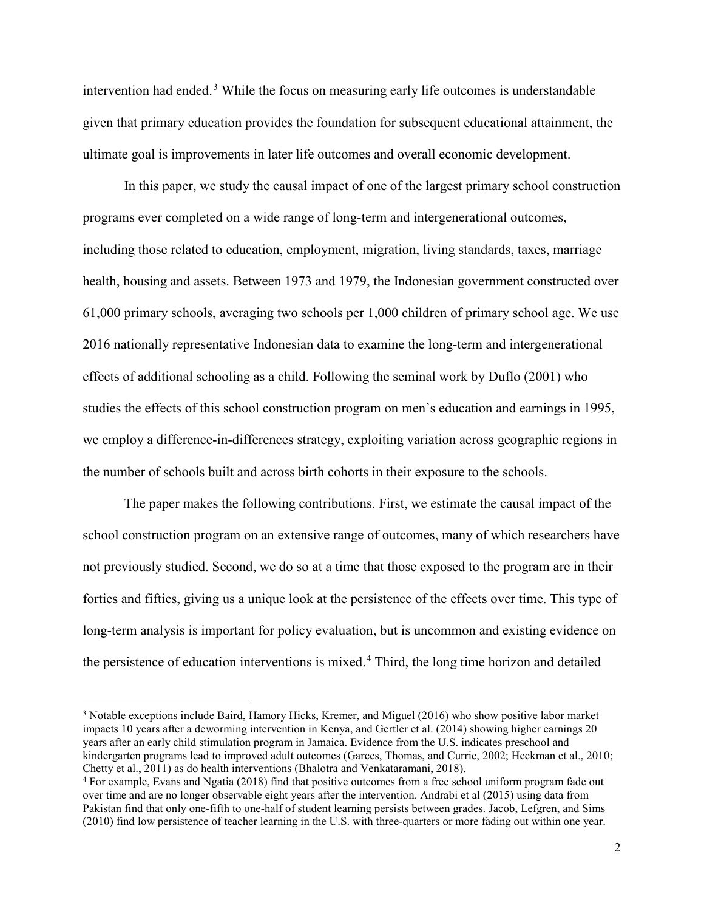intervention had ended.[3] While the focus on measuring early life outcomes is understandable given that primary education provides the foundation for subsequent educational attainment, the ultimate goal is improvements in later life outcomes and overall economic development.

In this paper, we study the causal impact of one of the largest primary school construction programs ever completed on a wide range of long-term and intergenerational outcomes, including those related to education, employment, migration, living standards, taxes, marriage health, housing and assets. Between 1973 and 1979, the Indonesian government constructed over 61,000 primary schools, averaging two schools per 1,000 children of primary school age. We use 2016 nationally representative Indonesian data to examine the long-term and intergenerational effects of additional schooling as a child. Following the seminal work by Duflo (2001) who studies the effects of this school construction program on men's education and earnings in 1995, we employ a difference-in-differences strategy, exploiting variation across geographic regions in the number of schools built and across birth cohorts in their exposure to the schools.

The paper makes the following contributions. First, we estimate the causal impact of the school construction program on an extensive range of outcomes, many of which researchers have not previously studied. Second, we do so at a time that those exposed to the program are in their forties and fifties, giving us a unique look at the persistence of the effects over time. This type of long-term analysis is important for policy evaluation, but is uncommon and existing evidence on the persistence of education interventions is mixed.[4] Third, the long time horizon and detailed

---

[3] Notable exceptions include Baird, Hamory Hicks, Kremer, and Miguel (2016) who show positive labor market impacts 10 years after a deworming intervention in Kenya, and Gertler et al. (2014) showing higher earnings 20 years after an early child stimulation program in Jamaica. Evidence from the U.S. indicates preschool and kindergarten programs lead to improved adult outcomes (Garces, Thomas, and Currie, 2002; Heckman et al., 2010; Chetty et al., 2011) as do health interventions (Bhalotra and Venkataramani, 2018).

[4] For example, Evans and Ngatia (2018) find that positive outcomes from a free school uniform program fade out over time and are no longer observable eight years after the intervention. Andrabi et al (2015) using data from Pakistan find that only one-fifth to one-half of student learning persists between grades. Jacob, Lefgren, and Sims (2010) find low persistence of teacher learning in the U.S. with three-quarters or more fading out within one year.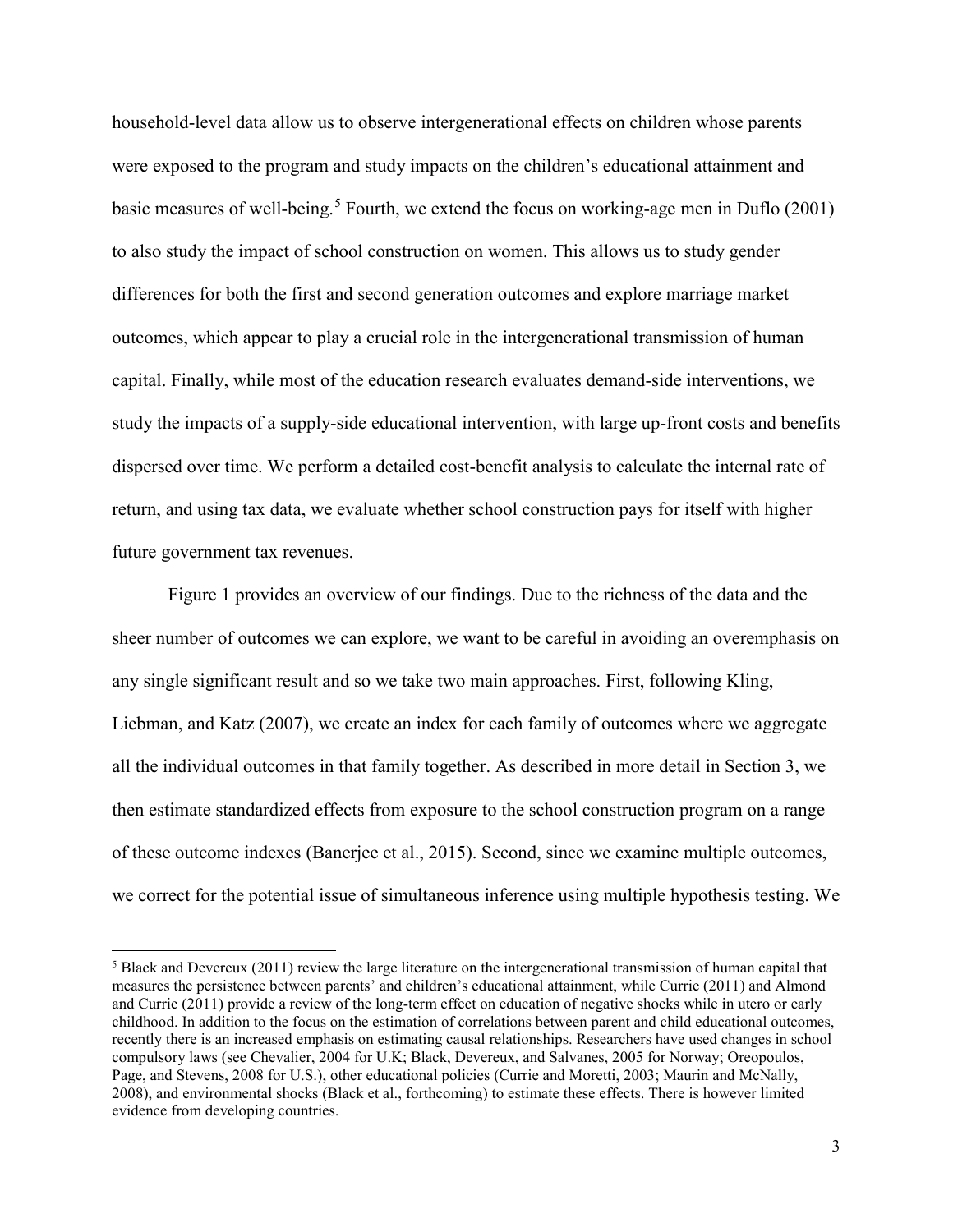household-level data allow us to observe intergenerational effects on children whose parents were exposed to the program and study impacts on the children's educational attainment and basic measures of well-being.[5] Fourth, we extend the focus on working-age men in Duflo (2001) to also study the impact of school construction on women. This allows us to study gender differences for both the first and second generation outcomes and explore marriage market outcomes, which appear to play a crucial role in the intergenerational transmission of human capital. Finally, while most of the education research evaluates demand-side interventions, we study the impacts of a supply-side educational intervention, with large up-front costs and benefits dispersed over time. We perform a detailed cost-benefit analysis to calculate the internal rate of return, and using tax data, we evaluate whether school construction pays for itself with higher future government tax revenues.

Figure 1 provides an overview of our findings. Due to the richness of the data and the sheer number of outcomes we can explore, we want to be careful in avoiding an overemphasis on any single significant result and so we take two main approaches. First, following Kling, Liebman, and Katz (2007), we create an index for each family of outcomes where we aggregate all the individual outcomes in that family together. As described in more detail in Section 3, we then estimate standardized effects from exposure to the school construction program on a range of these outcome indexes (Banerjee et al., 2015). Second, since we examine multiple outcomes, we correct for the potential issue of simultaneous inference using multiple hypothesis testing. We

[5] Black and Devereux (2011) review the large literature on the intergenerational transmission of human capital that measures the persistence between parents' and children's educational attainment, while Currie (2011) and Almond and Currie (2011) provide a review of the long-term effect on education of negative shocks while in utero or early childhood. In addition to the focus on the estimation of correlations between parent and child educational outcomes, recently there is an increased emphasis on estimating causal relationships. Researchers have used changes in school compulsory laws (see Chevalier, 2004 for U.K; Black, Devereux, and Salvanes, 2005 for Norway; Oreopoulos, Page, and Stevens, 2008 for U.S.), other educational policies (Currie and Moretti, 2003; Maurin and McNally, 2008), and environmental shocks (Black et al., forthcoming) to estimate these effects. There is however limited evidence from developing countries.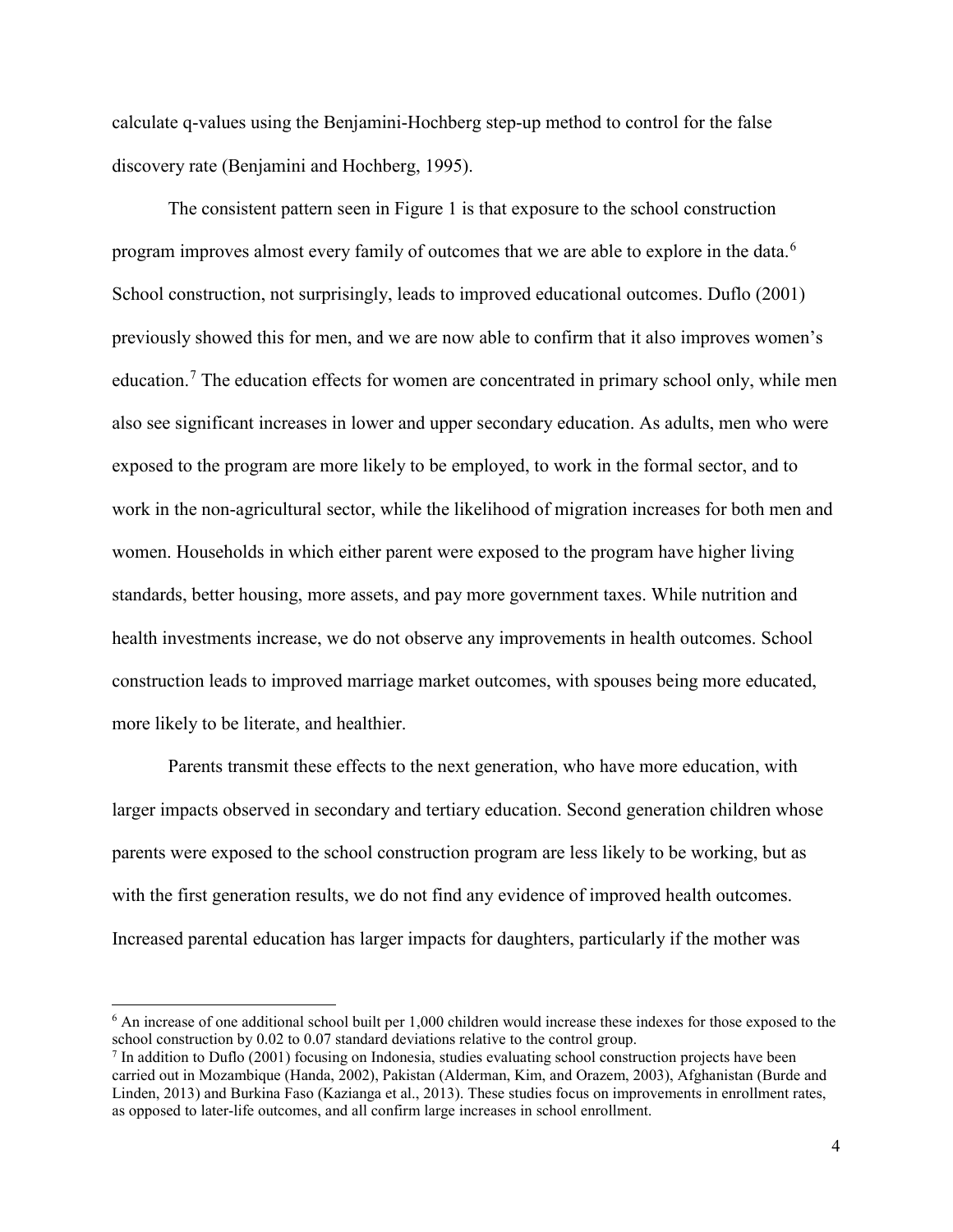calculate q-values using the Benjamini-Hochberg step-up method to control for the false discovery rate (Benjamini and Hochberg, 1995).

The consistent pattern seen in Figure 1 is that exposure to the school construction program improves almost every family of outcomes that we are able to explore in the data.[6] School construction, not surprisingly, leads to improved educational outcomes. Duflo (2001) previously showed this for men, and we are now able to confirm that it also improves women's education.[7] The education effects for women are concentrated in primary school only, while men also see significant increases in lower and upper secondary education. As adults, men who were exposed to the program are more likely to be employed, to work in the formal sector, and to work in the non-agricultural sector, while the likelihood of migration increases for both men and women. Households in which either parent were exposed to the program have higher living standards, better housing, more assets, and pay more government taxes. While nutrition and health investments increase, we do not observe any improvements in health outcomes. School construction leads to improved marriage market outcomes, with spouses being more educated, more likely to be literate, and healthier.

Parents transmit these effects to the next generation, who have more education, with larger impacts observed in secondary and tertiary education. Second generation children whose parents were exposed to the school construction program are less likely to be working, but as with the first generation results, we do not find any evidence of improved health outcomes. Increased parental education has larger impacts for daughters, particularly if the mother was

[6] An increase of one additional school built per 1,000 children would increase these indexes for those exposed to the school construction by 0.02 to 0.07 standard deviations relative to the control group.

[7] In addition to Duflo (2001) focusing on Indonesia, studies evaluating school construction projects have been carried out in Mozambique (Handa, 2002), Pakistan (Alderman, Kim, and Orazem, 2003), Afghanistan (Burde and Linden, 2013) and Burkina Faso (Kazianga et al., 2013). These studies focus on improvements in enrollment rates, as opposed to later-life outcomes, and all confirm large increases in school enrollment.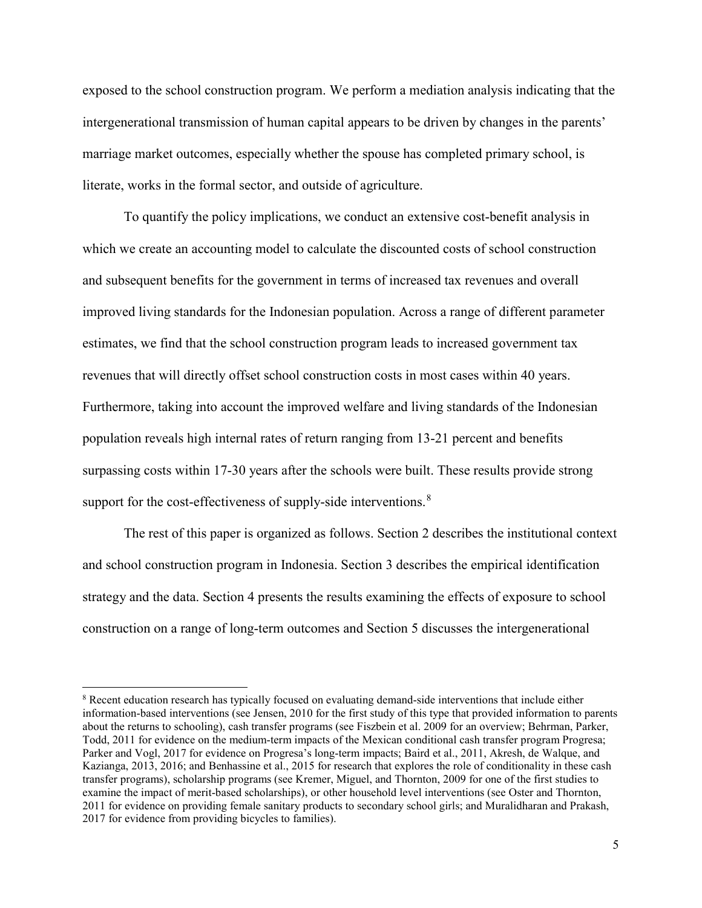exposed to the school construction program. We perform a mediation analysis indicating that the intergenerational transmission of human capital appears to be driven by changes in the parents' marriage market outcomes, especially whether the spouse has completed primary school, is literate, works in the formal sector, and outside of agriculture.

To quantify the policy implications, we conduct an extensive cost-benefit analysis in which we create an accounting model to calculate the discounted costs of school construction and subsequent benefits for the government in terms of increased tax revenues and overall improved living standards for the Indonesian population. Across a range of different parameter estimates, we find that the school construction program leads to increased government tax revenues that will directly offset school construction costs in most cases within 40 years. Furthermore, taking into account the improved welfare and living standards of the Indonesian population reveals high internal rates of return ranging from 13-21 percent and benefits surpassing costs within 17-30 years after the schools were built. These results provide strong support for the cost-effectiveness of supply-side interventions.[8]

The rest of this paper is organized as follows. Section 2 describes the institutional context and school construction program in Indonesia. Section 3 describes the empirical identification strategy and the data. Section 4 presents the results examining the effects of exposure to school construction on a range of long-term outcomes and Section 5 discusses the intergenerational

---

[8] Recent education research has typically focused on evaluating demand-side interventions that include either information-based interventions (see Jensen, 2010 for the first study of this type that provided information to parents about the returns to schooling), cash transfer programs (see Fiszbein et al. 2009 for an overview; Behrman, Parker, Todd, 2011 for evidence on the medium-term impacts of the Mexican conditional cash transfer program Progresa; Parker and Vogl, 2017 for evidence on Progresa's long-term impacts; Baird et al., 2011, Akresh, de Walque, and Kazianga, 2013, 2016; and Benhassine et al., 2015 for research that explores the role of conditionality in these cash transfer programs), scholarship programs (see Kremer, Miguel, and Thornton, 2009 for one of the first studies to examine the impact of merit-based scholarships), or other household level interventions (see Oster and Thornton, 2011 for evidence on providing female sanitary products to secondary school girls; and Muralidharan and Prakash, 2017 for evidence from providing bicycles to families).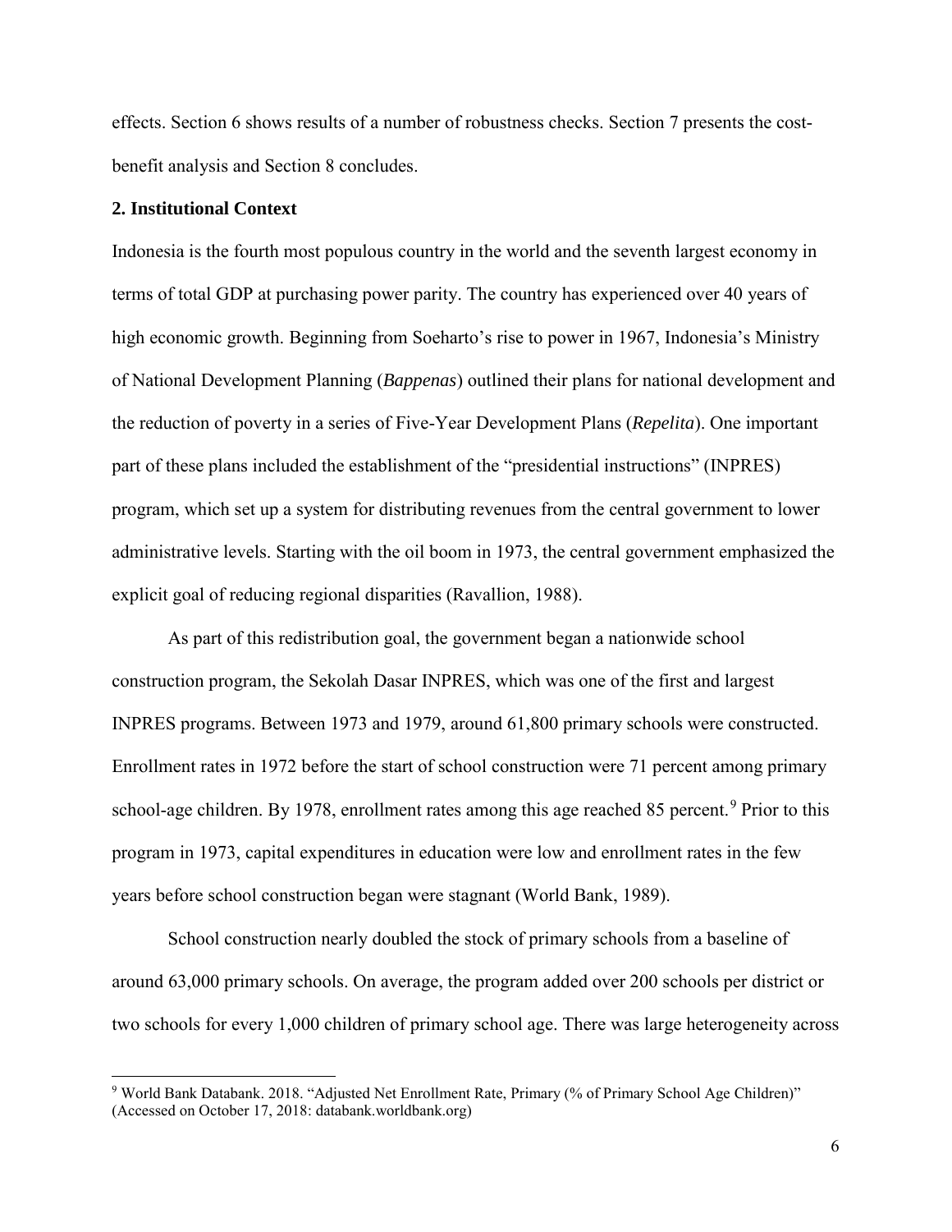effects. Section 6 shows results of a number of robustness checks. Section 7 presents the cost-benefit analysis and Section 8 concludes.

## 2. Institutional Context

Indonesia is the fourth most populous country in the world and the seventh largest economy in terms of total GDP at purchasing power parity. The country has experienced over 40 years of high economic growth. Beginning from Soeharto's rise to power in 1967, Indonesia's Ministry of National Development Planning (*Bappenas*) outlined their plans for national development and the reduction of poverty in a series of Five-Year Development Plans (*Repelita*). One important part of these plans included the establishment of the "presidential instructions" (INPRES) program, which set up a system for distributing revenues from the central government to lower administrative levels. Starting with the oil boom in 1973, the central government emphasized the explicit goal of reducing regional disparities (Ravallion, 1988).

As part of this redistribution goal, the government began a nationwide school construction program, the Sekolah Dasar INPRES, which was one of the first and largest INPRES programs. Between 1973 and 1979, around 61,800 primary schools were constructed. Enrollment rates in 1972 before the start of school construction were 71 percent among primary school-age children. By 1978, enrollment rates among this age reached 85 percent.[9] Prior to this program in 1973, capital expenditures in education were low and enrollment rates in the few years before school construction began were stagnant (World Bank, 1989).

School construction nearly doubled the stock of primary schools from a baseline of around 63,000 primary schools. On average, the program added over 200 schools per district or two schools for every 1,000 children of primary school age. There was large heterogeneity across

[9] World Bank Databank. 2018. "Adjusted Net Enrollment Rate, Primary (% of Primary School Age Children)" (Accessed on October 17, 2018: databank.worldbank.org)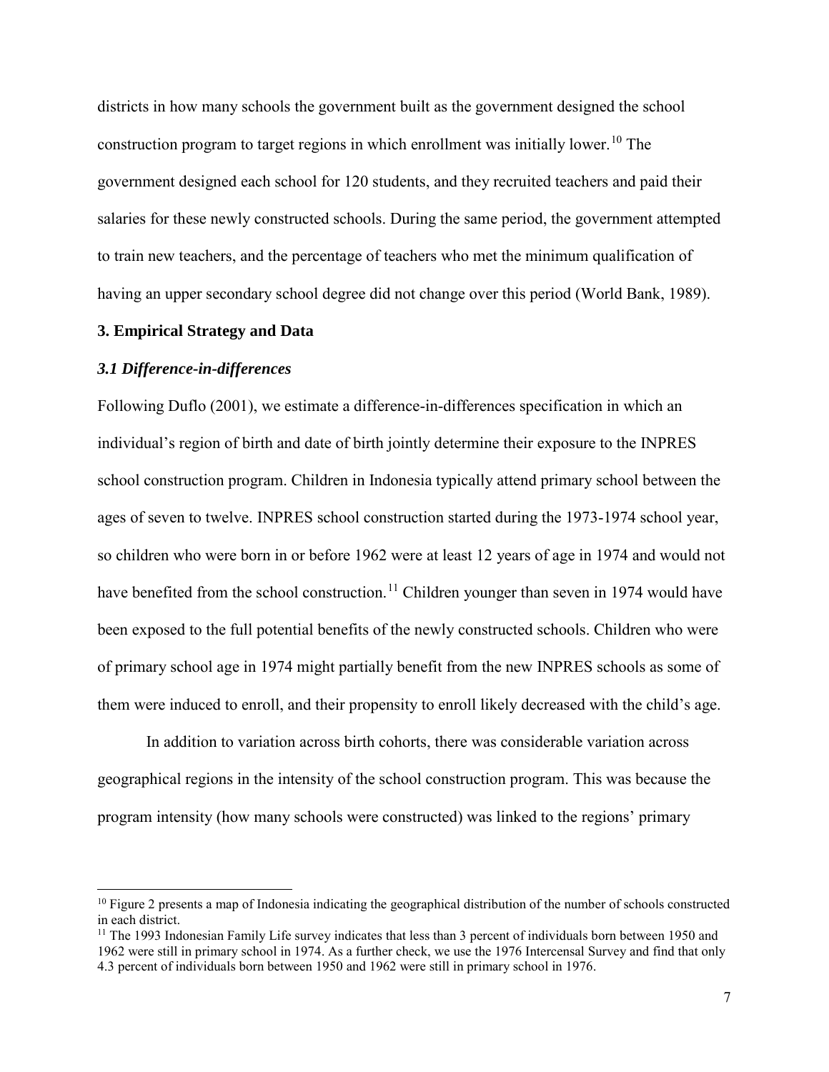districts in how many schools the government built as the government designed the school construction program to target regions in which enrollment was initially lower.[10] The government designed each school for 120 students, and they recruited teachers and paid their salaries for these newly constructed schools. During the same period, the government attempted to train new teachers, and the percentage of teachers who met the minimum qualification of having an upper secondary school degree did not change over this period (World Bank, 1989).

## 3. Empirical Strategy and Data

### *3.1 Difference-in-differences*

Following Duflo (2001), we estimate a difference-in-differences specification in which an individual's region of birth and date of birth jointly determine their exposure to the INPRES school construction program. Children in Indonesia typically attend primary school between the ages of seven to twelve. INPRES school construction started during the 1973-1974 school year, so children who were born in or before 1962 were at least 12 years of age in 1974 and would not have benefited from the school construction.[11] Children younger than seven in 1974 would have been exposed to the full potential benefits of the newly constructed schools. Children who were of primary school age in 1974 might partially benefit from the new INPRES schools as some of them were induced to enroll, and their propensity to enroll likely decreased with the child's age.

In addition to variation across birth cohorts, there was considerable variation across geographical regions in the intensity of the school construction program. This was because the program intensity (how many schools were constructed) was linked to the regions' primary

[10] Figure 2 presents a map of Indonesia indicating the geographical distribution of the number of schools constructed in each district.

[11] The 1993 Indonesian Family Life survey indicates that less than 3 percent of individuals born between 1950 and 1962 were still in primary school in 1974. As a further check, we use the 1976 Intercensal Survey and find that only 4.3 percent of individuals born between 1950 and 1962 were still in primary school in 1976.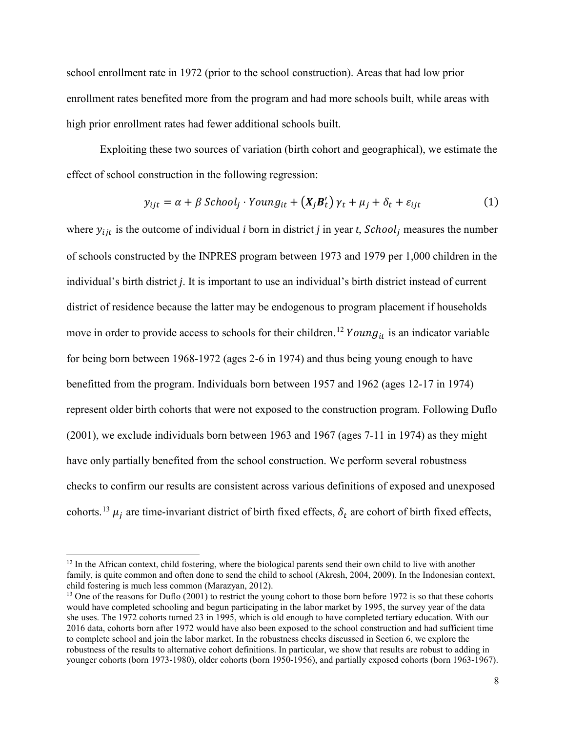school enrollment rate in 1972 (prior to the school construction). Areas that had low prior enrollment rates benefited more from the program and had more schools built, while areas with high prior enrollment rates had fewer additional schools built.

Exploiting these two sources of variation (birth cohort and geographical), we estimate the effect of school construction in the following regression:

$$y_{ijt} = \alpha + \beta \, School_j \cdot Young_{it} + \left(\boldsymbol{X}_j \boldsymbol{B}_t'\right) \gamma_t + \mu_j + \delta_t + \varepsilon_{ijt} \tag{1}$$

where $y_{ijt}$ is the outcome of individual *i* born in district *j* in year *t*, $School_j$ measures the number of schools constructed by the INPRES program between 1973 and 1979 per 1,000 children in the individual's birth district *j*. It is important to use an individual's birth district instead of current district of residence because the latter may be endogenous to program placement if households move in order to provide access to schools for their children.[12] $Young_{it}$ is an indicator variable for being born between 1968-1972 (ages 2-6 in 1974) and thus being young enough to have benefitted from the program. Individuals born between 1957 and 1962 (ages 12-17 in 1974) represent older birth cohorts that were not exposed to the construction program. Following Duflo (2001), we exclude individuals born between 1963 and 1967 (ages 7-11 in 1974) as they might have only partially benefited from the school construction. We perform several robustness checks to confirm our results are consistent across various definitions of exposed and unexposed cohorts.[13] $\mu_j$ are time-invariant district of birth fixed effects, $\delta_t$ are cohort of birth fixed effects,

[12] In the African context, child fostering, where the biological parents send their own child to live with another family, is quite common and often done to send the child to school (Akresh, 2004, 2009). In the Indonesian context, child fostering is much less common (Marazyan, 2012).

[13] One of the reasons for Duflo (2001) to restrict the young cohort to those born before 1972 is so that these cohorts would have completed schooling and begun participating in the labor market by 1995, the survey year of the data she uses. The 1972 cohorts turned 23 in 1995, which is old enough to have completed tertiary education. With our 2016 data, cohorts born after 1972 would have also been exposed to the school construction and had sufficient time to complete school and join the labor market. In the robustness checks discussed in Section 6, we explore the robustness of the results to alternative cohort definitions. In particular, we show that results are robust to adding in younger cohorts (born 1973-1980), older cohorts (born 1950-1956), and partially exposed cohorts (born 1963-1967).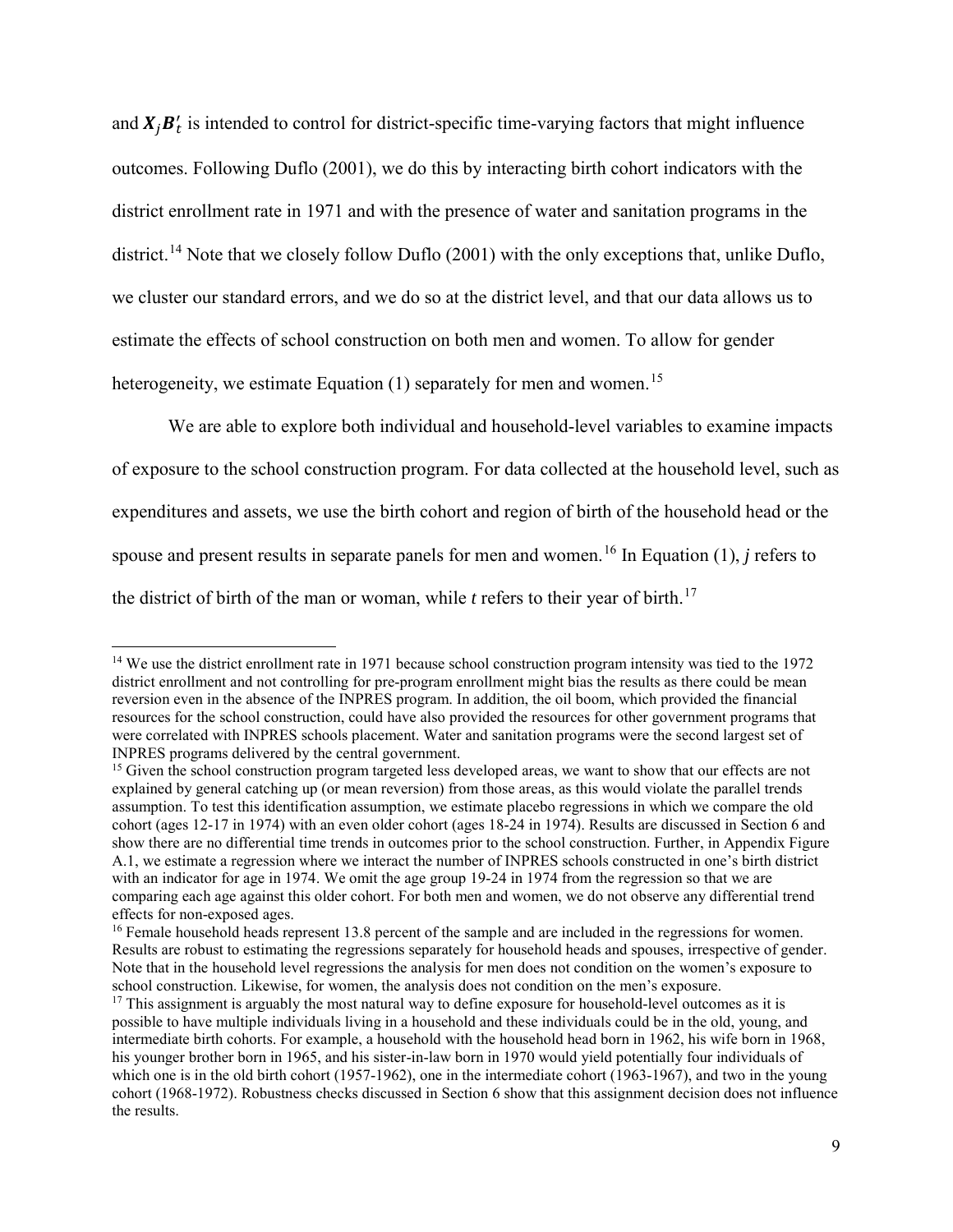and $\boldsymbol{X}_j \boldsymbol{B}_t'$ is intended to control for district-specific time-varying factors that might influence outcomes. Following Duflo (2001), we do this by interacting birth cohort indicators with the district enrollment rate in 1971 and with the presence of water and sanitation programs in the district.[14] Note that we closely follow Duflo (2001) with the only exceptions that, unlike Duflo, we cluster our standard errors, and we do so at the district level, and that our data allows us to estimate the effects of school construction on both men and women. To allow for gender heterogeneity, we estimate Equation (1) separately for men and women.[15]

We are able to explore both individual and household-level variables to examine impacts of exposure to the school construction program. For data collected at the household level, such as expenditures and assets, we use the birth cohort and region of birth of the household head or the spouse and present results in separate panels for men and women.[16] In Equation (1), *j* refers to the district of birth of the man or woman, while *t* refers to their year of birth.[17]

---

[14] We use the district enrollment rate in 1971 because school construction program intensity was tied to the 1972 district enrollment and not controlling for pre-program enrollment might bias the results as there could be mean reversion even in the absence of the INPRES program. In addition, the oil boom, which provided the financial resources for the school construction, could have also provided the resources for other government programs that were correlated with INPRES schools placement. Water and sanitation programs were the second largest set of INPRES programs delivered by the central government.

[15] Given the school construction program targeted less developed areas, we want to show that our effects are not explained by general catching up (or mean reversion) from those areas, as this would violate the parallel trends assumption. To test this identification assumption, we estimate placebo regressions in which we compare the old cohort (ages 12-17 in 1974) with an even older cohort (ages 18-24 in 1974). Results are discussed in Section 6 and show there are no differential time trends in outcomes prior to the school construction. Further, in Appendix Figure A.1, we estimate a regression where we interact the number of INPRES schools constructed in one's birth district with an indicator for age in 1974. We omit the age group 19-24 in 1974 from the regression so that we are comparing each age against this older cohort. For both men and women, we do not observe any differential trend effects for non-exposed ages.

[16] Female household heads represent 13.8 percent of the sample and are included in the regressions for women. Results are robust to estimating the regressions separately for household heads and spouses, irrespective of gender. Note that in the household level regressions the analysis for men does not condition on the women's exposure to school construction. Likewise, for women, the analysis does not condition on the men's exposure.

[17] This assignment is arguably the most natural way to define exposure for household-level outcomes as it is possible to have multiple individuals living in a household and these individuals could be in the old, young, and intermediate birth cohorts. For example, a household with the household head born in 1962, his wife born in 1968, his younger brother born in 1965, and his sister-in-law born in 1970 would yield potentially four individuals of which one is in the old birth cohort (1957-1962), one in the intermediate cohort (1963-1967), and two in the young cohort (1968-1972). Robustness checks discussed in Section 6 show that this assignment decision does not influence the results.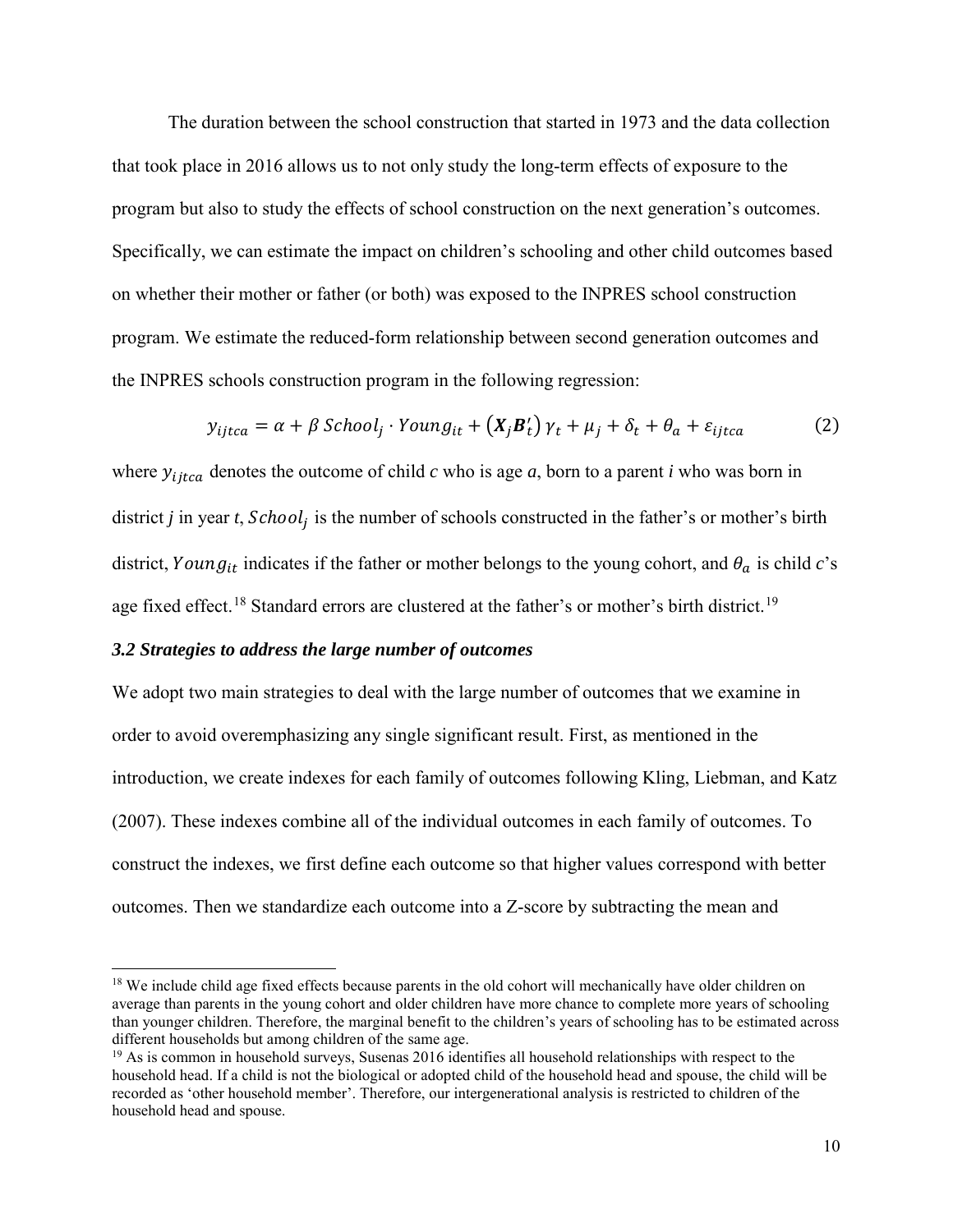The duration between the school construction that started in 1973 and the data collection that took place in 2016 allows us to not only study the long-term effects of exposure to the program but also to study the effects of school construction on the next generation's outcomes. Specifically, we can estimate the impact on children's schooling and other child outcomes based on whether their mother or father (or both) was exposed to the INPRES school construction program. We estimate the reduced-form relationship between second generation outcomes and the INPRES schools construction program in the following regression:

$$y_{ijtca} = \alpha + \beta\, School_j \cdot Young_{it} + \left(\boldsymbol{X}_j \boldsymbol{B}_t'\right) \gamma_t + \mu_j + \delta_t + \theta_a + \varepsilon_{ijtca} \tag{2}$$

where $y_{ijtca}$ denotes the outcome of child *c* who is age *a*, born to a parent *i* who was born in district *j* in year *t*, $School_j$ is the number of schools constructed in the father's or mother's birth district, $Young_{it}$ indicates if the father or mother belongs to the young cohort, and $\theta_a$ is child *c*'s age fixed effect.[18] Standard errors are clustered at the father's or mother's birth district.[19]

### *3.2 Strategies to address the large number of outcomes*

We adopt two main strategies to deal with the large number of outcomes that we examine in order to avoid overemphasizing any single significant result. First, as mentioned in the introduction, we create indexes for each family of outcomes following Kling, Liebman, and Katz (2007). These indexes combine all of the individual outcomes in each family of outcomes. To construct the indexes, we first define each outcome so that higher values correspond with better outcomes. Then we standardize each outcome into a Z-score by subtracting the mean and

[18] We include child age fixed effects because parents in the old cohort will mechanically have older children on average than parents in the young cohort and older children have more chance to complete more years of schooling than younger children. Therefore, the marginal benefit to the children's years of schooling has to be estimated across different households but among children of the same age.

[19] As is common in household surveys, Susenas 2016 identifies all household relationships with respect to the household head. If a child is not the biological or adopted child of the household head and spouse, the child will be recorded as 'other household member'. Therefore, our intergenerational analysis is restricted to children of the household head and spouse.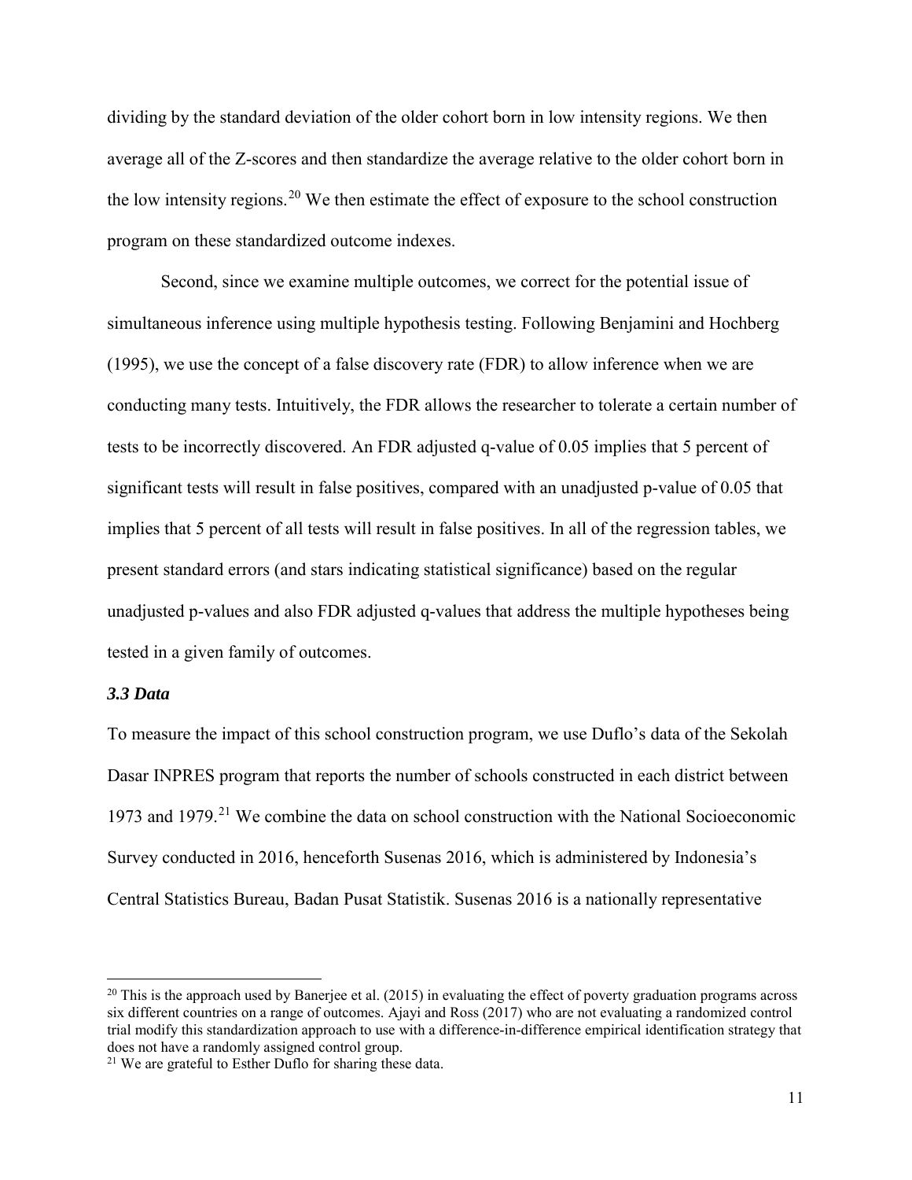dividing by the standard deviation of the older cohort born in low intensity regions. We then average all of the Z-scores and then standardize the average relative to the older cohort born in the low intensity regions.[20] We then estimate the effect of exposure to the school construction program on these standardized outcome indexes.

Second, since we examine multiple outcomes, we correct for the potential issue of simultaneous inference using multiple hypothesis testing. Following Benjamini and Hochberg (1995), we use the concept of a false discovery rate (FDR) to allow inference when we are conducting many tests. Intuitively, the FDR allows the researcher to tolerate a certain number of tests to be incorrectly discovered. An FDR adjusted q-value of 0.05 implies that 5 percent of significant tests will result in false positives, compared with an unadjusted p-value of 0.05 that implies that 5 percent of all tests will result in false positives. In all of the regression tables, we present standard errors (and stars indicating statistical significance) based on the regular unadjusted p-values and also FDR adjusted q-values that address the multiple hypotheses being tested in a given family of outcomes.

### *3.3 Data*

To measure the impact of this school construction program, we use Duflo's data of the Sekolah Dasar INPRES program that reports the number of schools constructed in each district between 1973 and 1979.[21] We combine the data on school construction with the National Socioeconomic Survey conducted in 2016, henceforth Susenas 2016, which is administered by Indonesia's Central Statistics Bureau, Badan Pusat Statistik. Susenas 2016 is a nationally representative

---

[20] This is the approach used by Banerjee et al. (2015) in evaluating the effect of poverty graduation programs across six different countries on a range of outcomes. Ajayi and Ross (2017) who are not evaluating a randomized control trial modify this standardization approach to use with a difference-in-difference empirical identification strategy that does not have a randomly assigned control group.

[21] We are grateful to Esther Duflo for sharing these data.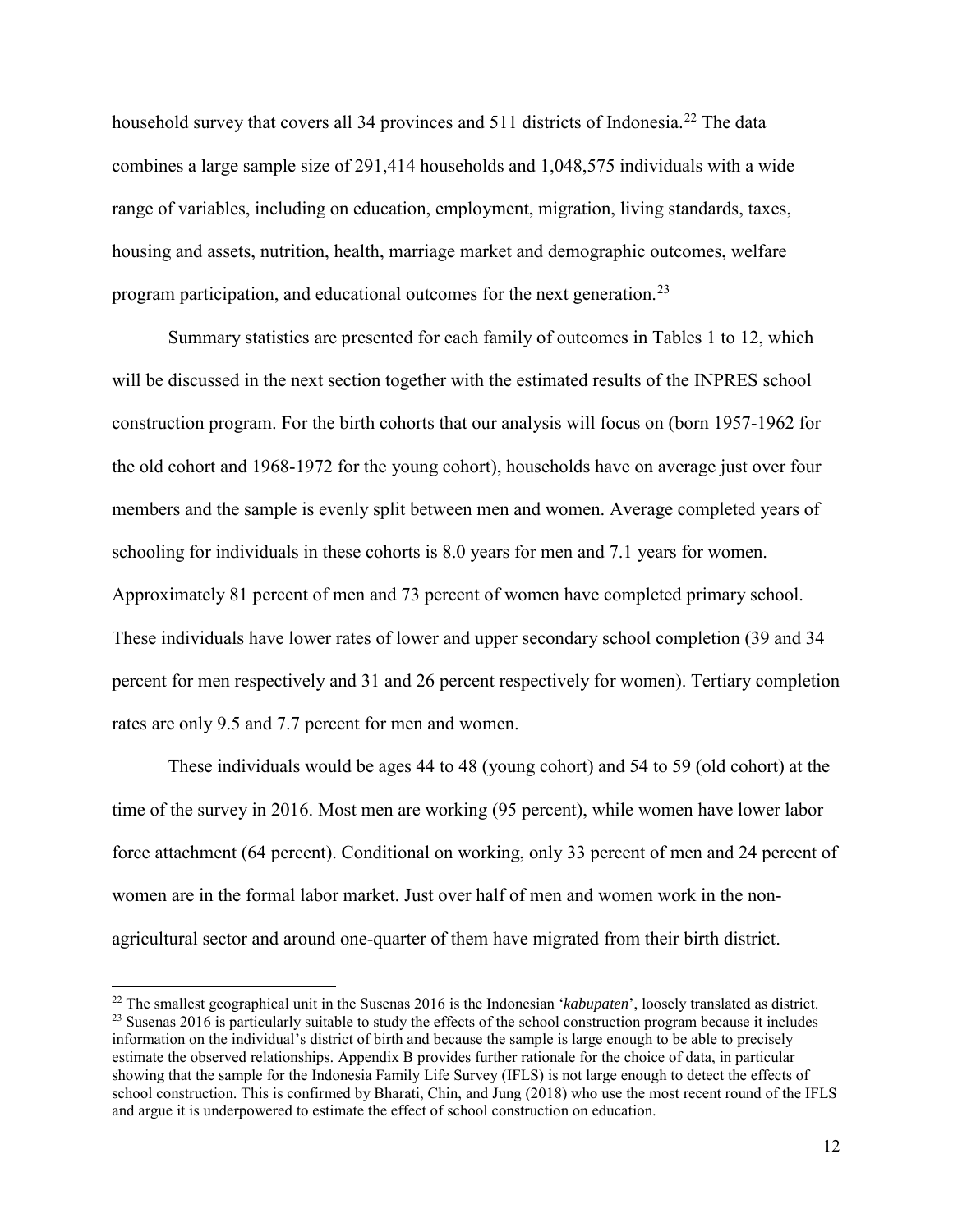household survey that covers all 34 provinces and 511 districts of Indonesia.[22] The data combines a large sample size of 291,414 households and 1,048,575 individuals with a wide range of variables, including on education, employment, migration, living standards, taxes, housing and assets, nutrition, health, marriage market and demographic outcomes, welfare program participation, and educational outcomes for the next generation.[23]

Summary statistics are presented for each family of outcomes in Tables 1 to 12, which will be discussed in the next section together with the estimated results of the INPRES school construction program. For the birth cohorts that our analysis will focus on (born 1957-1962 for the old cohort and 1968-1972 for the young cohort), households have on average just over four members and the sample is evenly split between men and women. Average completed years of schooling for individuals in these cohorts is 8.0 years for men and 7.1 years for women. Approximately 81 percent of men and 73 percent of women have completed primary school. These individuals have lower rates of lower and upper secondary school completion (39 and 34 percent for men respectively and 31 and 26 percent respectively for women). Tertiary completion rates are only 9.5 and 7.7 percent for men and women.

These individuals would be ages 44 to 48 (young cohort) and 54 to 59 (old cohort) at the time of the survey in 2016. Most men are working (95 percent), while women have lower labor force attachment (64 percent). Conditional on working, only 33 percent of men and 24 percent of women are in the formal labor market. Just over half of men and women work in the non-agricultural sector and around one-quarter of them have migrated from their birth district.

[22] The smallest geographical unit in the Susenas 2016 is the Indonesian '*kabupaten*', loosely translated as district.

[23] Susenas 2016 is particularly suitable to study the effects of the school construction program because it includes information on the individual's district of birth and because the sample is large enough to be able to precisely estimate the observed relationships. Appendix B provides further rationale for the choice of data, in particular showing that the sample for the Indonesia Family Life Survey (IFLS) is not large enough to detect the effects of school construction. This is confirmed by Bharati, Chin, and Jung (2018) who use the most recent round of the IFLS and argue it is underpowered to estimate the effect of school construction on education.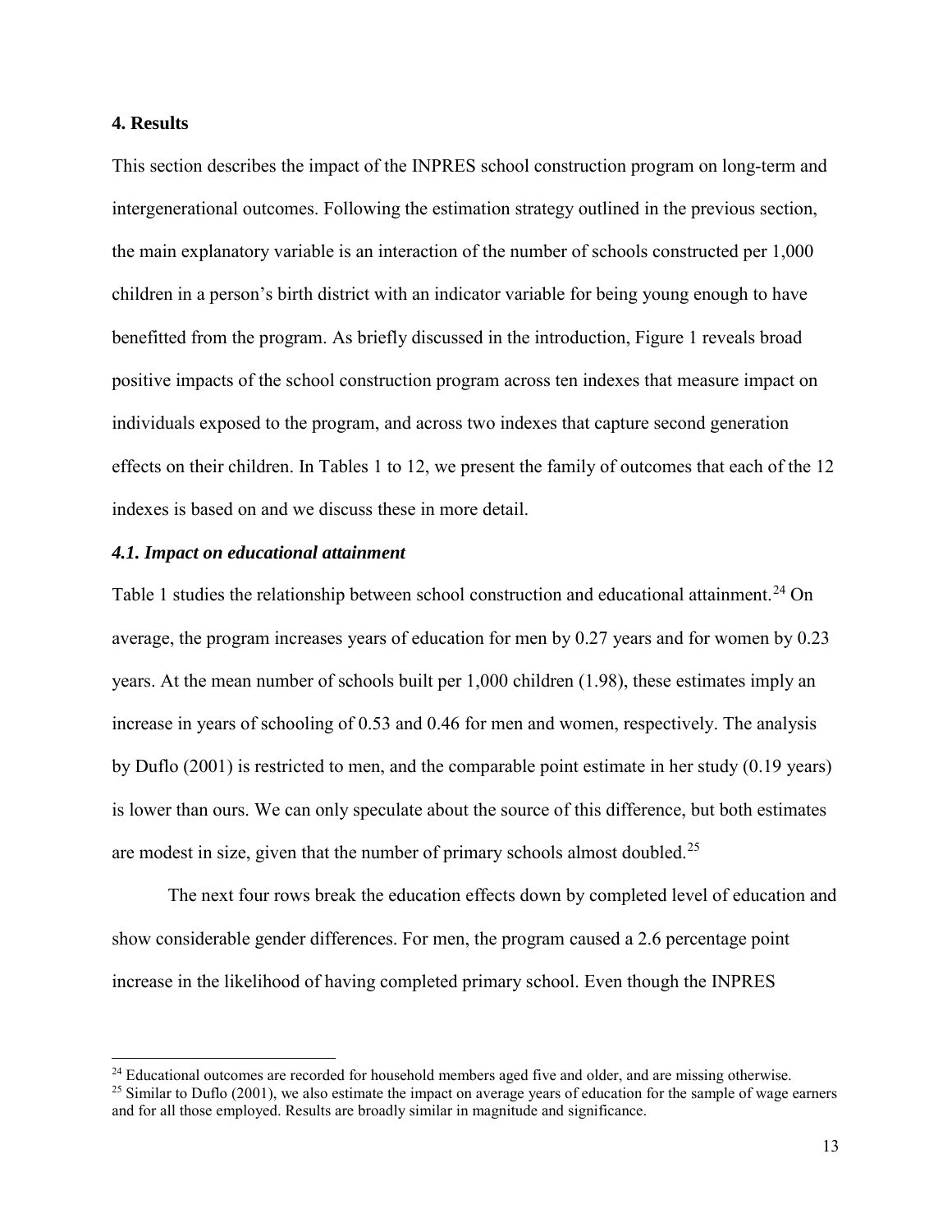## 4. Results

This section describes the impact of the INPRES school construction program on long-term and intergenerational outcomes. Following the estimation strategy outlined in the previous section, the main explanatory variable is an interaction of the number of schools constructed per 1,000 children in a person's birth district with an indicator variable for being young enough to have benefitted from the program. As briefly discussed in the introduction, Figure 1 reveals broad positive impacts of the school construction program across ten indexes that measure impact on individuals exposed to the program, and across two indexes that capture second generation effects on their children. In Tables 1 to 12, we present the family of outcomes that each of the 12 indexes is based on and we discuss these in more detail.

### *4.1. Impact on educational attainment*

Table 1 studies the relationship between school construction and educational attainment.[24] On average, the program increases years of education for men by 0.27 years and for women by 0.23 years. At the mean number of schools built per 1,000 children (1.98), these estimates imply an increase in years of schooling of 0.53 and 0.46 for men and women, respectively. The analysis by Duflo (2001) is restricted to men, and the comparable point estimate in her study (0.19 years) is lower than ours. We can only speculate about the source of this difference, but both estimates are modest in size, given that the number of primary schools almost doubled.[25]

The next four rows break the education effects down by completed level of education and show considerable gender differences. For men, the program caused a 2.6 percentage point increase in the likelihood of having completed primary school. Even though the INPRES

[24] Educational outcomes are recorded for household members aged five and older, and are missing otherwise.

[25] Similar to Duflo (2001), we also estimate the impact on average years of education for the sample of wage earners and for all those employed. Results are broadly similar in magnitude and significance.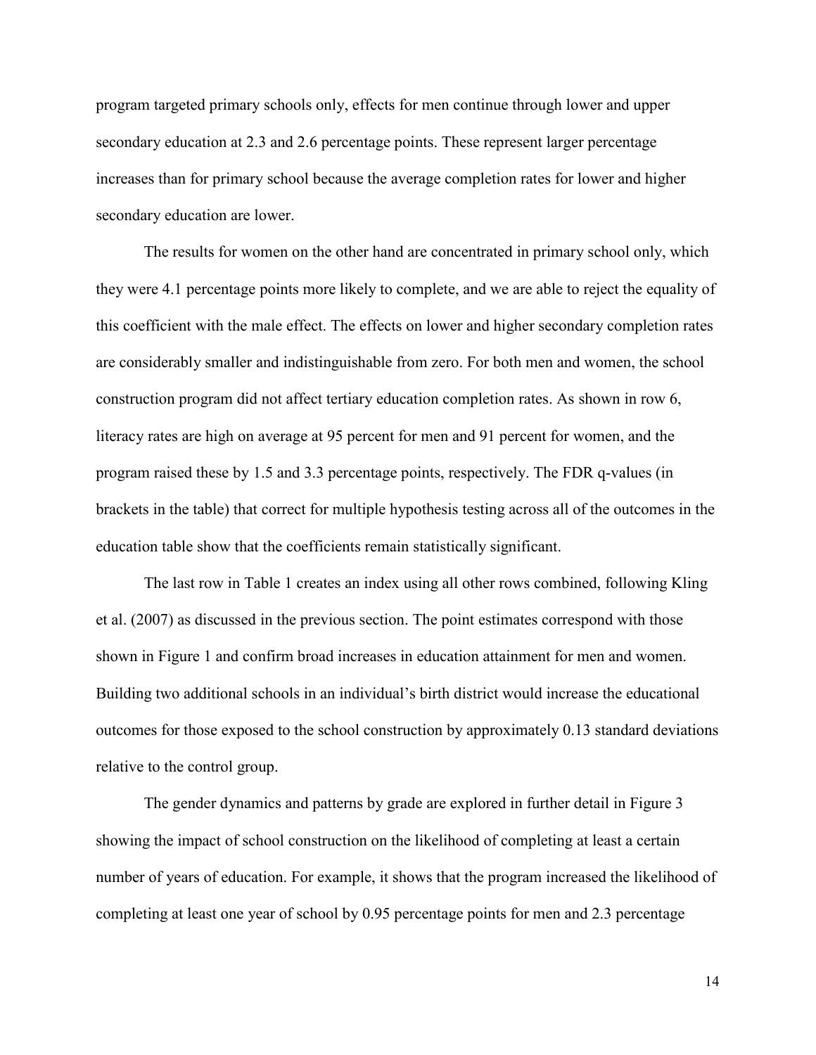program targeted primary schools only, effects for men continue through lower and upper secondary education at 2.3 and 2.6 percentage points. These represent larger percentage increases than for primary school because the average completion rates for lower and higher secondary education are lower.

The results for women on the other hand are concentrated in primary school only, which they were 4.1 percentage points more likely to complete, and we are able to reject the equality of this coefficient with the male effect. The effects on lower and higher secondary completion rates are considerably smaller and indistinguishable from zero. For both men and women, the school construction program did not affect tertiary education completion rates. As shown in row 6, literacy rates are high on average at 95 percent for men and 91 percent for women, and the program raised these by 1.5 and 3.3 percentage points, respectively. The FDR q-values (in brackets in the table) that correct for multiple hypothesis testing across all of the outcomes in the education table show that the coefficients remain statistically significant.

The last row in Table 1 creates an index using all other rows combined, following Kling et al. (2007) as discussed in the previous section. The point estimates correspond with those shown in Figure 1 and confirm broad increases in education attainment for men and women. Building two additional schools in an individual's birth district would increase the educational outcomes for those exposed to the school construction by approximately 0.13 standard deviations relative to the control group.

The gender dynamics and patterns by grade are explored in further detail in Figure 3 showing the impact of school construction on the likelihood of completing at least a certain number of years of education. For example, it shows that the program increased the likelihood of completing at least one year of school by 0.95 percentage points for men and 2.3 percentage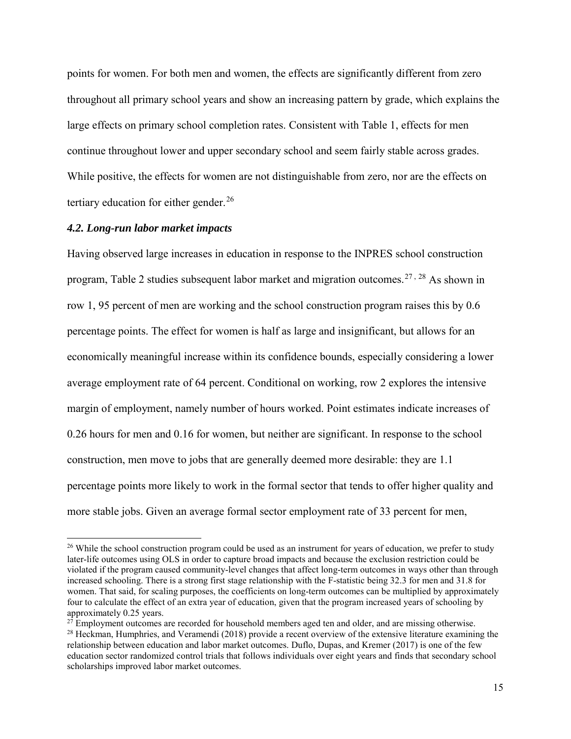points for women. For both men and women, the effects are significantly different from zero throughout all primary school years and show an increasing pattern by grade, which explains the large effects on primary school completion rates. Consistent with Table 1, effects for men continue throughout lower and upper secondary school and seem fairly stable across grades. While positive, the effects for women are not distinguishable from zero, nor are the effects on tertiary education for either gender.[26]

### *4.2. Long-run labor market impacts*

Having observed large increases in education in response to the INPRES school construction program, Table 2 studies subsequent labor market and migration outcomes.[27, 28] As shown in row 1, 95 percent of men are working and the school construction program raises this by 0.6 percentage points. The effect for women is half as large and insignificant, but allows for an economically meaningful increase within its confidence bounds, especially considering a lower average employment rate of 64 percent. Conditional on working, row 2 explores the intensive margin of employment, namely number of hours worked. Point estimates indicate increases of 0.26 hours for men and 0.16 for women, but neither are significant. In response to the school construction, men move to jobs that are generally deemed more desirable: they are 1.1 percentage points more likely to work in the formal sector that tends to offer higher quality and more stable jobs. Given an average formal sector employment rate of 33 percent for men,

---

[26] While the school construction program could be used as an instrument for years of education, we prefer to study later-life outcomes using OLS in order to capture broad impacts and because the exclusion restriction could be violated if the program caused community-level changes that affect long-term outcomes in ways other than through increased schooling. There is a strong first stage relationship with the F-statistic being 32.3 for men and 31.8 for women. That said, for scaling purposes, the coefficients on long-term outcomes can be multiplied by approximately four to calculate the effect of an extra year of education, given that the program increased years of schooling by approximately 0.25 years.

[27] Employment outcomes are recorded for household members aged ten and older, and are missing otherwise.

[28] Heckman, Humphries, and Veramendi (2018) provide a recent overview of the extensive literature examining the relationship between education and labor market outcomes. Duflo, Dupas, and Kremer (2017) is one of the few education sector randomized control trials that follows individuals over eight years and finds that secondary school scholarships improved labor market outcomes.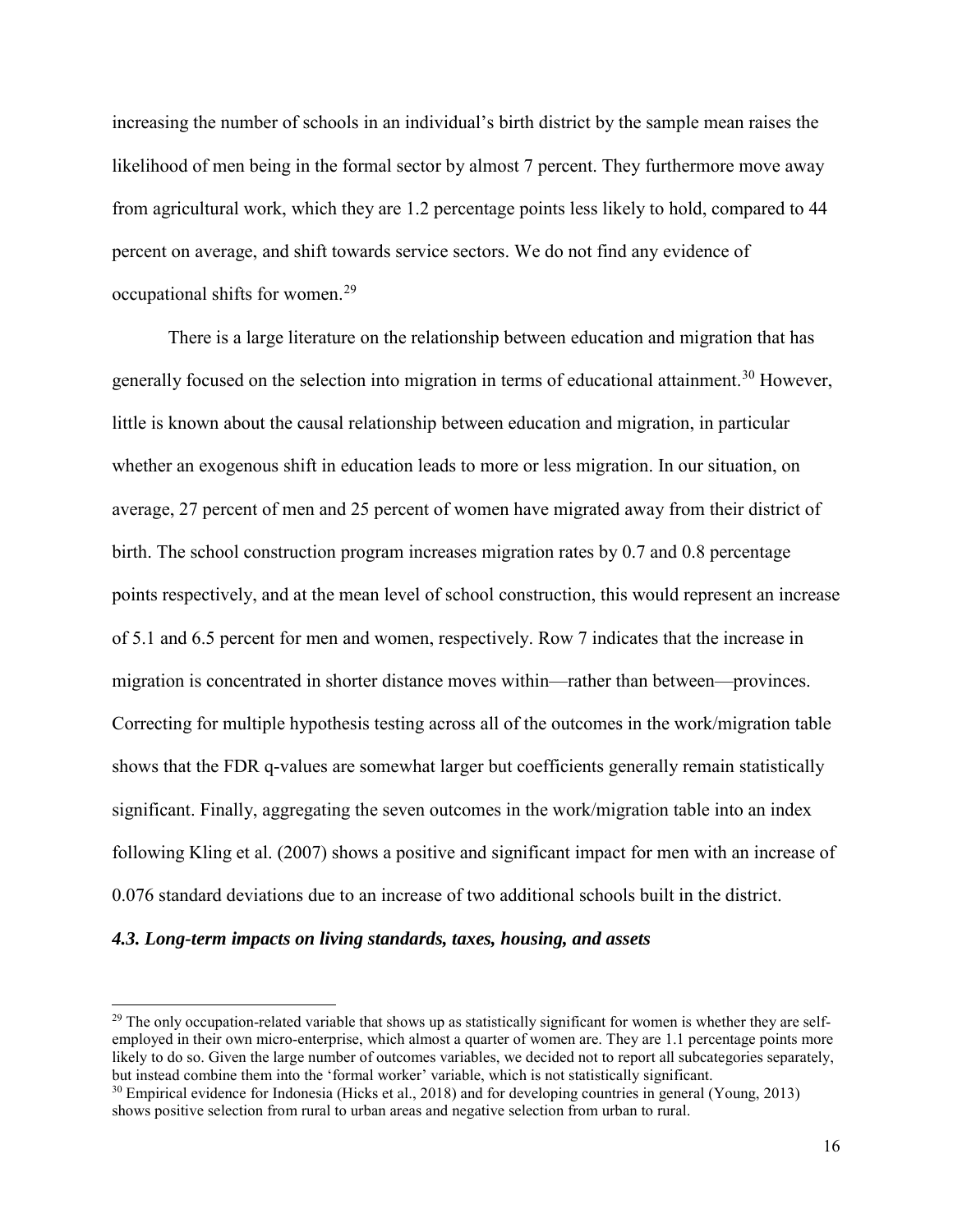increasing the number of schools in an individual's birth district by the sample mean raises the likelihood of men being in the formal sector by almost 7 percent. They furthermore move away from agricultural work, which they are 1.2 percentage points less likely to hold, compared to 44 percent on average, and shift towards service sectors. We do not find any evidence of occupational shifts for women.[29]

There is a large literature on the relationship between education and migration that has generally focused on the selection into migration in terms of educational attainment.[30] However, little is known about the causal relationship between education and migration, in particular whether an exogenous shift in education leads to more or less migration. In our situation, on average, 27 percent of men and 25 percent of women have migrated away from their district of birth. The school construction program increases migration rates by 0.7 and 0.8 percentage points respectively, and at the mean level of school construction, this would represent an increase of 5.1 and 6.5 percent for men and women, respectively. Row 7 indicates that the increase in migration is concentrated in shorter distance moves within—rather than between—provinces. Correcting for multiple hypothesis testing across all of the outcomes in the work/migration table shows that the FDR q-values are somewhat larger but coefficients generally remain statistically significant. Finally, aggregating the seven outcomes in the work/migration table into an index following Kling et al. (2007) shows a positive and significant impact for men with an increase of 0.076 standard deviations due to an increase of two additional schools built in the district.

### *4.3. Long-term impacts on living standards, taxes, housing, and assets*

[29] The only occupation-related variable that shows up as statistically significant for women is whether they are self-employed in their own micro-enterprise, which almost a quarter of women are. They are 1.1 percentage points more likely to do so. Given the large number of outcomes variables, we decided not to report all subcategories separately, but instead combine them into the 'formal worker' variable, which is not statistically significant.

[30] Empirical evidence for Indonesia (Hicks et al., 2018) and for developing countries in general (Young, 2013) shows positive selection from rural to urban areas and negative selection from urban to rural.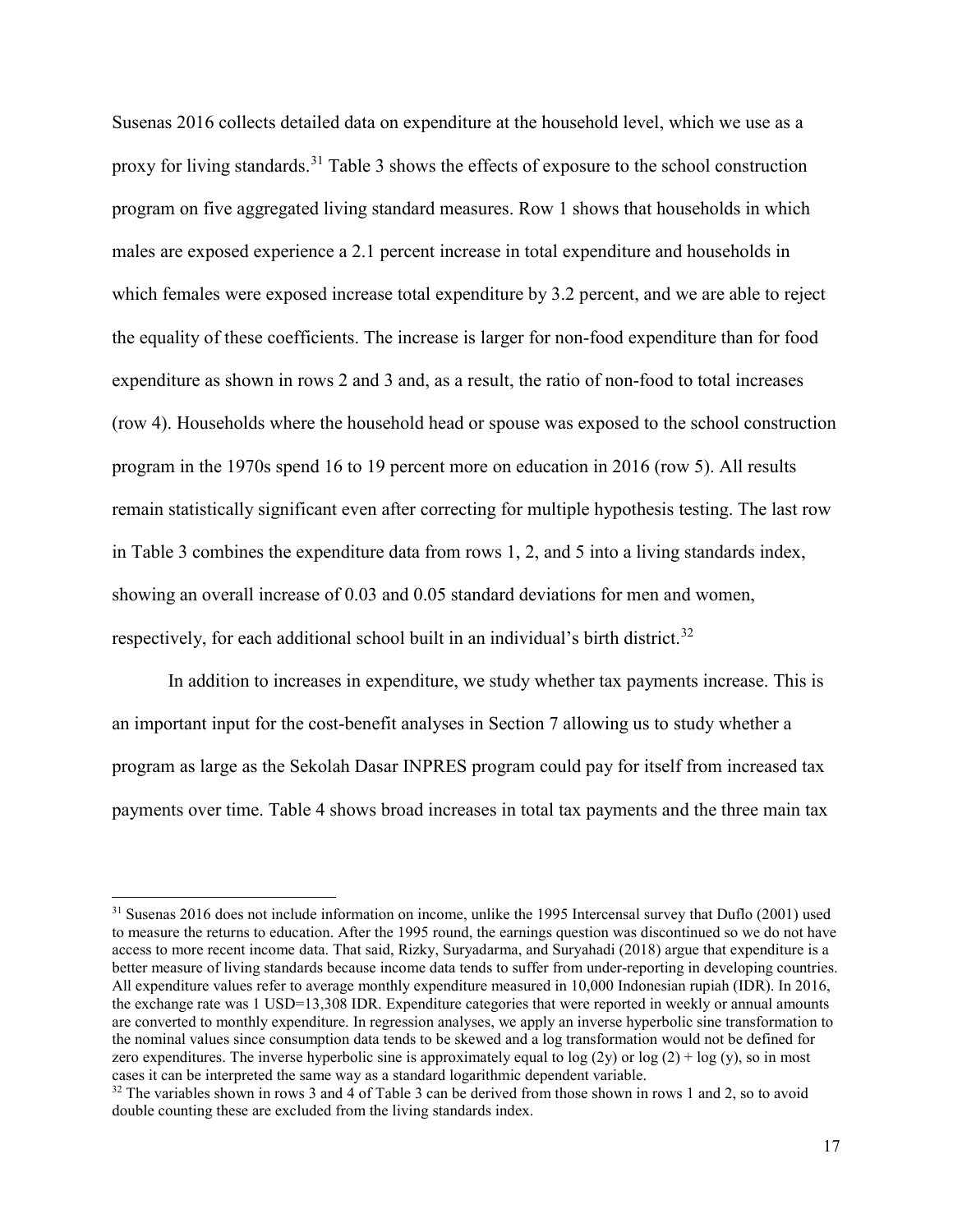Susenas 2016 collects detailed data on expenditure at the household level, which we use as a proxy for living standards.[31] Table 3 shows the effects of exposure to the school construction program on five aggregated living standard measures. Row 1 shows that households in which males are exposed experience a 2.1 percent increase in total expenditure and households in which females were exposed increase total expenditure by 3.2 percent, and we are able to reject the equality of these coefficients. The increase is larger for non-food expenditure than for food expenditure as shown in rows 2 and 3 and, as a result, the ratio of non-food to total increases (row 4). Households where the household head or spouse was exposed to the school construction program in the 1970s spend 16 to 19 percent more on education in 2016 (row 5). All results remain statistically significant even after correcting for multiple hypothesis testing. The last row in Table 3 combines the expenditure data from rows 1, 2, and 5 into a living standards index, showing an overall increase of 0.03 and 0.05 standard deviations for men and women, respectively, for each additional school built in an individual's birth district.[32]

In addition to increases in expenditure, we study whether tax payments increase. This is an important input for the cost-benefit analyses in Section 7 allowing us to study whether a program as large as the Sekolah Dasar INPRES program could pay for itself from increased tax payments over time. Table 4 shows broad increases in total tax payments and the three main tax

---

[31] Susenas 2016 does not include information on income, unlike the 1995 Intercensal survey that Duflo (2001) used to measure the returns to education. After the 1995 round, the earnings question was discontinued so we do not have access to more recent income data. That said, Rizky, Suryadarma, and Suryahadi (2018) argue that expenditure is a better measure of living standards because income data tends to suffer from under-reporting in developing countries. All expenditure values refer to average monthly expenditure measured in 10,000 Indonesian rupiah (IDR). In 2016, the exchange rate was 1 USD=13,308 IDR. Expenditure categories that were reported in weekly or annual amounts are converted to monthly expenditure. In regression analyses, we apply an inverse hyperbolic sine transformation to the nominal values since consumption data tends to be skewed and a log transformation would not be defined for zero expenditures. The inverse hyperbolic sine is approximately equal to $\log(2y)$ or $\log(2) + \log(y)$, so in most cases it can be interpreted the same way as a standard logarithmic dependent variable.

[32] The variables shown in rows 3 and 4 of Table 3 can be derived from those shown in rows 1 and 2, so to avoid double counting these are excluded from the living standards index.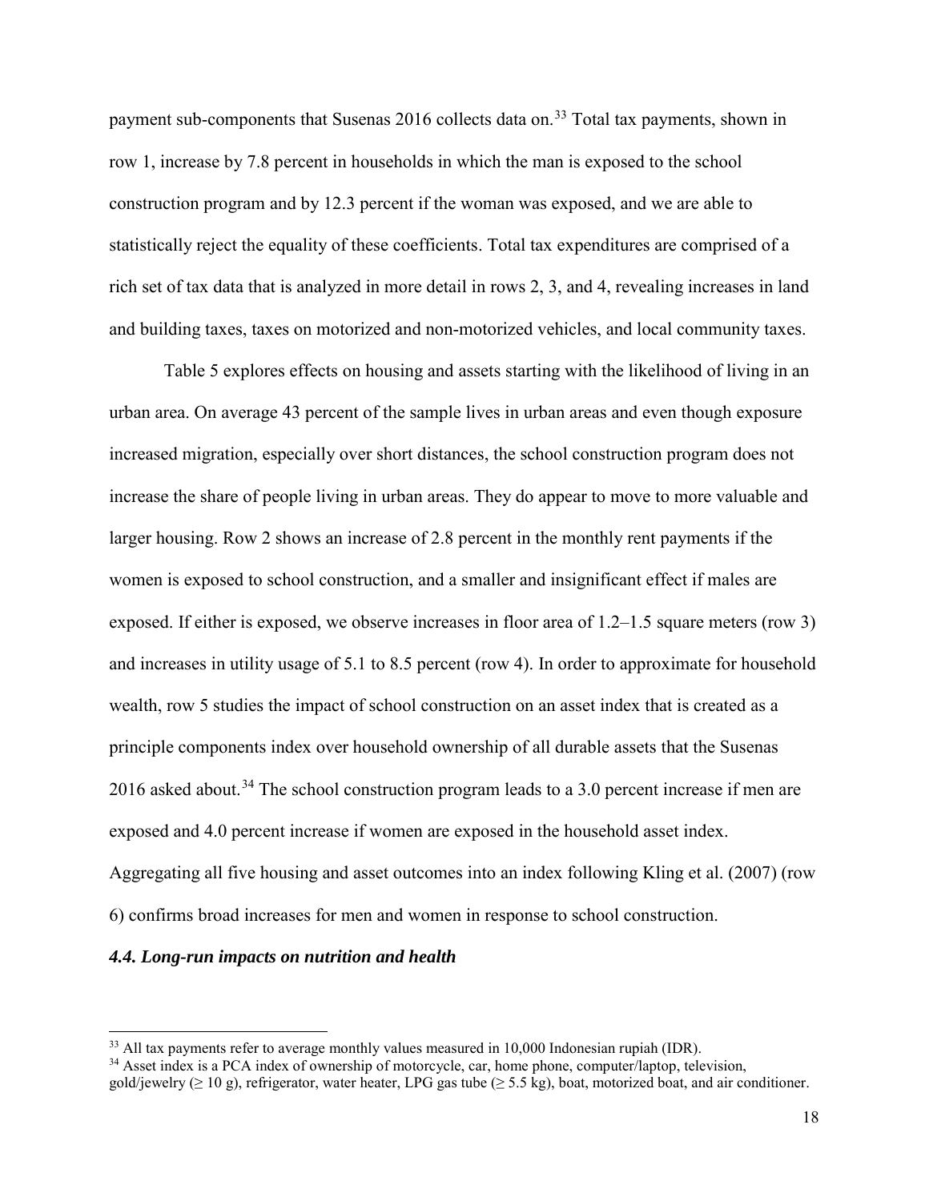payment sub-components that Susenas 2016 collects data on.[33] Total tax payments, shown in row 1, increase by 7.8 percent in households in which the man is exposed to the school construction program and by 12.3 percent if the woman was exposed, and we are able to statistically reject the equality of these coefficients. Total tax expenditures are comprised of a rich set of tax data that is analyzed in more detail in rows 2, 3, and 4, revealing increases in land and building taxes, taxes on motorized and non-motorized vehicles, and local community taxes.

Table 5 explores effects on housing and assets starting with the likelihood of living in an urban area. On average 43 percent of the sample lives in urban areas and even though exposure increased migration, especially over short distances, the school construction program does not increase the share of people living in urban areas. They do appear to move to more valuable and larger housing. Row 2 shows an increase of 2.8 percent in the monthly rent payments if the women is exposed to school construction, and a smaller and insignificant effect if males are exposed. If either is exposed, we observe increases in floor area of 1.2–1.5 square meters (row 3) and increases in utility usage of 5.1 to 8.5 percent (row 4). In order to approximate for household wealth, row 5 studies the impact of school construction on an asset index that is created as a principle components index over household ownership of all durable assets that the Susenas 2016 asked about.[34] The school construction program leads to a 3.0 percent increase if men are exposed and 4.0 percent increase if women are exposed in the household asset index. Aggregating all five housing and asset outcomes into an index following Kling et al. (2007) (row 6) confirms broad increases for men and women in response to school construction.

### *4.4. Long-run impacts on nutrition and health*

---

[33] All tax payments refer to average monthly values measured in 10,000 Indonesian rupiah (IDR).

[34] Asset index is a PCA index of ownership of motorcycle, car, home phone, computer/laptop, television, gold/jewelry (≥ 10 g), refrigerator, water heater, LPG gas tube (≥ 5.5 kg), boat, motorized boat, and air conditioner.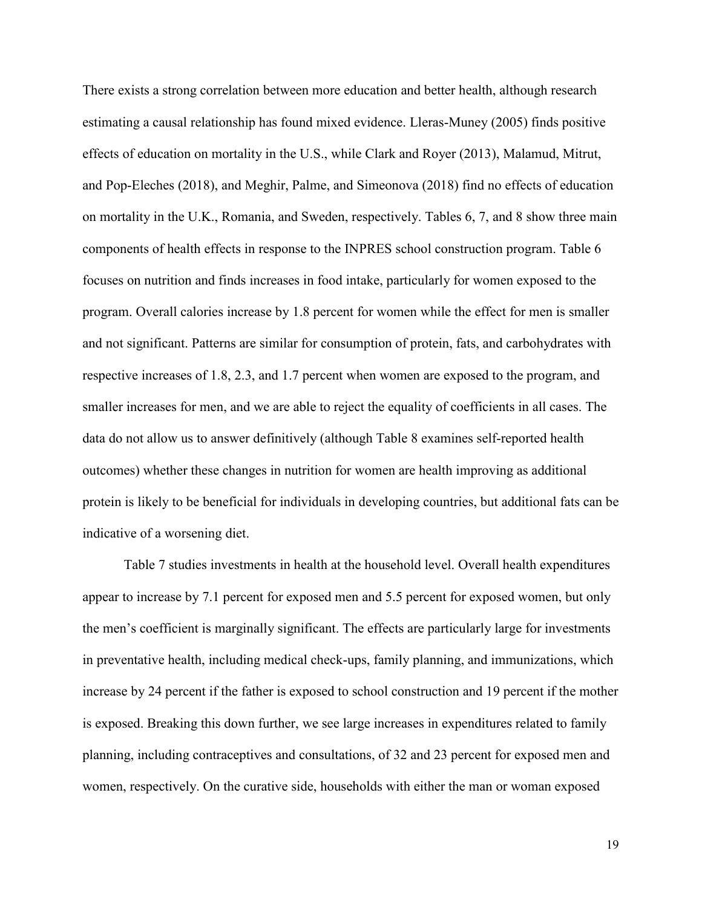There exists a strong correlation between more education and better health, although research estimating a causal relationship has found mixed evidence. Lleras-Muney (2005) finds positive effects of education on mortality in the U.S., while Clark and Royer (2013), Malamud, Mitrut, and Pop-Eleches (2018), and Meghir, Palme, and Simeonova (2018) find no effects of education on mortality in the U.K., Romania, and Sweden, respectively. Tables 6, 7, and 8 show three main components of health effects in response to the INPRES school construction program. Table 6 focuses on nutrition and finds increases in food intake, particularly for women exposed to the program. Overall calories increase by 1.8 percent for women while the effect for men is smaller and not significant. Patterns are similar for consumption of protein, fats, and carbohydrates with respective increases of 1.8, 2.3, and 1.7 percent when women are exposed to the program, and smaller increases for men, and we are able to reject the equality of coefficients in all cases. The data do not allow us to answer definitively (although Table 8 examines self-reported health outcomes) whether these changes in nutrition for women are health improving as additional protein is likely to be beneficial for individuals in developing countries, but additional fats can be indicative of a worsening diet.

Table 7 studies investments in health at the household level. Overall health expenditures appear to increase by 7.1 percent for exposed men and 5.5 percent for exposed women, but only the men's coefficient is marginally significant. The effects are particularly large for investments in preventative health, including medical check-ups, family planning, and immunizations, which increase by 24 percent if the father is exposed to school construction and 19 percent if the mother is exposed. Breaking this down further, we see large increases in expenditures related to family planning, including contraceptives and consultations, of 32 and 23 percent for exposed men and women, respectively. On the curative side, households with either the man or woman exposed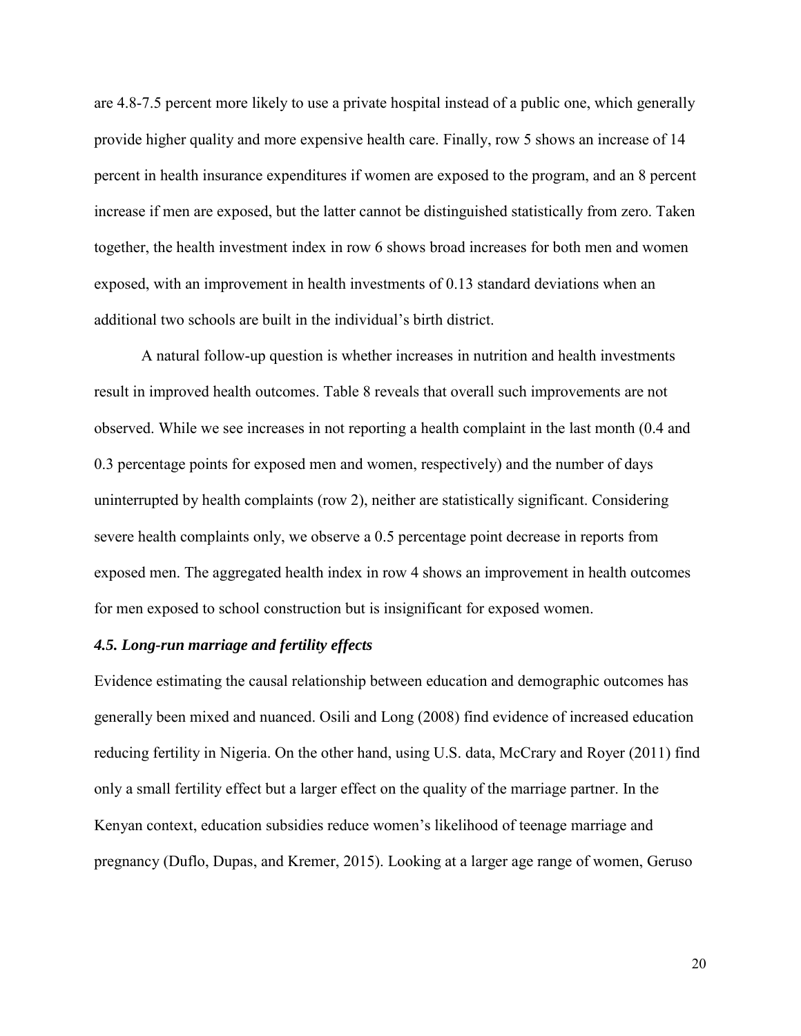are 4.8-7.5 percent more likely to use a private hospital instead of a public one, which generally provide higher quality and more expensive health care. Finally, row 5 shows an increase of 14 percent in health insurance expenditures if women are exposed to the program, and an 8 percent increase if men are exposed, but the latter cannot be distinguished statistically from zero. Taken together, the health investment index in row 6 shows broad increases for both men and women exposed, with an improvement in health investments of 0.13 standard deviations when an additional two schools are built in the individual's birth district.

A natural follow-up question is whether increases in nutrition and health investments result in improved health outcomes. Table 8 reveals that overall such improvements are not observed. While we see increases in not reporting a health complaint in the last month (0.4 and 0.3 percentage points for exposed men and women, respectively) and the number of days uninterrupted by health complaints (row 2), neither are statistically significant. Considering severe health complaints only, we observe a 0.5 percentage point decrease in reports from exposed men. The aggregated health index in row 4 shows an improvement in health outcomes for men exposed to school construction but is insignificant for exposed women.

### *4.5. Long-run marriage and fertility effects*

Evidence estimating the causal relationship between education and demographic outcomes has generally been mixed and nuanced. Osili and Long (2008) find evidence of increased education reducing fertility in Nigeria. On the other hand, using U.S. data, McCrary and Royer (2011) find only a small fertility effect but a larger effect on the quality of the marriage partner. In the Kenyan context, education subsidies reduce women's likelihood of teenage marriage and pregnancy (Duflo, Dupas, and Kremer, 2015). Looking at a larger age range of women, Geruso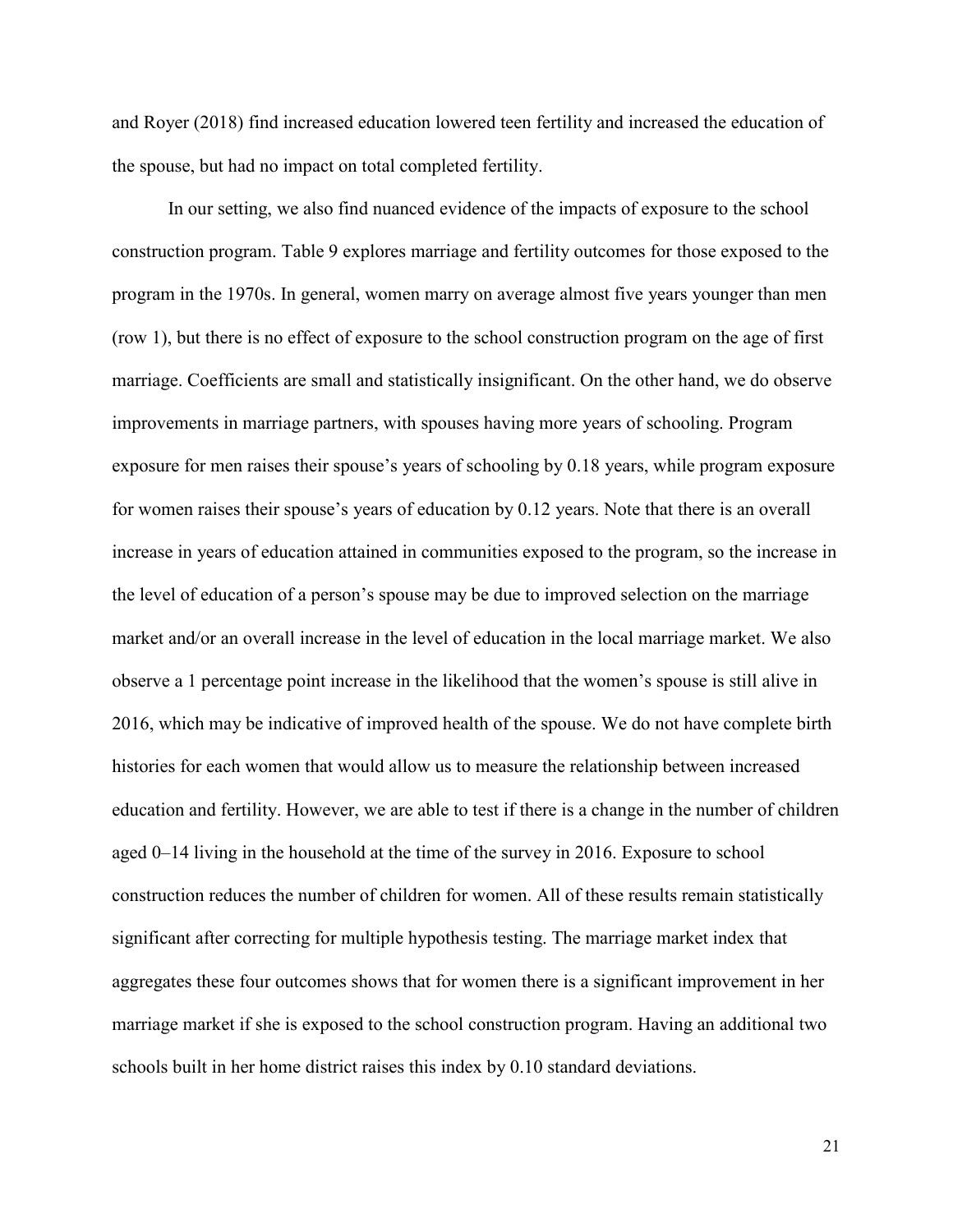and Royer (2018) find increased education lowered teen fertility and increased the education of the spouse, but had no impact on total completed fertility.

In our setting, we also find nuanced evidence of the impacts of exposure to the school construction program. Table 9 explores marriage and fertility outcomes for those exposed to the program in the 1970s. In general, women marry on average almost five years younger than men (row 1), but there is no effect of exposure to the school construction program on the age of first marriage. Coefficients are small and statistically insignificant. On the other hand, we do observe improvements in marriage partners, with spouses having more years of schooling. Program exposure for men raises their spouse's years of schooling by 0.18 years, while program exposure for women raises their spouse's years of education by 0.12 years. Note that there is an overall increase in years of education attained in communities exposed to the program, so the increase in the level of education of a person's spouse may be due to improved selection on the marriage market and/or an overall increase in the level of education in the local marriage market. We also observe a 1 percentage point increase in the likelihood that the women's spouse is still alive in 2016, which may be indicative of improved health of the spouse. We do not have complete birth histories for each women that would allow us to measure the relationship between increased education and fertility. However, we are able to test if there is a change in the number of children aged 0–14 living in the household at the time of the survey in 2016. Exposure to school construction reduces the number of children for women. All of these results remain statistically significant after correcting for multiple hypothesis testing. The marriage market index that aggregates these four outcomes shows that for women there is a significant improvement in her marriage market if she is exposed to the school construction program. Having an additional two schools built in her home district raises this index by 0.10 standard deviations.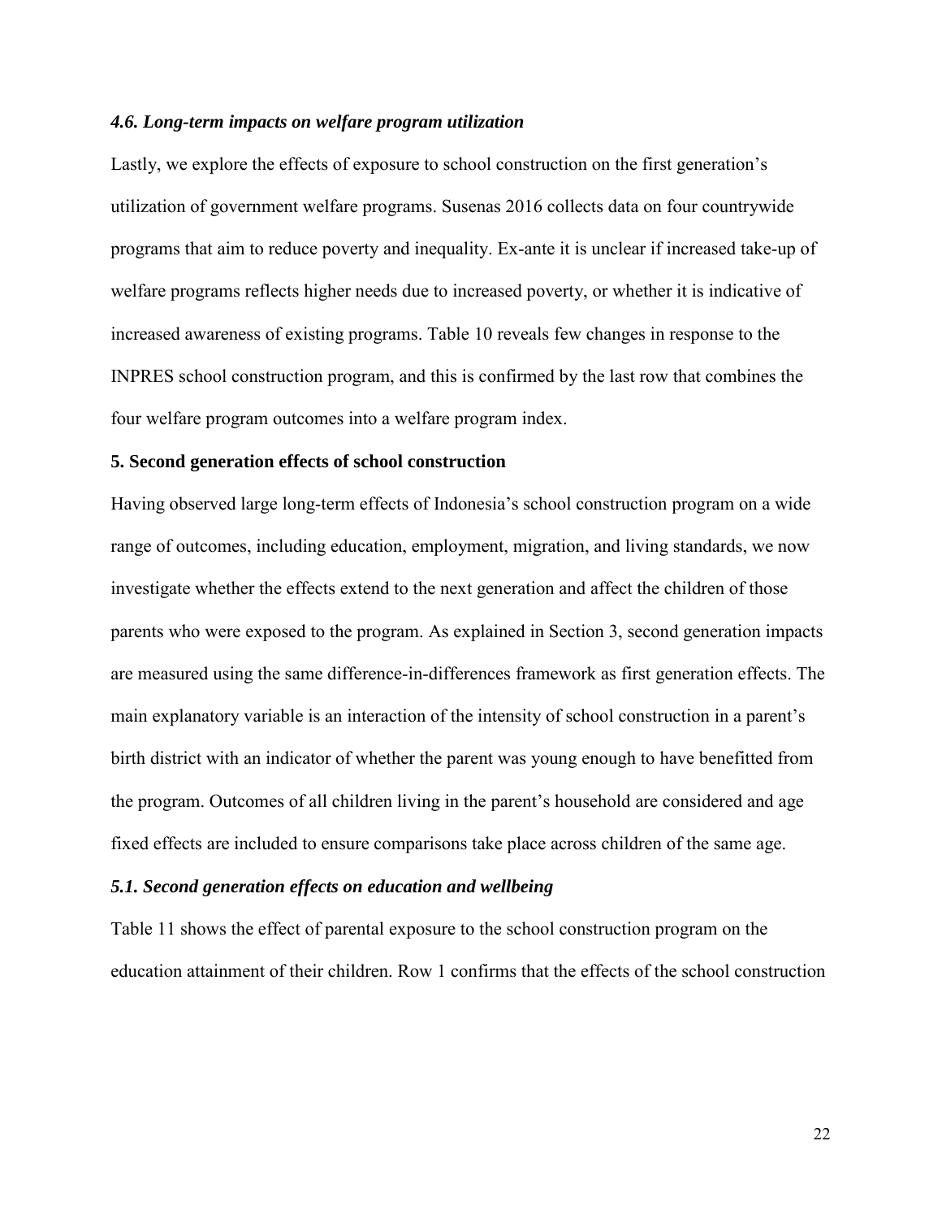### *4.6. Long-term impacts on welfare program utilization*

Lastly, we explore the effects of exposure to school construction on the first generation's utilization of government welfare programs. Susenas 2016 collects data on four countrywide programs that aim to reduce poverty and inequality. Ex-ante it is unclear if increased take-up of welfare programs reflects higher needs due to increased poverty, or whether it is indicative of increased awareness of existing programs. Table 10 reveals few changes in response to the INPRES school construction program, and this is confirmed by the last row that combines the four welfare program outcomes into a welfare program index.

## 5. Second generation effects of school construction

Having observed large long-term effects of Indonesia's school construction program on a wide range of outcomes, including education, employment, migration, and living standards, we now investigate whether the effects extend to the next generation and affect the children of those parents who were exposed to the program. As explained in Section 3, second generation impacts are measured using the same difference-in-differences framework as first generation effects. The main explanatory variable is an interaction of the intensity of school construction in a parent's birth district with an indicator of whether the parent was young enough to have benefitted from the program. Outcomes of all children living in the parent's household are considered and age fixed effects are included to ensure comparisons take place across children of the same age.

### *5.1. Second generation effects on education and wellbeing*

Table 11 shows the effect of parental exposure to the school construction program on the education attainment of their children. Row 1 confirms that the effects of the school construction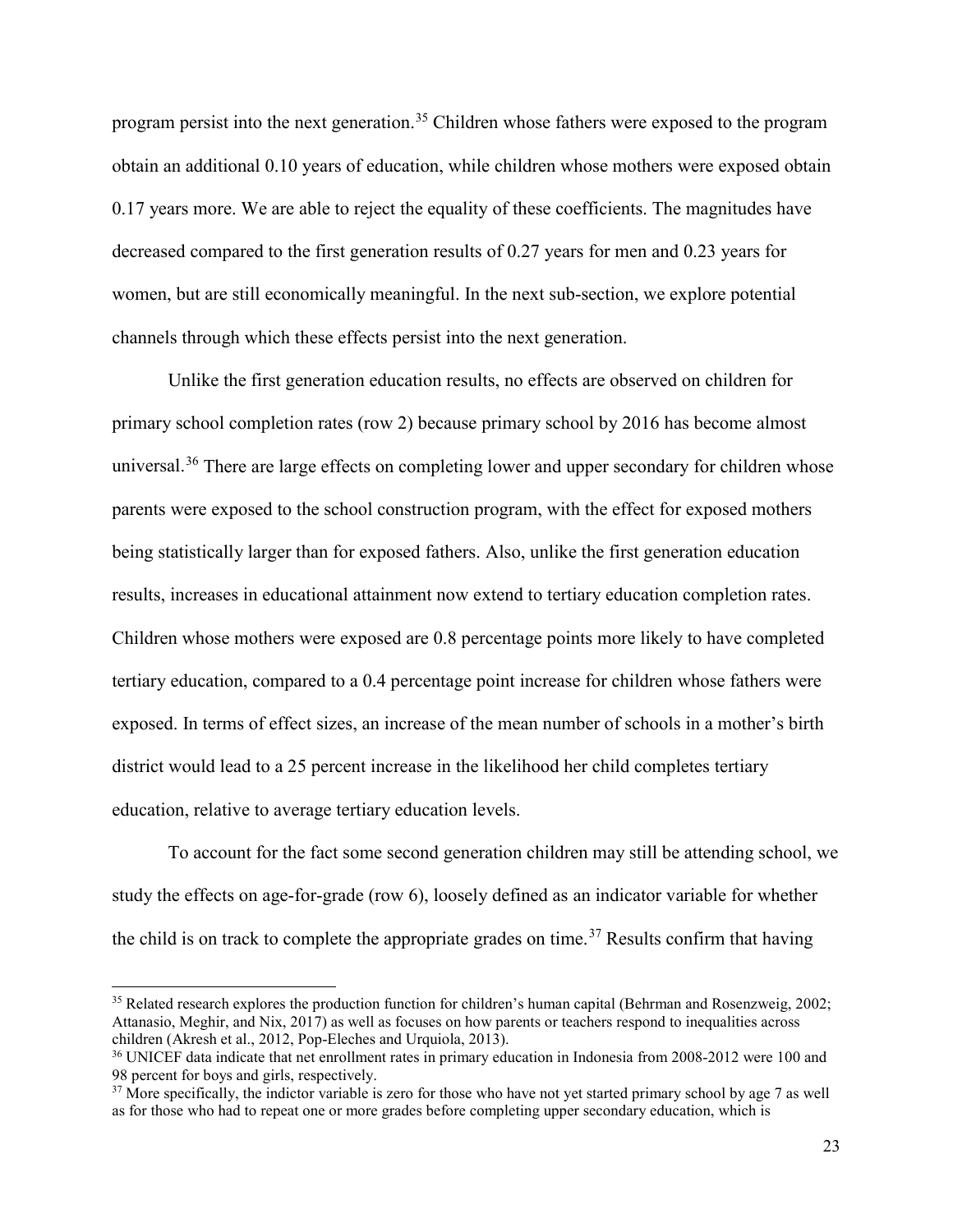program persist into the next generation.[35] Children whose fathers were exposed to the program obtain an additional 0.10 years of education, while children whose mothers were exposed obtain 0.17 years more. We are able to reject the equality of these coefficients. The magnitudes have decreased compared to the first generation results of 0.27 years for men and 0.23 years for women, but are still economically meaningful. In the next sub-section, we explore potential channels through which these effects persist into the next generation.

Unlike the first generation education results, no effects are observed on children for primary school completion rates (row 2) because primary school by 2016 has become almost universal.[36] There are large effects on completing lower and upper secondary for children whose parents were exposed to the school construction program, with the effect for exposed mothers being statistically larger than for exposed fathers. Also, unlike the first generation education results, increases in educational attainment now extend to tertiary education completion rates. Children whose mothers were exposed are 0.8 percentage points more likely to have completed tertiary education, compared to a 0.4 percentage point increase for children whose fathers were exposed. In terms of effect sizes, an increase of the mean number of schools in a mother's birth district would lead to a 25 percent increase in the likelihood her child completes tertiary education, relative to average tertiary education levels.

To account for the fact some second generation children may still be attending school, we study the effects on age-for-grade (row 6), loosely defined as an indicator variable for whether the child is on track to complete the appropriate grades on time.[37] Results confirm that having

[35] Related research explores the production function for children's human capital (Behrman and Rosenzweig, 2002; Attanasio, Meghir, and Nix, 2017) as well as focuses on how parents or teachers respond to inequalities across children (Akresh et al., 2012, Pop-Eleches and Urquiola, 2013).

[36] UNICEF data indicate that net enrollment rates in primary education in Indonesia from 2008-2012 were 100 and 98 percent for boys and girls, respectively.

[37] More specifically, the indictor variable is zero for those who have not yet started primary school by age 7 as well as for those who had to repeat one or more grades before completing upper secondary education, which is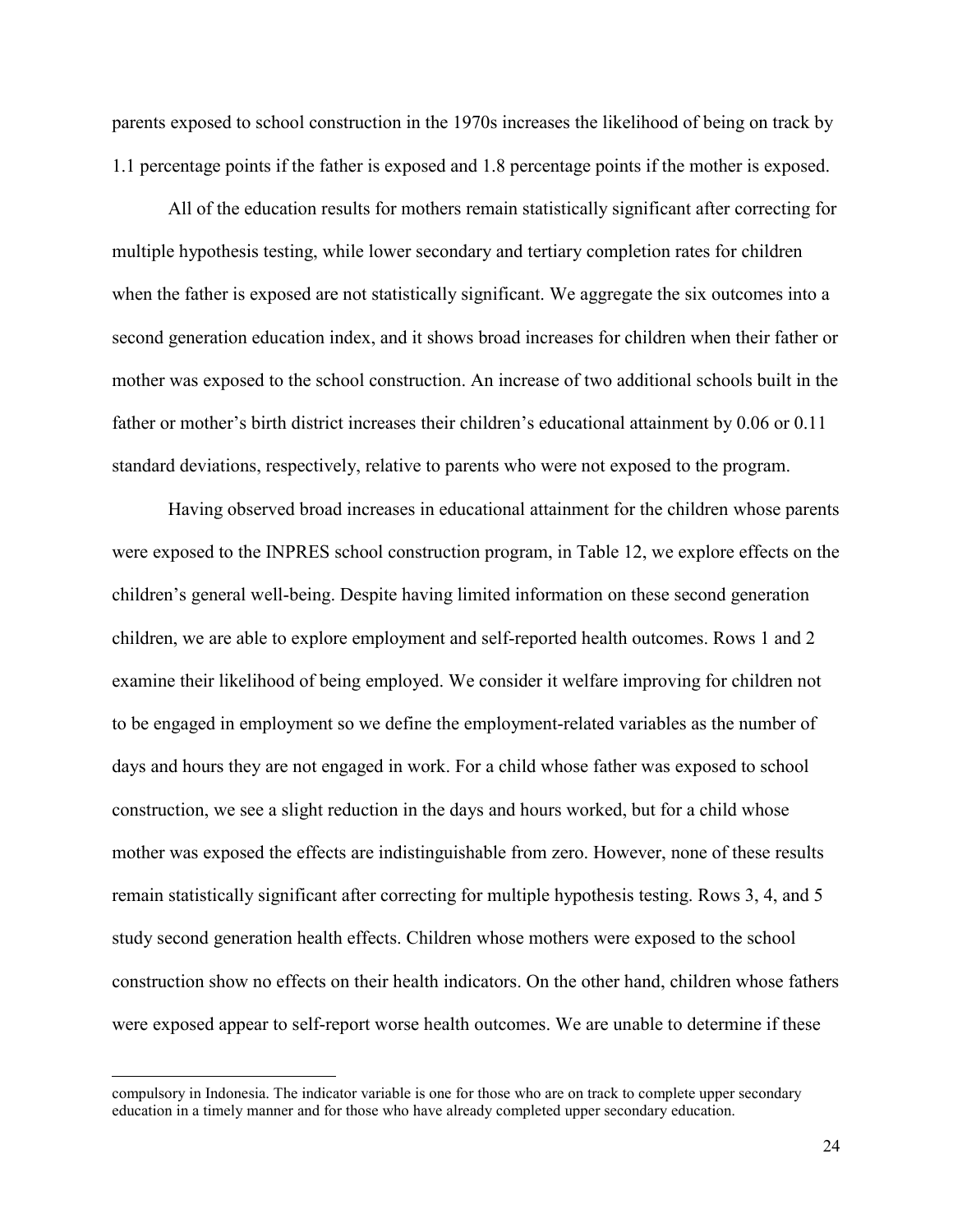parents exposed to school construction in the 1970s increases the likelihood of being on track by 1.1 percentage points if the father is exposed and 1.8 percentage points if the mother is exposed.

All of the education results for mothers remain statistically significant after correcting for multiple hypothesis testing, while lower secondary and tertiary completion rates for children when the father is exposed are not statistically significant. We aggregate the six outcomes into a second generation education index, and it shows broad increases for children when their father or mother was exposed to the school construction. An increase of two additional schools built in the father or mother's birth district increases their children's educational attainment by 0.06 or 0.11 standard deviations, respectively, relative to parents who were not exposed to the program.

Having observed broad increases in educational attainment for the children whose parents were exposed to the INPRES school construction program, in Table 12, we explore effects on the children's general well-being. Despite having limited information on these second generation children, we are able to explore employment and self-reported health outcomes. Rows 1 and 2 examine their likelihood of being employed. We consider it welfare improving for children not to be engaged in employment so we define the employment-related variables as the number of days and hours they are not engaged in work. For a child whose father was exposed to school construction, we see a slight reduction in the days and hours worked, but for a child whose mother was exposed the effects are indistinguishable from zero. However, none of these results remain statistically significant after correcting for multiple hypothesis testing. Rows 3, 4, and 5 study second generation health effects. Children whose mothers were exposed to the school construction show no effects on their health indicators. On the other hand, children whose fathers were exposed appear to self-report worse health outcomes. We are unable to determine if these

compulsory in Indonesia. The indicator variable is one for those who are on track to complete upper secondary education in a timely manner and for those who have already completed upper secondary education.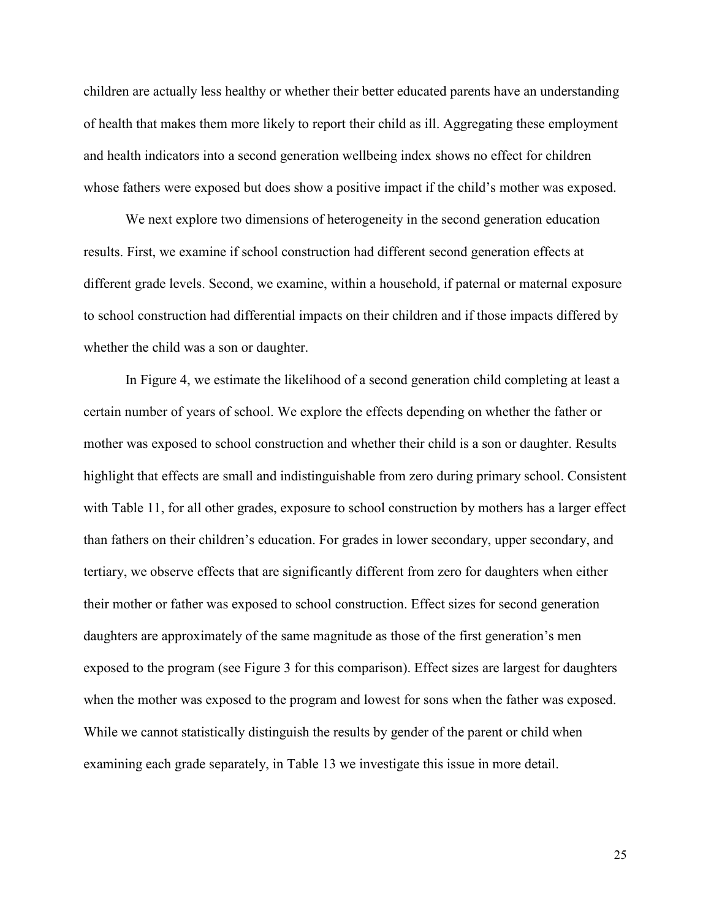children are actually less healthy or whether their better educated parents have an understanding of health that makes them more likely to report their child as ill. Aggregating these employment and health indicators into a second generation wellbeing index shows no effect for children whose fathers were exposed but does show a positive impact if the child's mother was exposed.

We next explore two dimensions of heterogeneity in the second generation education results. First, we examine if school construction had different second generation effects at different grade levels. Second, we examine, within a household, if paternal or maternal exposure to school construction had differential impacts on their children and if those impacts differed by whether the child was a son or daughter.

In Figure 4, we estimate the likelihood of a second generation child completing at least a certain number of years of school. We explore the effects depending on whether the father or mother was exposed to school construction and whether their child is a son or daughter. Results highlight that effects are small and indistinguishable from zero during primary school. Consistent with Table 11, for all other grades, exposure to school construction by mothers has a larger effect than fathers on their children's education. For grades in lower secondary, upper secondary, and tertiary, we observe effects that are significantly different from zero for daughters when either their mother or father was exposed to school construction. Effect sizes for second generation daughters are approximately of the same magnitude as those of the first generation's men exposed to the program (see Figure 3 for this comparison). Effect sizes are largest for daughters when the mother was exposed to the program and lowest for sons when the father was exposed. While we cannot statistically distinguish the results by gender of the parent or child when examining each grade separately, in Table 13 we investigate this issue in more detail.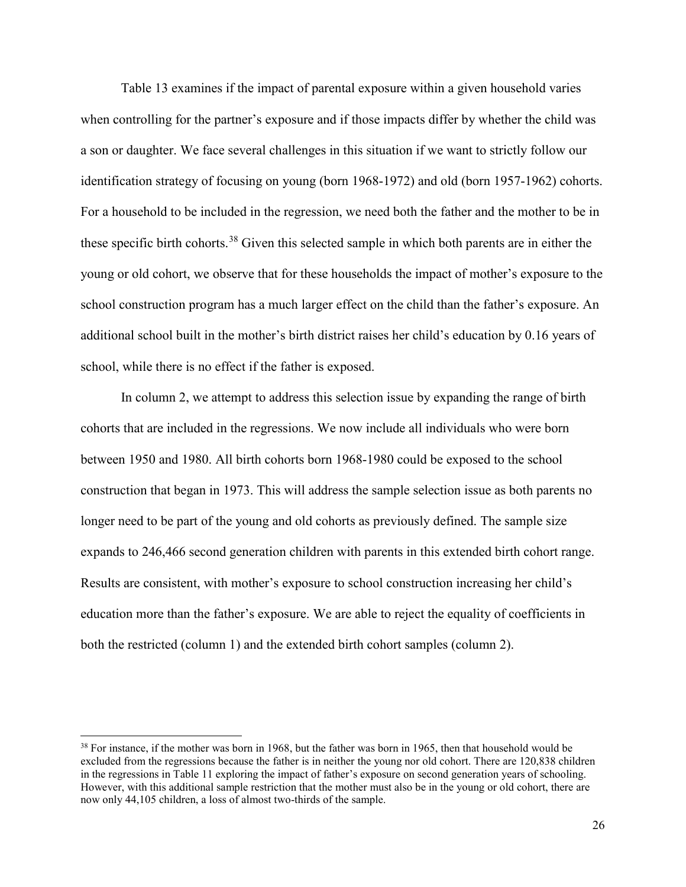Table 13 examines if the impact of parental exposure within a given household varies when controlling for the partner's exposure and if those impacts differ by whether the child was a son or daughter. We face several challenges in this situation if we want to strictly follow our identification strategy of focusing on young (born 1968-1972) and old (born 1957-1962) cohorts. For a household to be included in the regression, we need both the father and the mother to be in these specific birth cohorts.[38] Given this selected sample in which both parents are in either the young or old cohort, we observe that for these households the impact of mother's exposure to the school construction program has a much larger effect on the child than the father's exposure. An additional school built in the mother's birth district raises her child's education by 0.16 years of school, while there is no effect if the father is exposed.

In column 2, we attempt to address this selection issue by expanding the range of birth cohorts that are included in the regressions. We now include all individuals who were born between 1950 and 1980. All birth cohorts born 1968-1980 could be exposed to the school construction that began in 1973. This will address the sample selection issue as both parents no longer need to be part of the young and old cohorts as previously defined. The sample size expands to 246,466 second generation children with parents in this extended birth cohort range. Results are consistent, with mother's exposure to school construction increasing her child's education more than the father's exposure. We are able to reject the equality of coefficients in both the restricted (column 1) and the extended birth cohort samples (column 2).

[38] For instance, if the mother was born in 1968, but the father was born in 1965, then that household would be excluded from the regressions because the father is in neither the young nor old cohort. There are 120,838 children in the regressions in Table 11 exploring the impact of father's exposure on second generation years of schooling. However, with this additional sample restriction that the mother must also be in the young or old cohort, there are now only 44,105 children, a loss of almost two-thirds of the sample.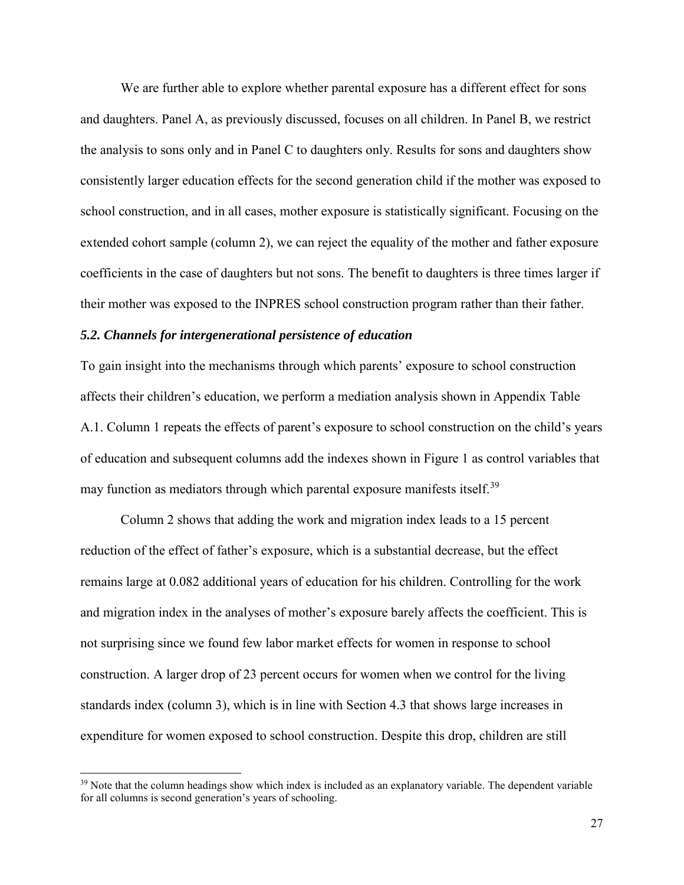We are further able to explore whether parental exposure has a different effect for sons and daughters. Panel A, as previously discussed, focuses on all children. In Panel B, we restrict the analysis to sons only and in Panel C to daughters only. Results for sons and daughters show consistently larger education effects for the second generation child if the mother was exposed to school construction, and in all cases, mother exposure is statistically significant. Focusing on the extended cohort sample (column 2), we can reject the equality of the mother and father exposure coefficients in the case of daughters but not sons. The benefit to daughters is three times larger if their mother was exposed to the INPRES school construction program rather than their father.

### *5.2. Channels for intergenerational persistence of education*

To gain insight into the mechanisms through which parents' exposure to school construction affects their children's education, we perform a mediation analysis shown in Appendix Table A.1. Column 1 repeats the effects of parent's exposure to school construction on the child's years of education and subsequent columns add the indexes shown in Figure 1 as control variables that may function as mediators through which parental exposure manifests itself.[39]

Column 2 shows that adding the work and migration index leads to a 15 percent reduction of the effect of father's exposure, which is a substantial decrease, but the effect remains large at 0.082 additional years of education for his children. Controlling for the work and migration index in the analyses of mother's exposure barely affects the coefficient. This is not surprising since we found few labor market effects for women in response to school construction. A larger drop of 23 percent occurs for women when we control for the living standards index (column 3), which is in line with Section 4.3 that shows large increases in expenditure for women exposed to school construction. Despite this drop, children are still

[39] Note that the column headings show which index is included as an explanatory variable. The dependent variable for all columns is second generation's years of schooling.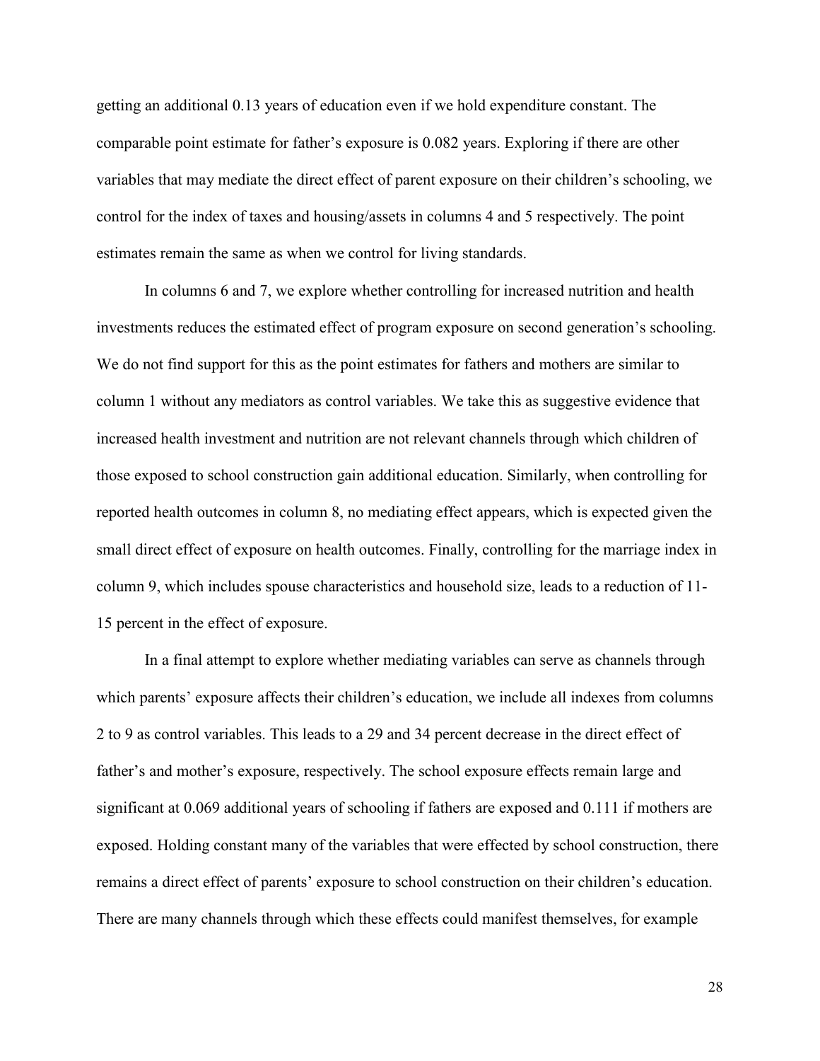getting an additional 0.13 years of education even if we hold expenditure constant. The comparable point estimate for father's exposure is 0.082 years. Exploring if there are other variables that may mediate the direct effect of parent exposure on their children's schooling, we control for the index of taxes and housing/assets in columns 4 and 5 respectively. The point estimates remain the same as when we control for living standards.

In columns 6 and 7, we explore whether controlling for increased nutrition and health investments reduces the estimated effect of program exposure on second generation's schooling. We do not find support for this as the point estimates for fathers and mothers are similar to column 1 without any mediators as control variables. We take this as suggestive evidence that increased health investment and nutrition are not relevant channels through which children of those exposed to school construction gain additional education. Similarly, when controlling for reported health outcomes in column 8, no mediating effect appears, which is expected given the small direct effect of exposure on health outcomes. Finally, controlling for the marriage index in column 9, which includes spouse characteristics and household size, leads to a reduction of 11-15 percent in the effect of exposure.

In a final attempt to explore whether mediating variables can serve as channels through which parents' exposure affects their children's education, we include all indexes from columns 2 to 9 as control variables. This leads to a 29 and 34 percent decrease in the direct effect of father's and mother's exposure, respectively. The school exposure effects remain large and significant at 0.069 additional years of schooling if fathers are exposed and 0.111 if mothers are exposed. Holding constant many of the variables that were effected by school construction, there remains a direct effect of parents' exposure to school construction on their children's education. There are many channels through which these effects could manifest themselves, for example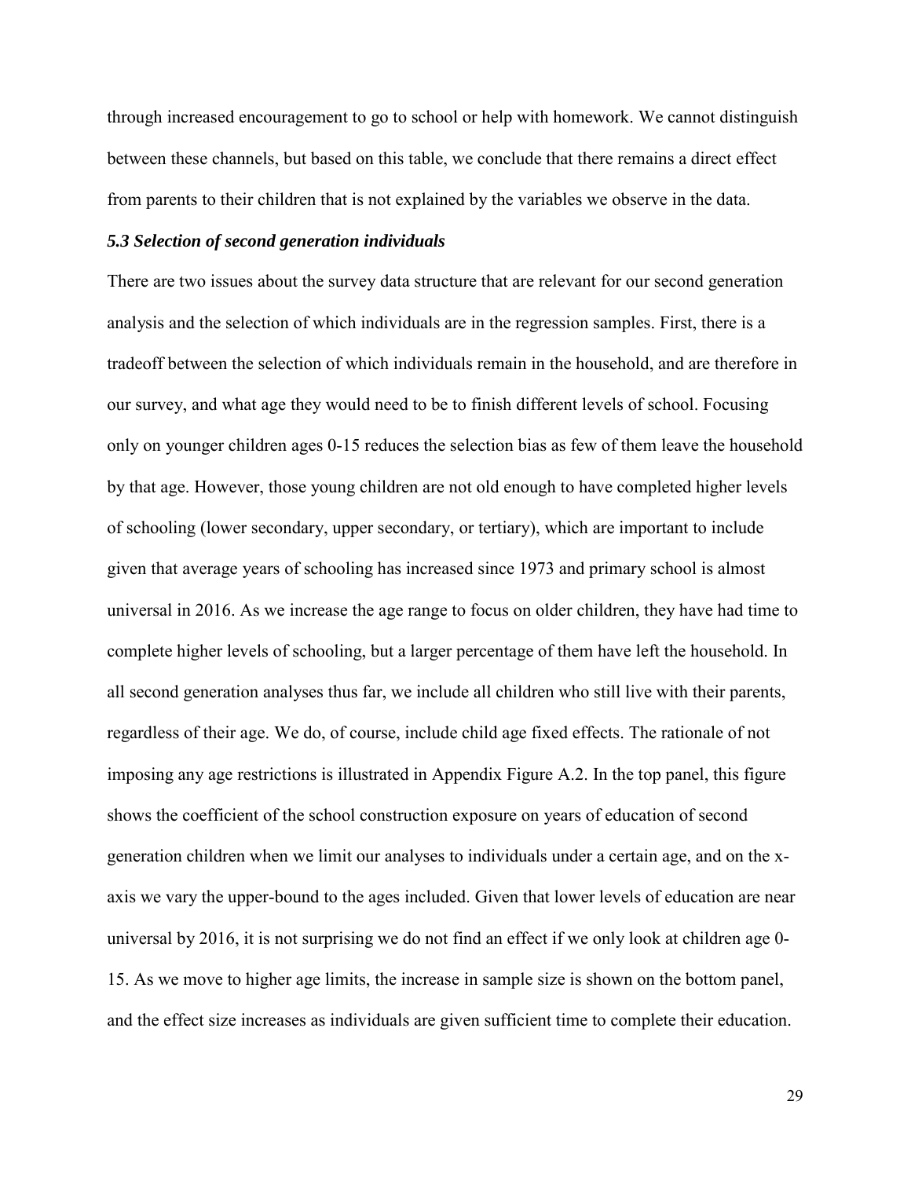through increased encouragement to go to school or help with homework. We cannot distinguish between these channels, but based on this table, we conclude that there remains a direct effect from parents to their children that is not explained by the variables we observe in the data.

### *5.3 Selection of second generation individuals*

There are two issues about the survey data structure that are relevant for our second generation analysis and the selection of which individuals are in the regression samples. First, there is a tradeoff between the selection of which individuals remain in the household, and are therefore in our survey, and what age they would need to be to finish different levels of school. Focusing only on younger children ages 0-15 reduces the selection bias as few of them leave the household by that age. However, those young children are not old enough to have completed higher levels of schooling (lower secondary, upper secondary, or tertiary), which are important to include given that average years of schooling has increased since 1973 and primary school is almost universal in 2016. As we increase the age range to focus on older children, they have had time to complete higher levels of schooling, but a larger percentage of them have left the household. In all second generation analyses thus far, we include all children who still live with their parents, regardless of their age. We do, of course, include child age fixed effects. The rationale of not imposing any age restrictions is illustrated in Appendix Figure A.2. In the top panel, this figure shows the coefficient of the school construction exposure on years of education of second generation children when we limit our analyses to individuals under a certain age, and on the x-axis we vary the upper-bound to the ages included. Given that lower levels of education are near universal by 2016, it is not surprising we do not find an effect if we only look at children age 0-15. As we move to higher age limits, the increase in sample size is shown on the bottom panel, and the effect size increases as individuals are given sufficient time to complete their education.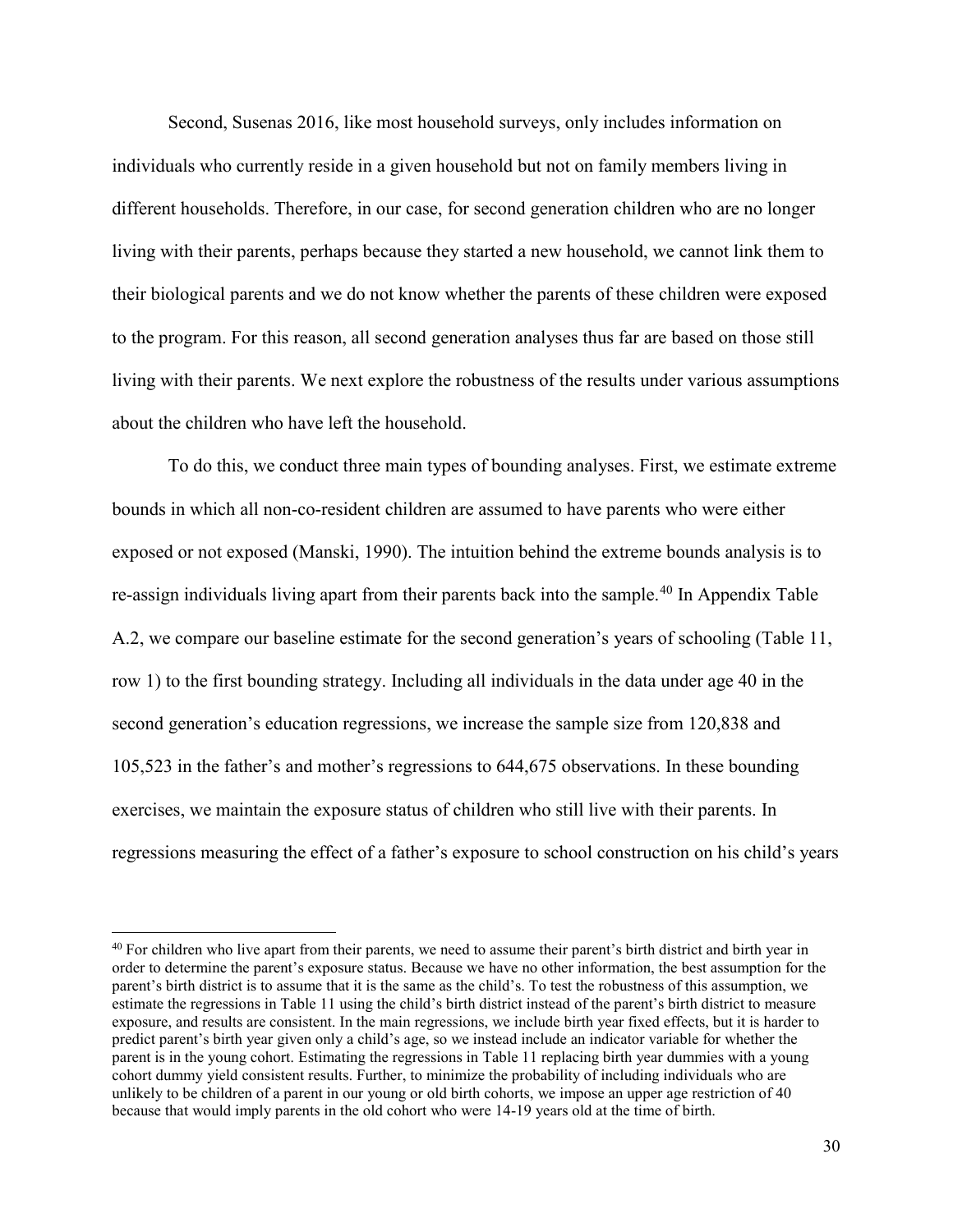Second, Susenas 2016, like most household surveys, only includes information on individuals who currently reside in a given household but not on family members living in different households. Therefore, in our case, for second generation children who are no longer living with their parents, perhaps because they started a new household, we cannot link them to their biological parents and we do not know whether the parents of these children were exposed to the program. For this reason, all second generation analyses thus far are based on those still living with their parents. We next explore the robustness of the results under various assumptions about the children who have left the household.

To do this, we conduct three main types of bounding analyses. First, we estimate extreme bounds in which all non-co-resident children are assumed to have parents who were either exposed or not exposed (Manski, 1990). The intuition behind the extreme bounds analysis is to re-assign individuals living apart from their parents back into the sample.[40] In Appendix Table A.2, we compare our baseline estimate for the second generation's years of schooling (Table 11, row 1) to the first bounding strategy. Including all individuals in the data under age 40 in the second generation's education regressions, we increase the sample size from 120,838 and 105,523 in the father's and mother's regressions to 644,675 observations. In these bounding exercises, we maintain the exposure status of children who still live with their parents. In regressions measuring the effect of a father's exposure to school construction on his child's years

[40] For children who live apart from their parents, we need to assume their parent's birth district and birth year in order to determine the parent's exposure status. Because we have no other information, the best assumption for the parent's birth district is to assume that it is the same as the child's. To test the robustness of this assumption, we estimate the regressions in Table 11 using the child's birth district instead of the parent's birth district to measure exposure, and results are consistent. In the main regressions, we include birth year fixed effects, but it is harder to predict parent's birth year given only a child's age, so we instead include an indicator variable for whether the parent is in the young cohort. Estimating the regressions in Table 11 replacing birth year dummies with a young cohort dummy yield consistent results. Further, to minimize the probability of including individuals who are unlikely to be children of a parent in our young or old birth cohorts, we impose an upper age restriction of 40 because that would imply parents in the old cohort who were 14-19 years old at the time of birth.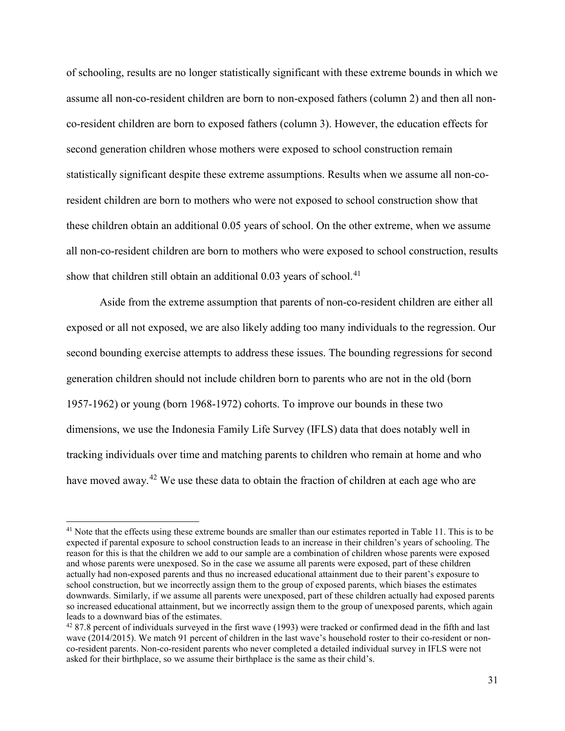of schooling, results are no longer statistically significant with these extreme bounds in which we assume all non-co-resident children are born to non-exposed fathers (column 2) and then all non-co-resident children are born to exposed fathers (column 3). However, the education effects for second generation children whose mothers were exposed to school construction remain statistically significant despite these extreme assumptions. Results when we assume all non-co-resident children are born to mothers who were not exposed to school construction show that these children obtain an additional 0.05 years of school. On the other extreme, when we assume all non-co-resident children are born to mothers who were exposed to school construction, results show that children still obtain an additional 0.03 years of school.[41]

Aside from the extreme assumption that parents of non-co-resident children are either all exposed or all not exposed, we are also likely adding too many individuals to the regression. Our second bounding exercise attempts to address these issues. The bounding regressions for second generation children should not include children born to parents who are not in the old (born 1957-1962) or young (born 1968-1972) cohorts. To improve our bounds in these two dimensions, we use the Indonesia Family Life Survey (IFLS) data that does notably well in tracking individuals over time and matching parents to children who remain at home and who have moved away.[42] We use these data to obtain the fraction of children at each age who are

---

[41] Note that the effects using these extreme bounds are smaller than our estimates reported in Table 11. This is to be expected if parental exposure to school construction leads to an increase in their children's years of schooling. The reason for this is that the children we add to our sample are a combination of children whose parents were exposed and whose parents were unexposed. So in the case we assume all parents were exposed, part of these children actually had non-exposed parents and thus no increased educational attainment due to their parent's exposure to school construction, but we incorrectly assign them to the group of exposed parents, which biases the estimates downwards. Similarly, if we assume all parents were unexposed, part of these children actually had exposed parents so increased educational attainment, but we incorrectly assign them to the group of unexposed parents, which again leads to a downward bias of the estimates.

[42] 87.8 percent of individuals surveyed in the first wave (1993) were tracked or confirmed dead in the fifth and last wave (2014/2015). We match 91 percent of children in the last wave's household roster to their co-resident or non-co-resident parents. Non-co-resident parents who never completed a detailed individual survey in IFLS were not asked for their birthplace, so we assume their birthplace is the same as their child's.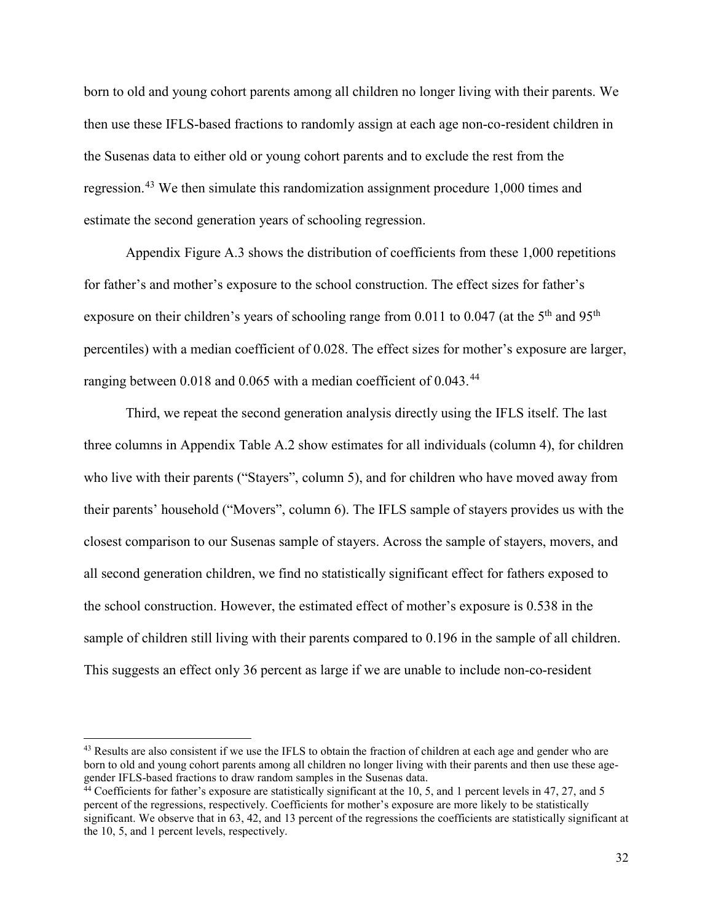born to old and young cohort parents among all children no longer living with their parents. We then use these IFLS-based fractions to randomly assign at each age non-co-resident children in the Susenas data to either old or young cohort parents and to exclude the rest from the regression.[43] We then simulate this randomization assignment procedure 1,000 times and estimate the second generation years of schooling regression.

Appendix Figure A.3 shows the distribution of coefficients from these 1,000 repetitions for father's and mother's exposure to the school construction. The effect sizes for father's exposure on their children's years of schooling range from 0.011 to 0.047 (at the 5th and 95th percentiles) with a median coefficient of 0.028. The effect sizes for mother's exposure are larger, ranging between 0.018 and 0.065 with a median coefficient of 0.043.[44]

Third, we repeat the second generation analysis directly using the IFLS itself. The last three columns in Appendix Table A.2 show estimates for all individuals (column 4), for children who live with their parents ("Stayers", column 5), and for children who have moved away from their parents' household ("Movers", column 6). The IFLS sample of stayers provides us with the closest comparison to our Susenas sample of stayers. Across the sample of stayers, movers, and all second generation children, we find no statistically significant effect for fathers exposed to the school construction. However, the estimated effect of mother's exposure is 0.538 in the sample of children still living with their parents compared to 0.196 in the sample of all children. This suggests an effect only 36 percent as large if we are unable to include non-co-resident

[43] Results are also consistent if we use the IFLS to obtain the fraction of children at each age and gender who are born to old and young cohort parents among all children no longer living with their parents and then use these age-gender IFLS-based fractions to draw random samples in the Susenas data.

[44] Coefficients for father's exposure are statistically significant at the 10, 5, and 1 percent levels in 47, 27, and 5 percent of the regressions, respectively. Coefficients for mother's exposure are more likely to be statistically significant. We observe that in 63, 42, and 13 percent of the regressions the coefficients are statistically significant at the 10, 5, and 1 percent levels, respectively.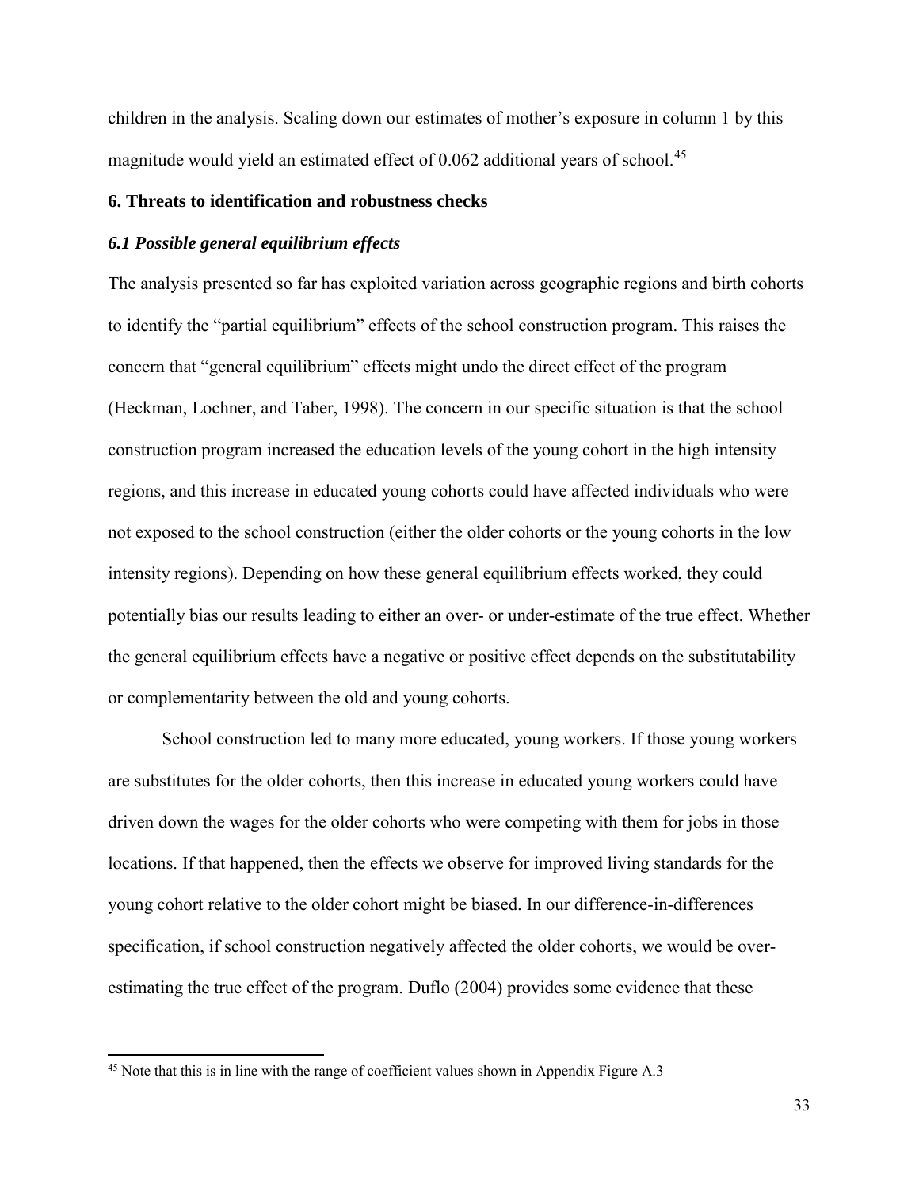children in the analysis. Scaling down our estimates of mother's exposure in column 1 by this magnitude would yield an estimated effect of 0.062 additional years of school.[45]

## 6. Threats to identification and robustness checks

### *6.1 Possible general equilibrium effects*

The analysis presented so far has exploited variation across geographic regions and birth cohorts to identify the "partial equilibrium" effects of the school construction program. This raises the concern that "general equilibrium" effects might undo the direct effect of the program (Heckman, Lochner, and Taber, 1998). The concern in our specific situation is that the school construction program increased the education levels of the young cohort in the high intensity regions, and this increase in educated young cohorts could have affected individuals who were not exposed to the school construction (either the older cohorts or the young cohorts in the low intensity regions). Depending on how these general equilibrium effects worked, they could potentially bias our results leading to either an over- or under-estimate of the true effect. Whether the general equilibrium effects have a negative or positive effect depends on the substitutability or complementarity between the old and young cohorts.

School construction led to many more educated, young workers. If those young workers are substitutes for the older cohorts, then this increase in educated young workers could have driven down the wages for the older cohorts who were competing with them for jobs in those locations. If that happened, then the effects we observe for improved living standards for the young cohort relative to the older cohort might be biased. In our difference-in-differences specification, if school construction negatively affected the older cohorts, we would be over-estimating the true effect of the program. Duflo (2004) provides some evidence that these

[45] Note that this is in line with the range of coefficient values shown in Appendix Figure A.3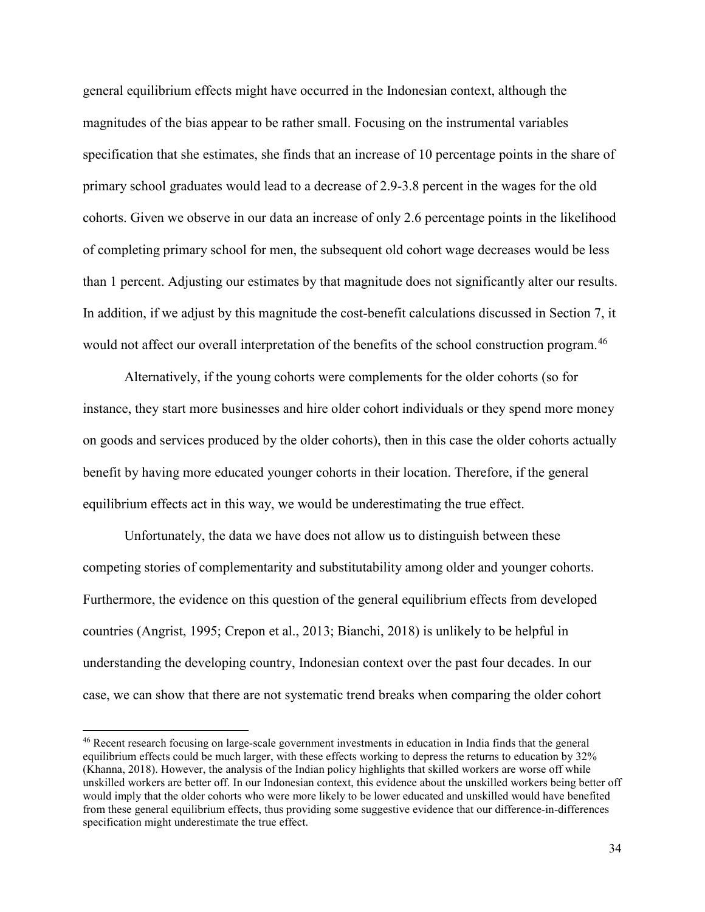general equilibrium effects might have occurred in the Indonesian context, although the magnitudes of the bias appear to be rather small. Focusing on the instrumental variables specification that she estimates, she finds that an increase of 10 percentage points in the share of primary school graduates would lead to a decrease of 2.9-3.8 percent in the wages for the old cohorts. Given we observe in our data an increase of only 2.6 percentage points in the likelihood of completing primary school for men, the subsequent old cohort wage decreases would be less than 1 percent. Adjusting our estimates by that magnitude does not significantly alter our results. In addition, if we adjust by this magnitude the cost-benefit calculations discussed in Section 7, it would not affect our overall interpretation of the benefits of the school construction program.[46]

Alternatively, if the young cohorts were complements for the older cohorts (so for instance, they start more businesses and hire older cohort individuals or they spend more money on goods and services produced by the older cohorts), then in this case the older cohorts actually benefit by having more educated younger cohorts in their location. Therefore, if the general equilibrium effects act in this way, we would be underestimating the true effect.

Unfortunately, the data we have does not allow us to distinguish between these competing stories of complementarity and substitutability among older and younger cohorts. Furthermore, the evidence on this question of the general equilibrium effects from developed countries (Angrist, 1995; Crepon et al., 2013; Bianchi, 2018) is unlikely to be helpful in understanding the developing country, Indonesian context over the past four decades. In our case, we can show that there are not systematic trend breaks when comparing the older cohort

[46] Recent research focusing on large-scale government investments in education in India finds that the general equilibrium effects could be much larger, with these effects working to depress the returns to education by 32% (Khanna, 2018). However, the analysis of the Indian policy highlights that skilled workers are worse off while unskilled workers are better off. In our Indonesian context, this evidence about the unskilled workers being better off would imply that the older cohorts who were more likely to be lower educated and unskilled would have benefited from these general equilibrium effects, thus providing some suggestive evidence that our difference-in-differences specification might underestimate the true effect.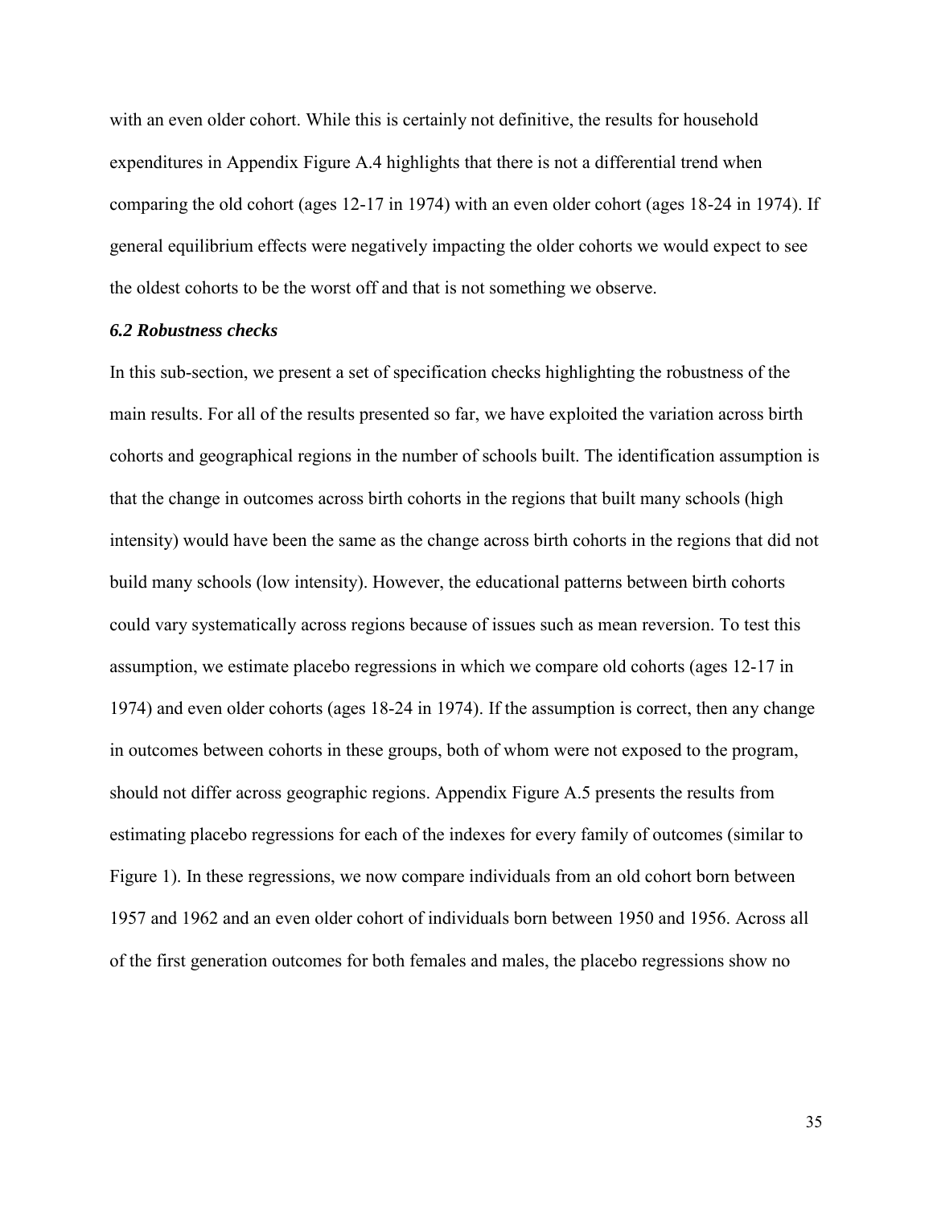with an even older cohort. While this is certainly not definitive, the results for household expenditures in Appendix Figure A.4 highlights that there is not a differential trend when comparing the old cohort (ages 12-17 in 1974) with an even older cohort (ages 18-24 in 1974). If general equilibrium effects were negatively impacting the older cohorts we would expect to see the oldest cohorts to be the worst off and that is not something we observe.

### *6.2 Robustness checks*

In this sub-section, we present a set of specification checks highlighting the robustness of the main results. For all of the results presented so far, we have exploited the variation across birth cohorts and geographical regions in the number of schools built. The identification assumption is that the change in outcomes across birth cohorts in the regions that built many schools (high intensity) would have been the same as the change across birth cohorts in the regions that did not build many schools (low intensity). However, the educational patterns between birth cohorts could vary systematically across regions because of issues such as mean reversion. To test this assumption, we estimate placebo regressions in which we compare old cohorts (ages 12-17 in 1974) and even older cohorts (ages 18-24 in 1974). If the assumption is correct, then any change in outcomes between cohorts in these groups, both of whom were not exposed to the program, should not differ across geographic regions. Appendix Figure A.5 presents the results from estimating placebo regressions for each of the indexes for every family of outcomes (similar to Figure 1). In these regressions, we now compare individuals from an old cohort born between 1957 and 1962 and an even older cohort of individuals born between 1950 and 1956. Across all of the first generation outcomes for both females and males, the placebo regressions show no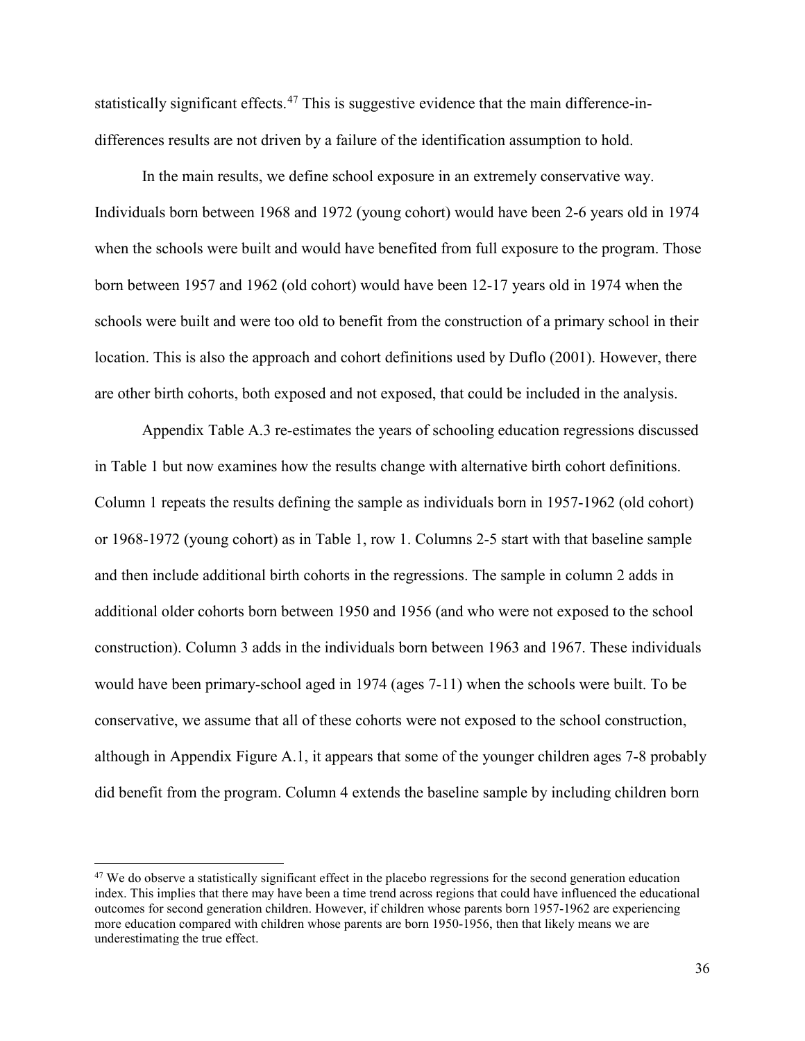statistically significant effects.[47] This is suggestive evidence that the main difference-in-differences results are not driven by a failure of the identification assumption to hold.

In the main results, we define school exposure in an extremely conservative way. Individuals born between 1968 and 1972 (young cohort) would have been 2-6 years old in 1974 when the schools were built and would have benefited from full exposure to the program. Those born between 1957 and 1962 (old cohort) would have been 12-17 years old in 1974 when the schools were built and were too old to benefit from the construction of a primary school in their location. This is also the approach and cohort definitions used by Duflo (2001). However, there are other birth cohorts, both exposed and not exposed, that could be included in the analysis.

Appendix Table A.3 re-estimates the years of schooling education regressions discussed in Table 1 but now examines how the results change with alternative birth cohort definitions. Column 1 repeats the results defining the sample as individuals born in 1957-1962 (old cohort) or 1968-1972 (young cohort) as in Table 1, row 1. Columns 2-5 start with that baseline sample and then include additional birth cohorts in the regressions. The sample in column 2 adds in additional older cohorts born between 1950 and 1956 (and who were not exposed to the school construction). Column 3 adds in the individuals born between 1963 and 1967. These individuals would have been primary-school aged in 1974 (ages 7-11) when the schools were built. To be conservative, we assume that all of these cohorts were not exposed to the school construction, although in Appendix Figure A.1, it appears that some of the younger children ages 7-8 probably did benefit from the program. Column 4 extends the baseline sample by including children born

[47] We do observe a statistically significant effect in the placebo regressions for the second generation education index. This implies that there may have been a time trend across regions that could have influenced the educational outcomes for second generation children. However, if children whose parents born 1957-1962 are experiencing more education compared with children whose parents are born 1950-1956, then that likely means we are underestimating the true effect.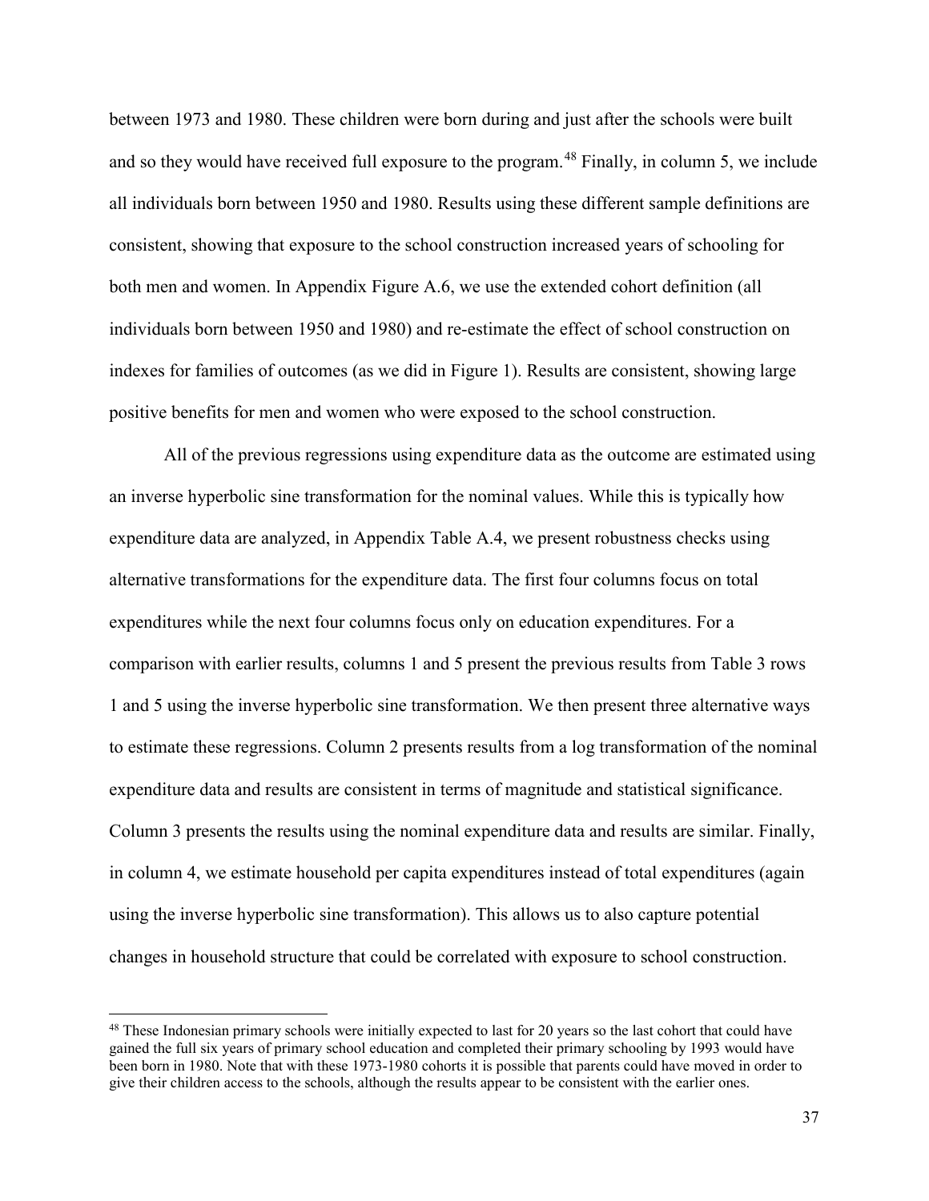between 1973 and 1980. These children were born during and just after the schools were built and so they would have received full exposure to the program.[48] Finally, in column 5, we include all individuals born between 1950 and 1980. Results using these different sample definitions are consistent, showing that exposure to the school construction increased years of schooling for both men and women. In Appendix Figure A.6, we use the extended cohort definition (all individuals born between 1950 and 1980) and re-estimate the effect of school construction on indexes for families of outcomes (as we did in Figure 1). Results are consistent, showing large positive benefits for men and women who were exposed to the school construction.

All of the previous regressions using expenditure data as the outcome are estimated using an inverse hyperbolic sine transformation for the nominal values. While this is typically how expenditure data are analyzed, in Appendix Table A.4, we present robustness checks using alternative transformations for the expenditure data. The first four columns focus on total expenditures while the next four columns focus only on education expenditures. For a comparison with earlier results, columns 1 and 5 present the previous results from Table 3 rows 1 and 5 using the inverse hyperbolic sine transformation. We then present three alternative ways to estimate these regressions. Column 2 presents results from a log transformation of the nominal expenditure data and results are consistent in terms of magnitude and statistical significance. Column 3 presents the results using the nominal expenditure data and results are similar. Finally, in column 4, we estimate household per capita expenditures instead of total expenditures (again using the inverse hyperbolic sine transformation). This allows us to also capture potential changes in household structure that could be correlated with exposure to school construction.

[48] These Indonesian primary schools were initially expected to last for 20 years so the last cohort that could have gained the full six years of primary school education and completed their primary schooling by 1993 would have been born in 1980. Note that with these 1973-1980 cohorts it is possible that parents could have moved in order to give their children access to the schools, although the results appear to be consistent with the earlier ones.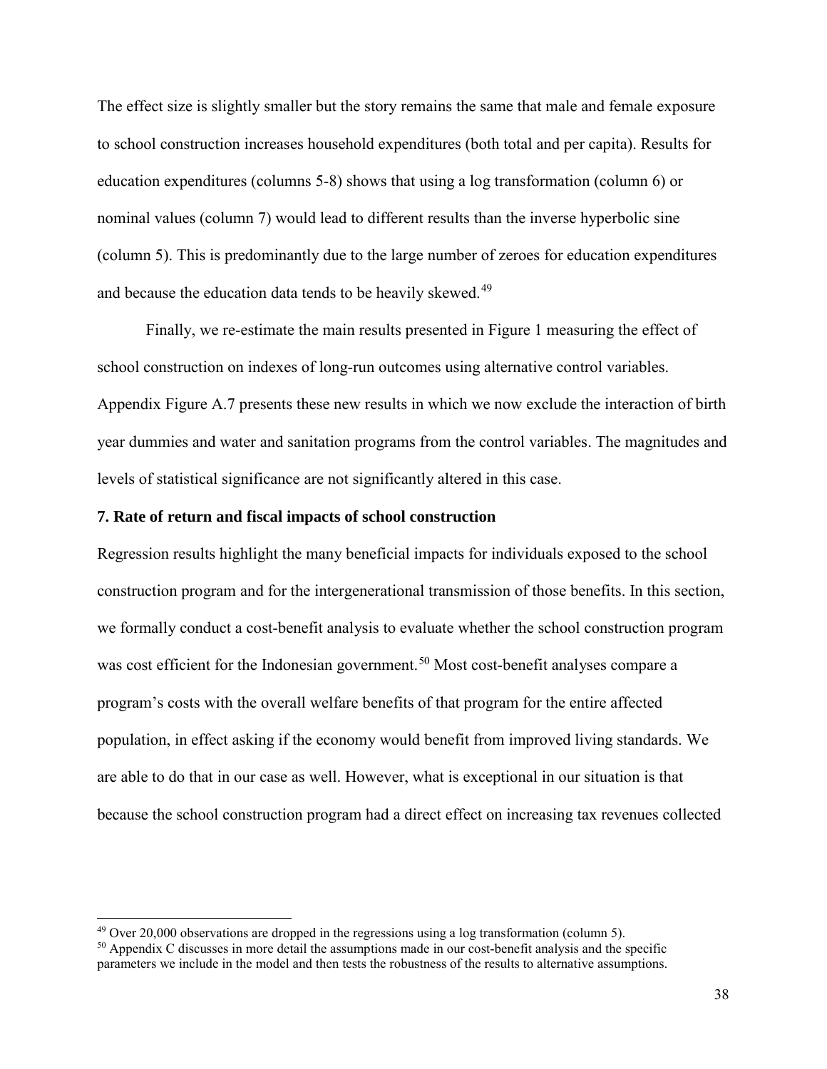The effect size is slightly smaller but the story remains the same that male and female exposure to school construction increases household expenditures (both total and per capita). Results for education expenditures (columns 5-8) shows that using a log transformation (column 6) or nominal values (column 7) would lead to different results than the inverse hyperbolic sine (column 5). This is predominantly due to the large number of zeroes for education expenditures and because the education data tends to be heavily skewed.[49]

Finally, we re-estimate the main results presented in Figure 1 measuring the effect of school construction on indexes of long-run outcomes using alternative control variables. Appendix Figure A.7 presents these new results in which we now exclude the interaction of birth year dummies and water and sanitation programs from the control variables. The magnitudes and levels of statistical significance are not significantly altered in this case.

## 7. Rate of return and fiscal impacts of school construction

Regression results highlight the many beneficial impacts for individuals exposed to the school construction program and for the intergenerational transmission of those benefits. In this section, we formally conduct a cost-benefit analysis to evaluate whether the school construction program was cost efficient for the Indonesian government.[50] Most cost-benefit analyses compare a program's costs with the overall welfare benefits of that program for the entire affected population, in effect asking if the economy would benefit from improved living standards. We are able to do that in our case as well. However, what is exceptional in our situation is that because the school construction program had a direct effect on increasing tax revenues collected

[49] Over 20,000 observations are dropped in the regressions using a log transformation (column 5).

[50] Appendix C discusses in more detail the assumptions made in our cost-benefit analysis and the specific parameters we include in the model and then tests the robustness of the results to alternative assumptions.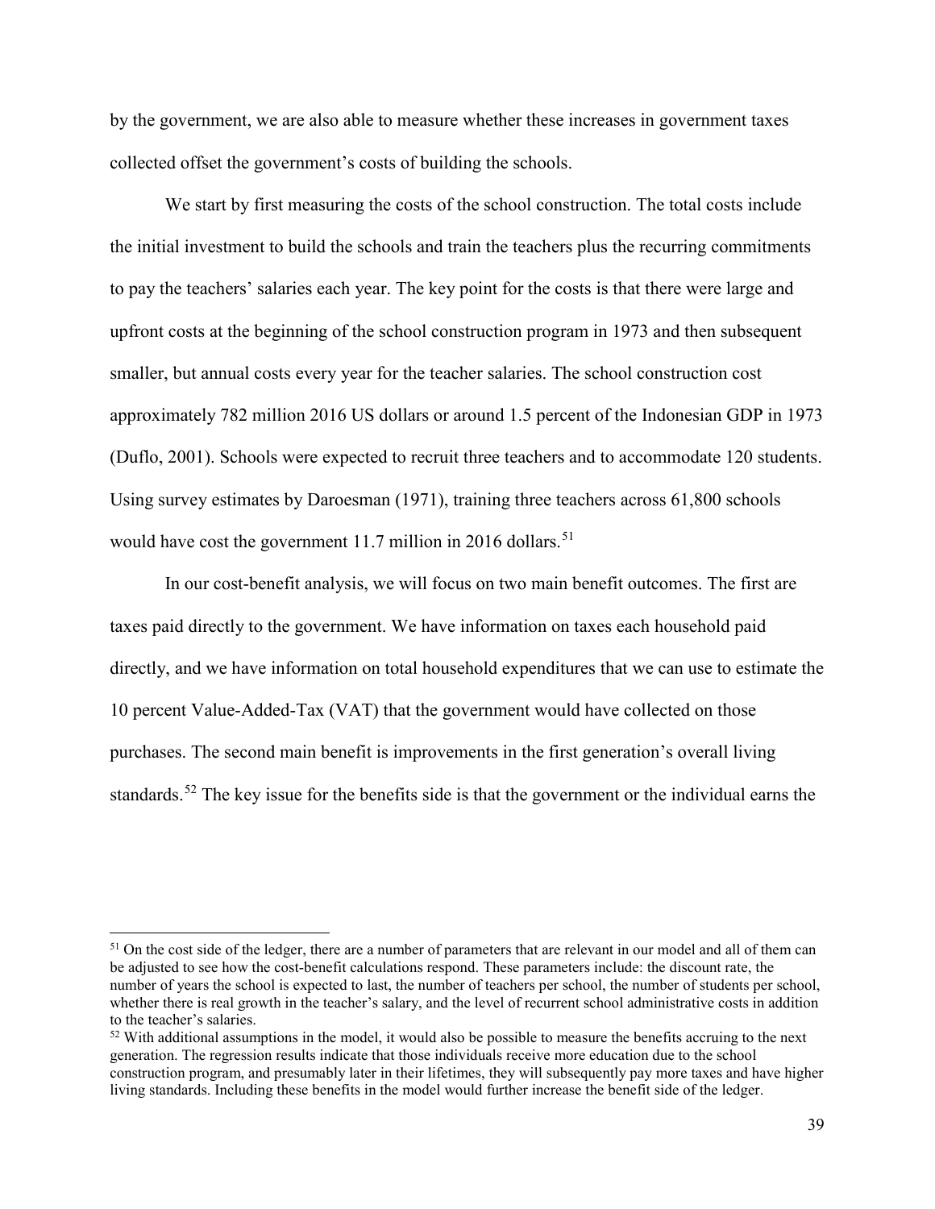by the government, we are also able to measure whether these increases in government taxes collected offset the government's costs of building the schools.

We start by first measuring the costs of the school construction. The total costs include the initial investment to build the schools and train the teachers plus the recurring commitments to pay the teachers' salaries each year. The key point for the costs is that there were large and upfront costs at the beginning of the school construction program in 1973 and then subsequent smaller, but annual costs every year for the teacher salaries. The school construction cost approximately 782 million 2016 US dollars or around 1.5 percent of the Indonesian GDP in 1973 (Duflo, 2001). Schools were expected to recruit three teachers and to accommodate 120 students. Using survey estimates by Daroesman (1971), training three teachers across 61,800 schools would have cost the government 11.7 million in 2016 dollars.[51]

In our cost-benefit analysis, we will focus on two main benefit outcomes. The first are taxes paid directly to the government. We have information on taxes each household paid directly, and we have information on total household expenditures that we can use to estimate the 10 percent Value-Added-Tax (VAT) that the government would have collected on those purchases. The second main benefit is improvements in the first generation's overall living standards.[52] The key issue for the benefits side is that the government or the individual earns the

---

[51] On the cost side of the ledger, there are a number of parameters that are relevant in our model and all of them can be adjusted to see how the cost-benefit calculations respond. These parameters include: the discount rate, the number of years the school is expected to last, the number of teachers per school, the number of students per school, whether there is real growth in the teacher's salary, and the level of recurrent school administrative costs in addition to the teacher's salaries.

[52] With additional assumptions in the model, it would also be possible to measure the benefits accruing to the next generation. The regression results indicate that those individuals receive more education due to the school construction program, and presumably later in their lifetimes, they will subsequently pay more taxes and have higher living standards. Including these benefits in the model would further increase the benefit side of the ledger.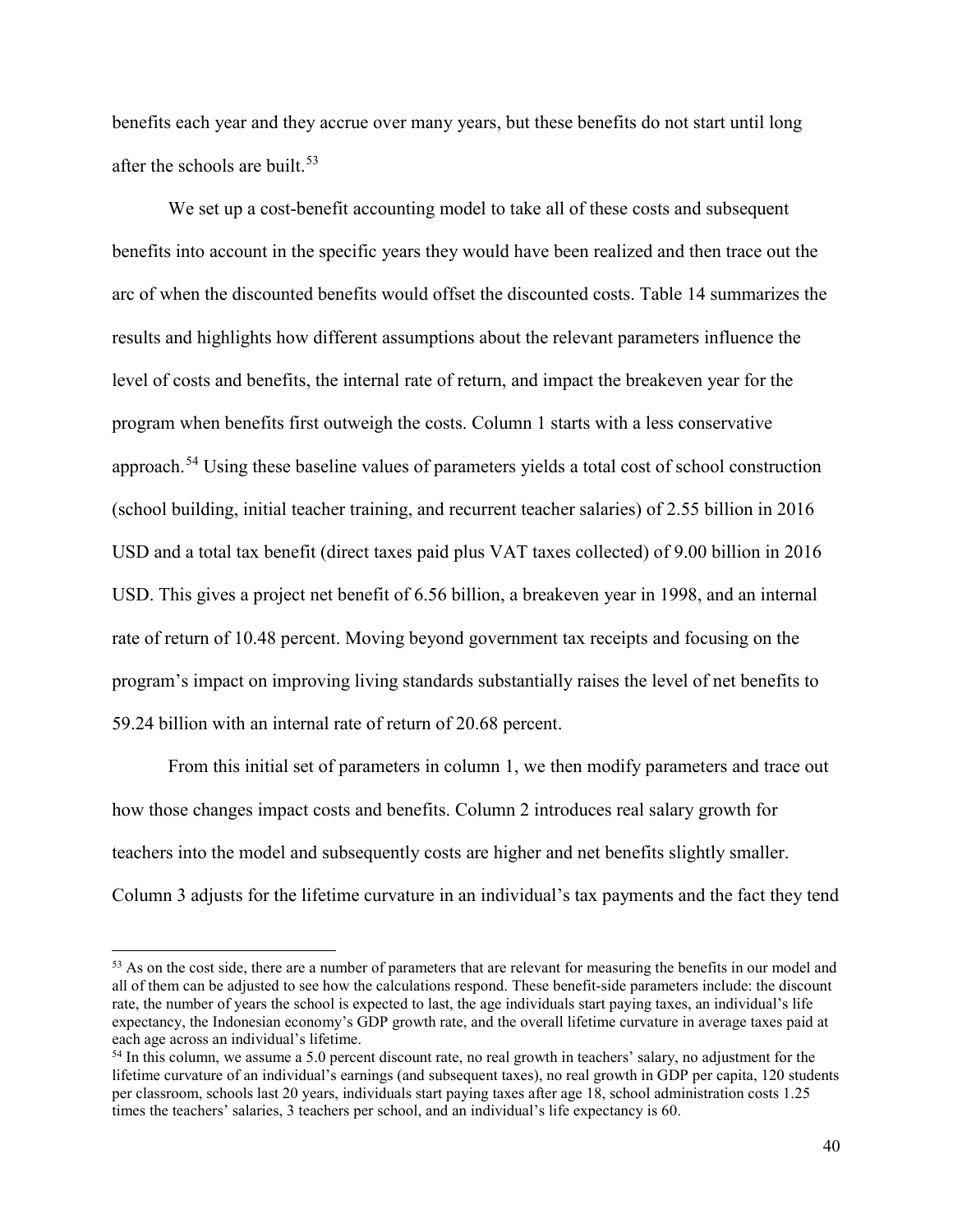benefits each year and they accrue over many years, but these benefits do not start until long after the schools are built.[53]

We set up a cost-benefit accounting model to take all of these costs and subsequent benefits into account in the specific years they would have been realized and then trace out the arc of when the discounted benefits would offset the discounted costs. Table 14 summarizes the results and highlights how different assumptions about the relevant parameters influence the level of costs and benefits, the internal rate of return, and impact the breakeven year for the program when benefits first outweigh the costs. Column 1 starts with a less conservative approach.[54] Using these baseline values of parameters yields a total cost of school construction (school building, initial teacher training, and recurrent teacher salaries) of 2.55 billion in 2016 USD and a total tax benefit (direct taxes paid plus VAT taxes collected) of 9.00 billion in 2016 USD. This gives a project net benefit of 6.56 billion, a breakeven year in 1998, and an internal rate of return of 10.48 percent. Moving beyond government tax receipts and focusing on the program's impact on improving living standards substantially raises the level of net benefits to 59.24 billion with an internal rate of return of 20.68 percent.

From this initial set of parameters in column 1, we then modify parameters and trace out how those changes impact costs and benefits. Column 2 introduces real salary growth for teachers into the model and subsequently costs are higher and net benefits slightly smaller. Column 3 adjusts for the lifetime curvature in an individual's tax payments and the fact they tend

[53] As on the cost side, there are a number of parameters that are relevant for measuring the benefits in our model and all of them can be adjusted to see how the calculations respond. These benefit-side parameters include: the discount rate, the number of years the school is expected to last, the age individuals start paying taxes, an individual's life expectancy, the Indonesian economy's GDP growth rate, and the overall lifetime curvature in average taxes paid at each age across an individual's lifetime.

[54] In this column, we assume a 5.0 percent discount rate, no real growth in teachers' salary, no adjustment for the lifetime curvature of an individual's earnings (and subsequent taxes), no real growth in GDP per capita, 120 students per classroom, schools last 20 years, individuals start paying taxes after age 18, school administration costs 1.25 times the teachers' salaries, 3 teachers per school, and an individual's life expectancy is 60.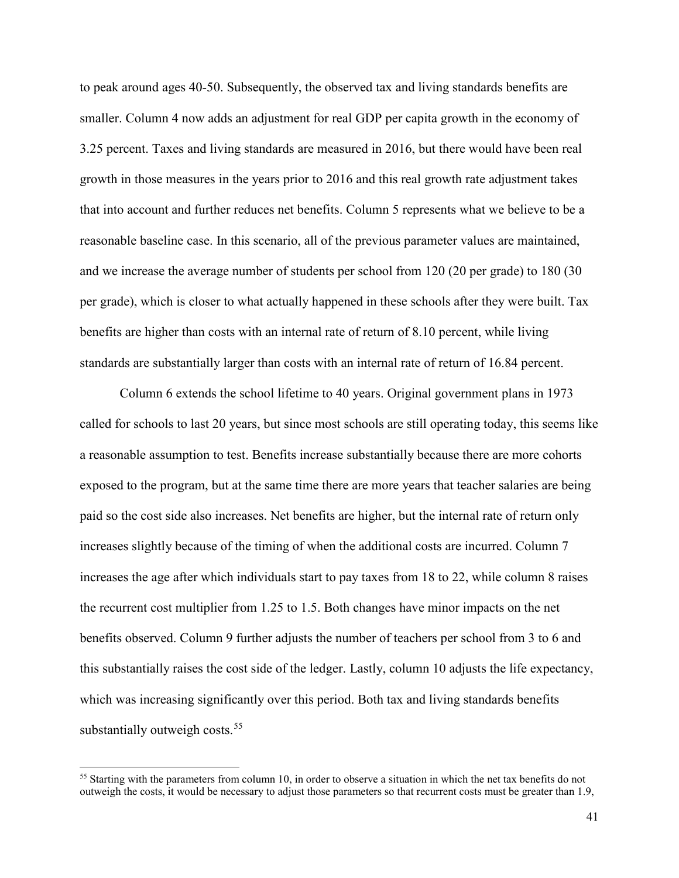to peak around ages 40-50. Subsequently, the observed tax and living standards benefits are smaller. Column 4 now adds an adjustment for real GDP per capita growth in the economy of 3.25 percent. Taxes and living standards are measured in 2016, but there would have been real growth in those measures in the years prior to 2016 and this real growth rate adjustment takes that into account and further reduces net benefits. Column 5 represents what we believe to be a reasonable baseline case. In this scenario, all of the previous parameter values are maintained, and we increase the average number of students per school from 120 (20 per grade) to 180 (30 per grade), which is closer to what actually happened in these schools after they were built. Tax benefits are higher than costs with an internal rate of return of 8.10 percent, while living standards are substantially larger than costs with an internal rate of return of 16.84 percent.

Column 6 extends the school lifetime to 40 years. Original government plans in 1973 called for schools to last 20 years, but since most schools are still operating today, this seems like a reasonable assumption to test. Benefits increase substantially because there are more cohorts exposed to the program, but at the same time there are more years that teacher salaries are being paid so the cost side also increases. Net benefits are higher, but the internal rate of return only increases slightly because of the timing of when the additional costs are incurred. Column 7 increases the age after which individuals start to pay taxes from 18 to 22, while column 8 raises the recurrent cost multiplier from 1.25 to 1.5. Both changes have minor impacts on the net benefits observed. Column 9 further adjusts the number of teachers per school from 3 to 6 and this substantially raises the cost side of the ledger. Lastly, column 10 adjusts the life expectancy, which was increasing significantly over this period. Both tax and living standards benefits substantially outweigh costs.[55]

[55] Starting with the parameters from column 10, in order to observe a situation in which the net tax benefits do not outweigh the costs, it would be necessary to adjust those parameters so that recurrent costs must be greater than 1.9,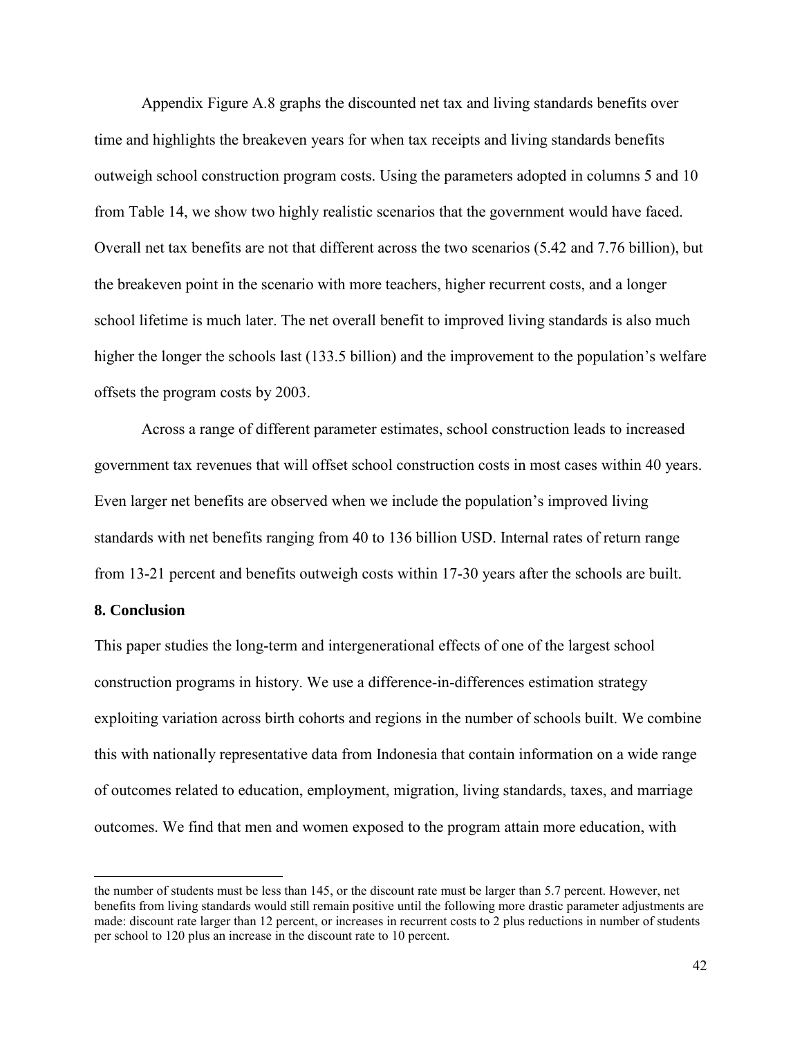Appendix Figure A.8 graphs the discounted net tax and living standards benefits over time and highlights the breakeven years for when tax receipts and living standards benefits outweigh school construction program costs. Using the parameters adopted in columns 5 and 10 from Table 14, we show two highly realistic scenarios that the government would have faced. Overall net tax benefits are not that different across the two scenarios (5.42 and 7.76 billion), but the breakeven point in the scenario with more teachers, higher recurrent costs, and a longer school lifetime is much later. The net overall benefit to improved living standards is also much higher the longer the schools last (133.5 billion) and the improvement to the population's welfare offsets the program costs by 2003.

Across a range of different parameter estimates, school construction leads to increased government tax revenues that will offset school construction costs in most cases within 40 years. Even larger net benefits are observed when we include the population's improved living standards with net benefits ranging from 40 to 136 billion USD. Internal rates of return range from 13-21 percent and benefits outweigh costs within 17-30 years after the schools are built.

## 8. Conclusion

This paper studies the long-term and intergenerational effects of one of the largest school construction programs in history. We use a difference-in-differences estimation strategy exploiting variation across birth cohorts and regions in the number of schools built. We combine this with nationally representative data from Indonesia that contain information on a wide range of outcomes related to education, employment, migration, living standards, taxes, and marriage outcomes. We find that men and women exposed to the program attain more education, with

---

the number of students must be less than 145, or the discount rate must be larger than 5.7 percent. However, net benefits from living standards would still remain positive until the following more drastic parameter adjustments are made: discount rate larger than 12 percent, or increases in recurrent costs to 2 plus reductions in number of students per school to 120 plus an increase in the discount rate to 10 percent.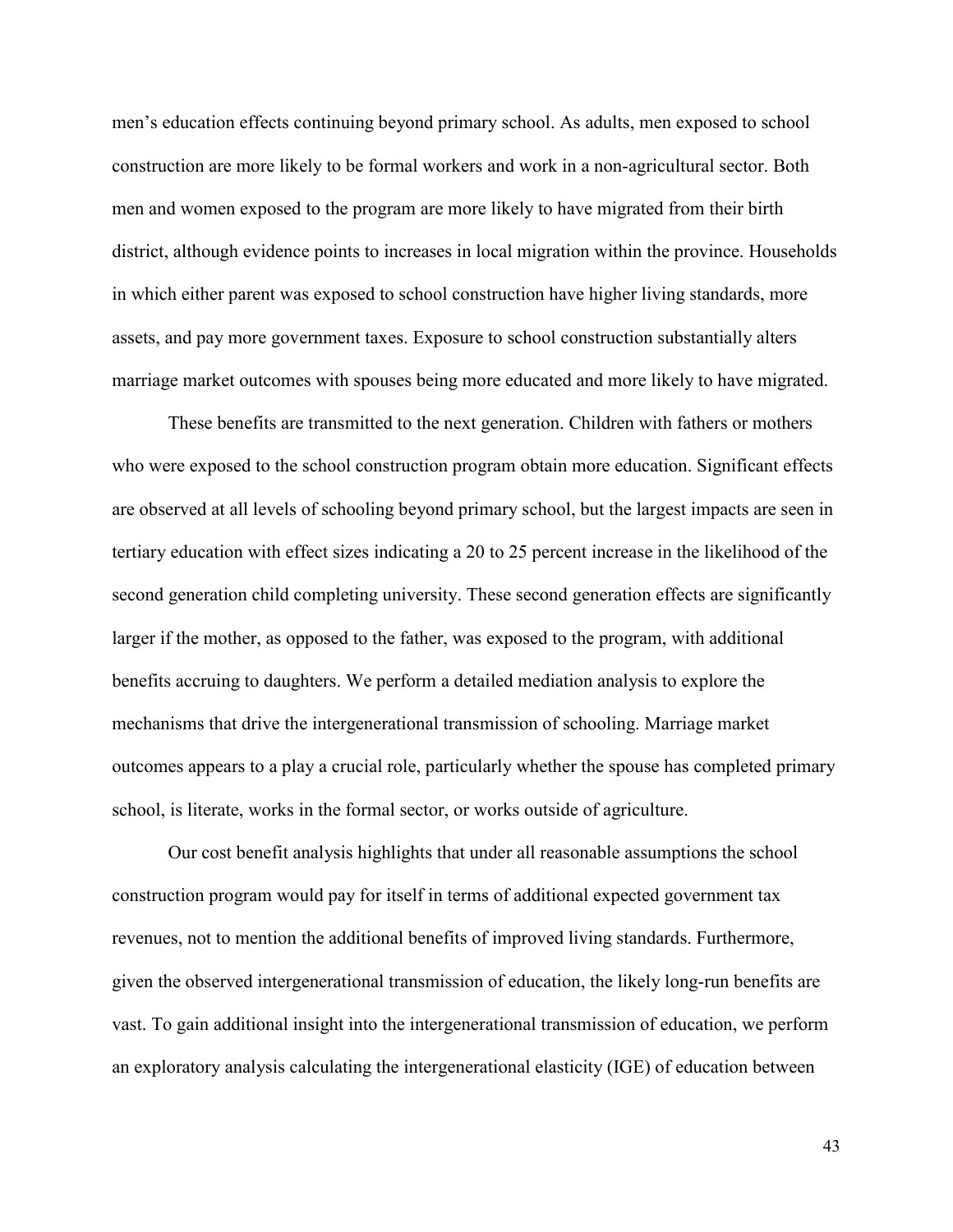men's education effects continuing beyond primary school. As adults, men exposed to school construction are more likely to be formal workers and work in a non-agricultural sector. Both men and women exposed to the program are more likely to have migrated from their birth district, although evidence points to increases in local migration within the province. Households in which either parent was exposed to school construction have higher living standards, more assets, and pay more government taxes. Exposure to school construction substantially alters marriage market outcomes with spouses being more educated and more likely to have migrated.

These benefits are transmitted to the next generation. Children with fathers or mothers who were exposed to the school construction program obtain more education. Significant effects are observed at all levels of schooling beyond primary school, but the largest impacts are seen in tertiary education with effect sizes indicating a 20 to 25 percent increase in the likelihood of the second generation child completing university. These second generation effects are significantly larger if the mother, as opposed to the father, was exposed to the program, with additional benefits accruing to daughters. We perform a detailed mediation analysis to explore the mechanisms that drive the intergenerational transmission of schooling. Marriage market outcomes appears to a play a crucial role, particularly whether the spouse has completed primary school, is literate, works in the formal sector, or works outside of agriculture.

Our cost benefit analysis highlights that under all reasonable assumptions the school construction program would pay for itself in terms of additional expected government tax revenues, not to mention the additional benefits of improved living standards. Furthermore, given the observed intergenerational transmission of education, the likely long-run benefits are vast. To gain additional insight into the intergenerational transmission of education, we perform an exploratory analysis calculating the intergenerational elasticity (IGE) of education between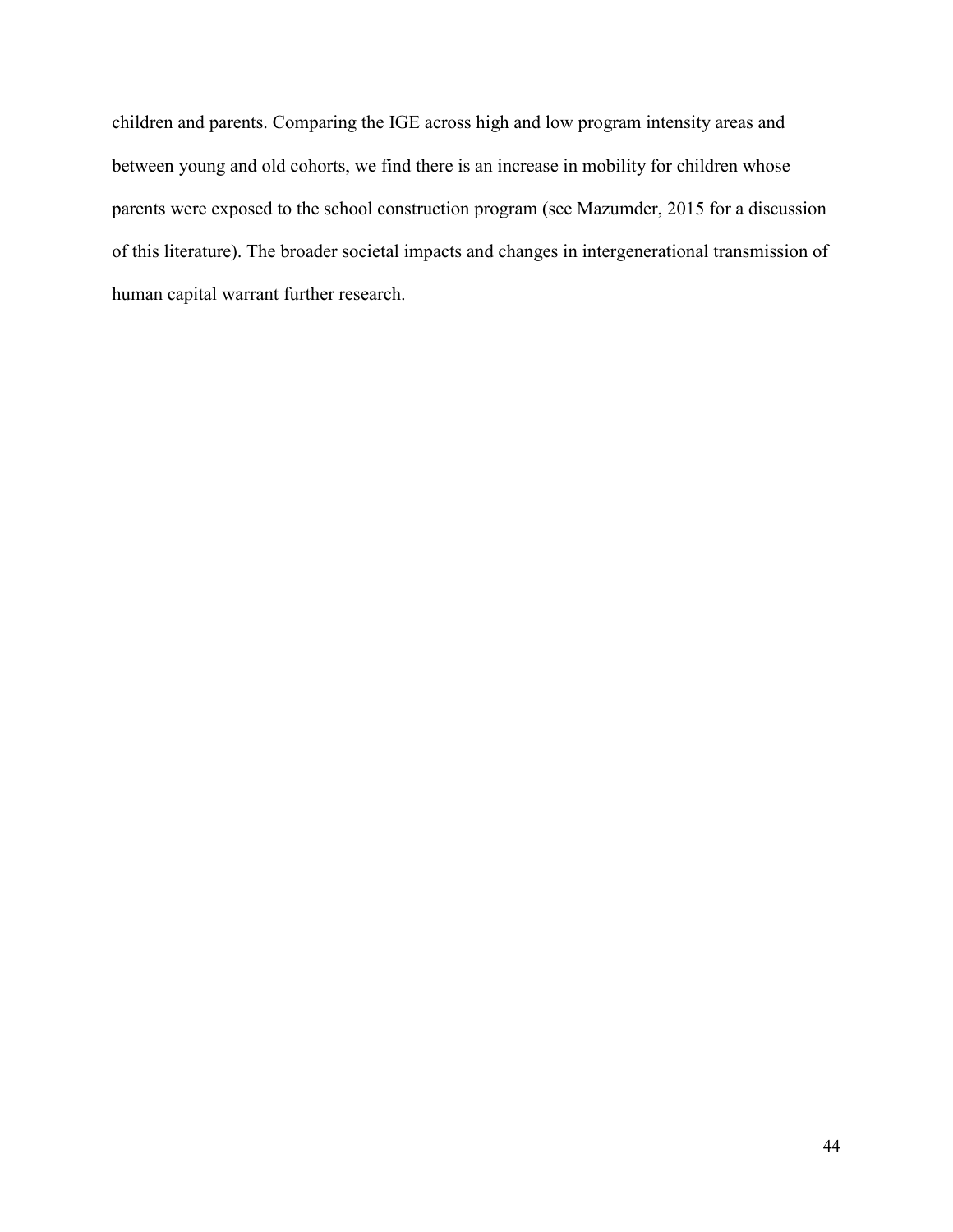children and parents. Comparing the IGE across high and low program intensity areas and between young and old cohorts, we find there is an increase in mobility for children whose parents were exposed to the school construction program (see Mazumder, 2015 for a discussion of this literature). The broader societal impacts and changes in intergenerational transmission of human capital warrant further research.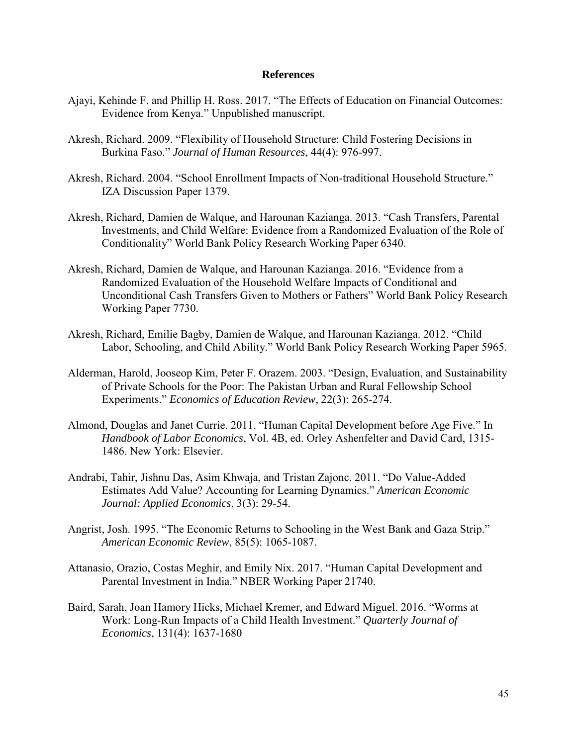## References

Ajayi, Kehinde F. and Phillip H. Ross. 2017. "The Effects of Education on Financial Outcomes: Evidence from Kenya." Unpublished manuscript.

Akresh, Richard. 2009. "Flexibility of Household Structure: Child Fostering Decisions in Burkina Faso." *Journal of Human Resources*, 44(4): 976-997.

Akresh, Richard. 2004. "School Enrollment Impacts of Non-traditional Household Structure." IZA Discussion Paper 1379.

Akresh, Richard, Damien de Walque, and Harounan Kazianga. 2013. "Cash Transfers, Parental Investments, and Child Welfare: Evidence from a Randomized Evaluation of the Role of Conditionality" World Bank Policy Research Working Paper 6340.

Akresh, Richard, Damien de Walque, and Harounan Kazianga. 2016. "Evidence from a Randomized Evaluation of the Household Welfare Impacts of Conditional and Unconditional Cash Transfers Given to Mothers or Fathers" World Bank Policy Research Working Paper 7730.

Akresh, Richard, Emilie Bagby, Damien de Walque, and Harounan Kazianga. 2012. "Child Labor, Schooling, and Child Ability." World Bank Policy Research Working Paper 5965.

Alderman, Harold, Jooseop Kim, Peter F. Orazem. 2003. "Design, Evaluation, and Sustainability of Private Schools for the Poor: The Pakistan Urban and Rural Fellowship School Experiments." *Economics of Education Review*, 22(3): 265-274.

Almond, Douglas and Janet Currie. 2011. "Human Capital Development before Age Five." In *Handbook of Labor Economics*, Vol. 4B, ed. Orley Ashenfelter and David Card, 1315-1486. New York: Elsevier.

Andrabi, Tahir, Jishnu Das, Asim Khwaja, and Tristan Zajonc. 2011. "Do Value-Added Estimates Add Value? Accounting for Learning Dynamics." *American Economic Journal: Applied Economics*, 3(3): 29-54.

Angrist, Josh. 1995. "The Economic Returns to Schooling in the West Bank and Gaza Strip." *American Economic Review*, 85(5): 1065-1087.

Attanasio, Orazio, Costas Meghir, and Emily Nix. 2017. "Human Capital Development and Parental Investment in India." NBER Working Paper 21740.

Baird, Sarah, Joan Hamory Hicks, Michael Kremer, and Edward Miguel. 2016. "Worms at Work: Long-Run Impacts of a Child Health Investment." *Quarterly Journal of Economics*, 131(4): 1637-1680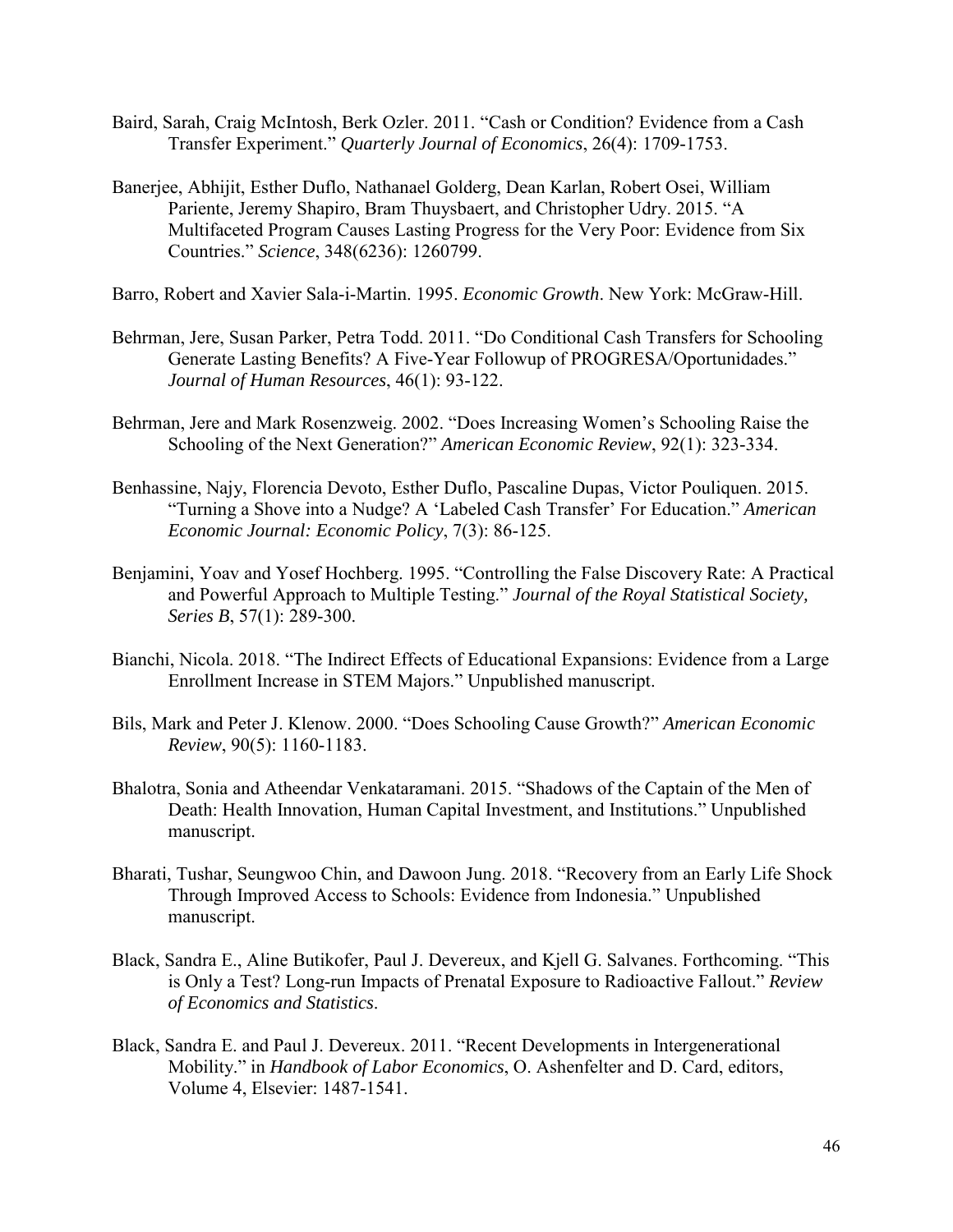Baird, Sarah, Craig McIntosh, Berk Ozler. 2011. "Cash or Condition? Evidence from a Cash Transfer Experiment." *Quarterly Journal of Economics*, 26(4): 1709-1753.

Banerjee, Abhijit, Esther Duflo, Nathanael Golderg, Dean Karlan, Robert Osei, William Pariente, Jeremy Shapiro, Bram Thuysbaert, and Christopher Udry. 2015. "A Multifaceted Program Causes Lasting Progress for the Very Poor: Evidence from Six Countries." *Science*, 348(6236): 1260799.

Barro, Robert and Xavier Sala-i-Martin. 1995. *Economic Growth*. New York: McGraw-Hill.

Behrman, Jere, Susan Parker, Petra Todd. 2011. "Do Conditional Cash Transfers for Schooling Generate Lasting Benefits? A Five-Year Followup of PROGRESA/Oportunidades." *Journal of Human Resources*, 46(1): 93-122.

Behrman, Jere and Mark Rosenzweig. 2002. "Does Increasing Women's Schooling Raise the Schooling of the Next Generation?" *American Economic Review*, 92(1): 323-334.

Benhassine, Najy, Florencia Devoto, Esther Duflo, Pascaline Dupas, Victor Pouliquen. 2015. "Turning a Shove into a Nudge? A 'Labeled Cash Transfer' For Education." *American Economic Journal: Economic Policy*, 7(3): 86-125.

Benjamini, Yoav and Yosef Hochberg. 1995. "Controlling the False Discovery Rate: A Practical and Powerful Approach to Multiple Testing." *Journal of the Royal Statistical Society, Series B*, 57(1): 289-300.

Bianchi, Nicola. 2018. "The Indirect Effects of Educational Expansions: Evidence from a Large Enrollment Increase in STEM Majors." Unpublished manuscript.

Bils, Mark and Peter J. Klenow. 2000. "Does Schooling Cause Growth?" *American Economic Review*, 90(5): 1160-1183.

Bhalotra, Sonia and Atheendar Venkataramani. 2015. "Shadows of the Captain of the Men of Death: Health Innovation, Human Capital Investment, and Institutions." Unpublished manuscript.

Bharati, Tushar, Seungwoo Chin, and Dawoon Jung. 2018. "Recovery from an Early Life Shock Through Improved Access to Schools: Evidence from Indonesia." Unpublished manuscript.

Black, Sandra E., Aline Butikofer, Paul J. Devereux, and Kjell G. Salvanes. Forthcoming. "This is Only a Test? Long-run Impacts of Prenatal Exposure to Radioactive Fallout." *Review of Economics and Statistics*.

Black, Sandra E. and Paul J. Devereux. 2011. "Recent Developments in Intergenerational Mobility." in *Handbook of Labor Economics*, O. Ashenfelter and D. Card, editors, Volume 4, Elsevier: 1487-1541.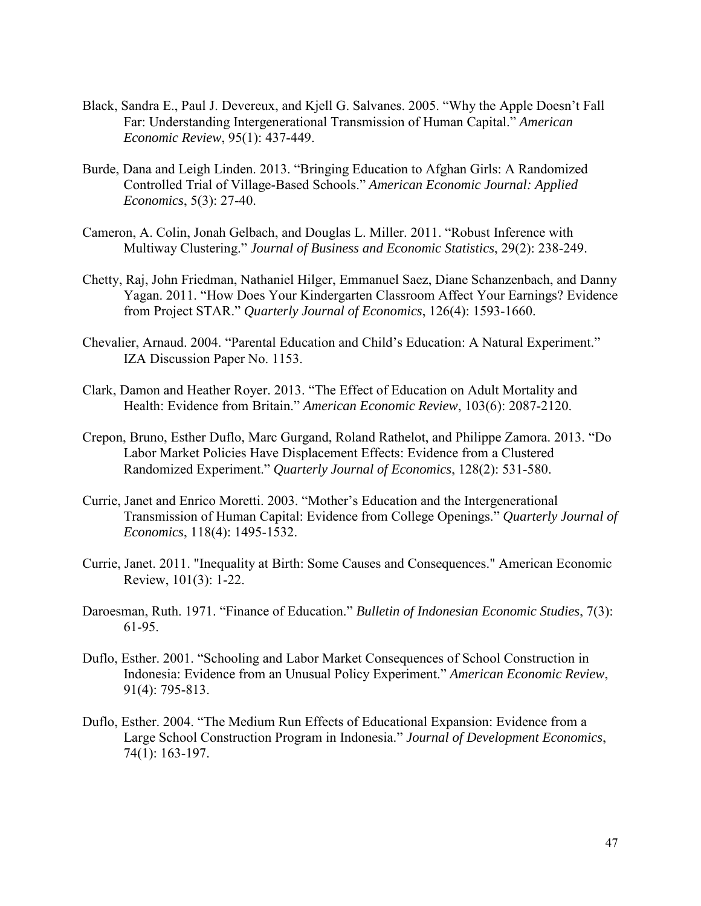Black, Sandra E., Paul J. Devereux, and Kjell G. Salvanes. 2005. "Why the Apple Doesn't Fall Far: Understanding Intergenerational Transmission of Human Capital." *American Economic Review*, 95(1): 437-449.

Burde, Dana and Leigh Linden. 2013. "Bringing Education to Afghan Girls: A Randomized Controlled Trial of Village-Based Schools." *American Economic Journal: Applied Economics*, 5(3): 27-40.

Cameron, A. Colin, Jonah Gelbach, and Douglas L. Miller. 2011. "Robust Inference with Multiway Clustering." *Journal of Business and Economic Statistics*, 29(2): 238-249.

Chetty, Raj, John Friedman, Nathaniel Hilger, Emmanuel Saez, Diane Schanzenbach, and Danny Yagan. 2011. "How Does Your Kindergarten Classroom Affect Your Earnings? Evidence from Project STAR." *Quarterly Journal of Economics*, 126(4): 1593-1660.

Chevalier, Arnaud. 2004. "Parental Education and Child's Education: A Natural Experiment." IZA Discussion Paper No. 1153.

Clark, Damon and Heather Royer. 2013. "The Effect of Education on Adult Mortality and Health: Evidence from Britain." *American Economic Review*, 103(6): 2087-2120.

Crepon, Bruno, Esther Duflo, Marc Gurgand, Roland Rathelot, and Philippe Zamora. 2013. "Do Labor Market Policies Have Displacement Effects: Evidence from a Clustered Randomized Experiment." *Quarterly Journal of Economics*, 128(2): 531-580.

Currie, Janet and Enrico Moretti. 2003. "Mother's Education and the Intergenerational Transmission of Human Capital: Evidence from College Openings." *Quarterly Journal of Economics*, 118(4): 1495-1532.

Currie, Janet. 2011. "Inequality at Birth: Some Causes and Consequences." American Economic Review, 101(3): 1-22.

Daroesman, Ruth. 1971. "Finance of Education." *Bulletin of Indonesian Economic Studies*, 7(3): 61-95.

Duflo, Esther. 2001. "Schooling and Labor Market Consequences of School Construction in Indonesia: Evidence from an Unusual Policy Experiment." *American Economic Review*, 91(4): 795-813.

Duflo, Esther. 2004. "The Medium Run Effects of Educational Expansion: Evidence from a Large School Construction Program in Indonesia." *Journal of Development Economics*, 74(1): 163-197.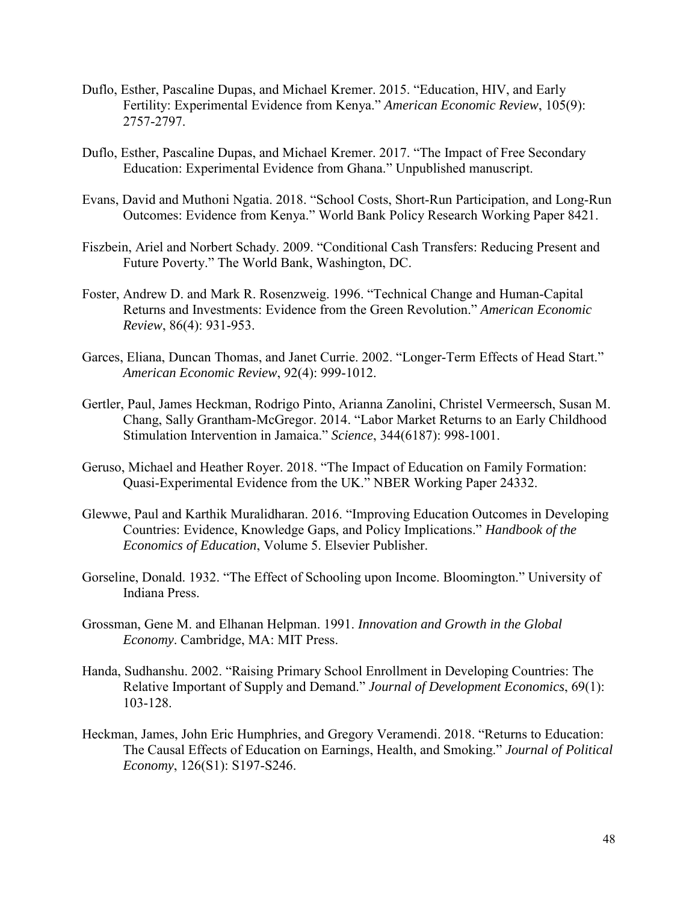Duflo, Esther, Pascaline Dupas, and Michael Kremer. 2015. "Education, HIV, and Early Fertility: Experimental Evidence from Kenya." *American Economic Review*, 105(9): 2757-2797.

Duflo, Esther, Pascaline Dupas, and Michael Kremer. 2017. "The Impact of Free Secondary Education: Experimental Evidence from Ghana." Unpublished manuscript.

Evans, David and Muthoni Ngatia. 2018. "School Costs, Short-Run Participation, and Long-Run Outcomes: Evidence from Kenya." World Bank Policy Research Working Paper 8421.

Fiszbein, Ariel and Norbert Schady. 2009. "Conditional Cash Transfers: Reducing Present and Future Poverty." The World Bank, Washington, DC.

Foster, Andrew D. and Mark R. Rosenzweig. 1996. "Technical Change and Human-Capital Returns and Investments: Evidence from the Green Revolution." *American Economic Review*, 86(4): 931-953.

Garces, Eliana, Duncan Thomas, and Janet Currie. 2002. "Longer-Term Effects of Head Start." *American Economic Review*, 92(4): 999-1012.

Gertler, Paul, James Heckman, Rodrigo Pinto, Arianna Zanolini, Christel Vermeersch, Susan M. Chang, Sally Grantham-McGregor. 2014. "Labor Market Returns to an Early Childhood Stimulation Intervention in Jamaica." *Science*, 344(6187): 998-1001.

Geruso, Michael and Heather Royer. 2018. "The Impact of Education on Family Formation: Quasi-Experimental Evidence from the UK." NBER Working Paper 24332.

Glewwe, Paul and Karthik Muralidharan. 2016. "Improving Education Outcomes in Developing Countries: Evidence, Knowledge Gaps, and Policy Implications." *Handbook of the Economics of Education*, Volume 5. Elsevier Publisher.

Gorseline, Donald. 1932. "The Effect of Schooling upon Income. Bloomington." University of Indiana Press.

Grossman, Gene M. and Elhanan Helpman. 1991. *Innovation and Growth in the Global Economy*. Cambridge, MA: MIT Press.

Handa, Sudhanshu. 2002. "Raising Primary School Enrollment in Developing Countries: The Relative Important of Supply and Demand." *Journal of Development Economics*, 69(1): 103-128.

Heckman, James, John Eric Humphries, and Gregory Veramendi. 2018. "Returns to Education: The Causal Effects of Education on Earnings, Health, and Smoking." *Journal of Political Economy*, 126(S1): S197-S246.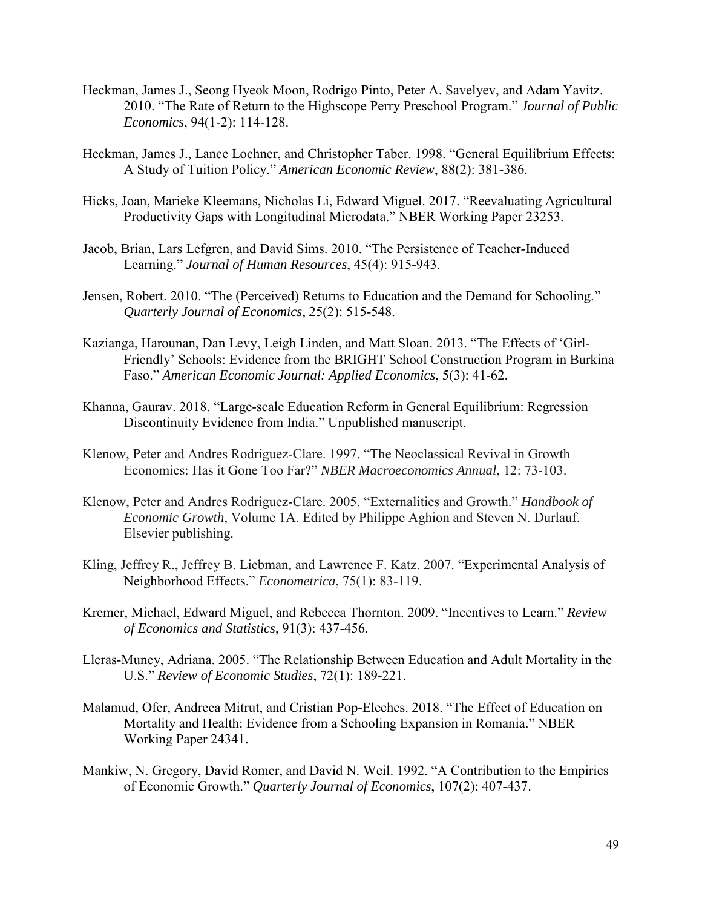Heckman, James J., Seong Hyeok Moon, Rodrigo Pinto, Peter A. Savelyev, and Adam Yavitz. 2010. "The Rate of Return to the Highscope Perry Preschool Program." *Journal of Public Economics*, 94(1-2): 114-128.

Heckman, James J., Lance Lochner, and Christopher Taber. 1998. "General Equilibrium Effects: A Study of Tuition Policy." *American Economic Review*, 88(2): 381-386.

Hicks, Joan, Marieke Kleemans, Nicholas Li, Edward Miguel. 2017. "Reevaluating Agricultural Productivity Gaps with Longitudinal Microdata." NBER Working Paper 23253.

Jacob, Brian, Lars Lefgren, and David Sims. 2010. "The Persistence of Teacher-Induced Learning." *Journal of Human Resources*, 45(4): 915-943.

Jensen, Robert. 2010. "The (Perceived) Returns to Education and the Demand for Schooling." *Quarterly Journal of Economics*, 25(2): 515-548.

Kazianga, Harounan, Dan Levy, Leigh Linden, and Matt Sloan. 2013. "The Effects of 'Girl-Friendly' Schools: Evidence from the BRIGHT School Construction Program in Burkina Faso." *American Economic Journal: Applied Economics*, 5(3): 41-62.

Khanna, Gaurav. 2018. "Large-scale Education Reform in General Equilibrium: Regression Discontinuity Evidence from India." Unpublished manuscript.

Klenow, Peter and Andres Rodriguez-Clare. 1997. "The Neoclassical Revival in Growth Economics: Has it Gone Too Far?" *NBER Macroeconomics Annual*, 12: 73-103.

Klenow, Peter and Andres Rodriguez-Clare. 2005. "Externalities and Growth." *Handbook of Economic Growth*, Volume 1A. Edited by Philippe Aghion and Steven N. Durlauf. Elsevier publishing.

Kling, Jeffrey R., Jeffrey B. Liebman, and Lawrence F. Katz. 2007. "Experimental Analysis of Neighborhood Effects." *Econometrica*, 75(1): 83-119.

Kremer, Michael, Edward Miguel, and Rebecca Thornton. 2009. "Incentives to Learn." *Review of Economics and Statistics*, 91(3): 437-456.

Lleras-Muney, Adriana. 2005. "The Relationship Between Education and Adult Mortality in the U.S." *Review of Economic Studies*, 72(1): 189-221.

Malamud, Ofer, Andreea Mitrut, and Cristian Pop-Eleches. 2018. "The Effect of Education on Mortality and Health: Evidence from a Schooling Expansion in Romania." NBER Working Paper 24341.

Mankiw, N. Gregory, David Romer, and David N. Weil. 1992. "A Contribution to the Empirics of Economic Growth." *Quarterly Journal of Economics*, 107(2): 407-437.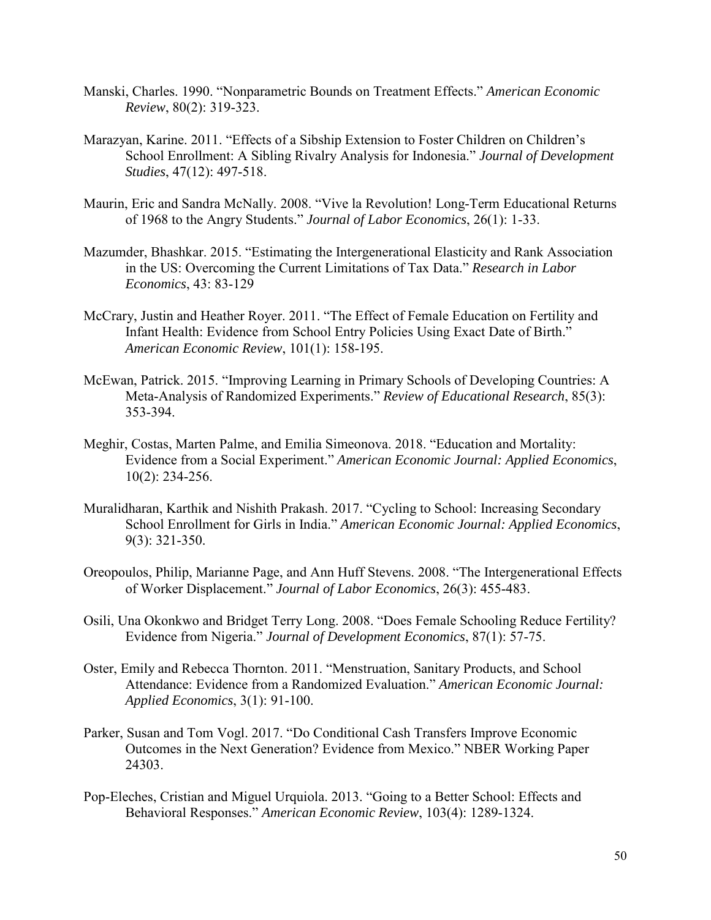Manski, Charles. 1990. "Nonparametric Bounds on Treatment Effects." *American Economic Review*, 80(2): 319-323.

Marazyan, Karine. 2011. "Effects of a Sibship Extension to Foster Children on Children's School Enrollment: A Sibling Rivalry Analysis for Indonesia." *Journal of Development Studies*, 47(12): 497-518.

Maurin, Eric and Sandra McNally. 2008. "Vive la Revolution! Long-Term Educational Returns of 1968 to the Angry Students." *Journal of Labor Economics*, 26(1): 1-33.

Mazumder, Bhashkar. 2015. "Estimating the Intergenerational Elasticity and Rank Association in the US: Overcoming the Current Limitations of Tax Data." *Research in Labor Economics*, 43: 83-129

McCrary, Justin and Heather Royer. 2011. "The Effect of Female Education on Fertility and Infant Health: Evidence from School Entry Policies Using Exact Date of Birth." *American Economic Review*, 101(1): 158-195.

McEwan, Patrick. 2015. "Improving Learning in Primary Schools of Developing Countries: A Meta-Analysis of Randomized Experiments." *Review of Educational Research*, 85(3): 353-394.

Meghir, Costas, Marten Palme, and Emilia Simeonova. 2018. "Education and Mortality: Evidence from a Social Experiment." *American Economic Journal: Applied Economics*, 10(2): 234-256.

Muralidharan, Karthik and Nishith Prakash. 2017. "Cycling to School: Increasing Secondary School Enrollment for Girls in India." *American Economic Journal: Applied Economics*, 9(3): 321-350.

Oreopoulos, Philip, Marianne Page, and Ann Huff Stevens. 2008. "The Intergenerational Effects of Worker Displacement." *Journal of Labor Economics*, 26(3): 455-483.

Osili, Una Okonkwo and Bridget Terry Long. 2008. "Does Female Schooling Reduce Fertility? Evidence from Nigeria." *Journal of Development Economics*, 87(1): 57-75.

Oster, Emily and Rebecca Thornton. 2011. "Menstruation, Sanitary Products, and School Attendance: Evidence from a Randomized Evaluation." *American Economic Journal: Applied Economics*, 3(1): 91-100.

Parker, Susan and Tom Vogl. 2017. "Do Conditional Cash Transfers Improve Economic Outcomes in the Next Generation? Evidence from Mexico." NBER Working Paper 24303.

Pop-Eleches, Cristian and Miguel Urquiola. 2013. "Going to a Better School: Effects and Behavioral Responses." *American Economic Review*, 103(4): 1289-1324.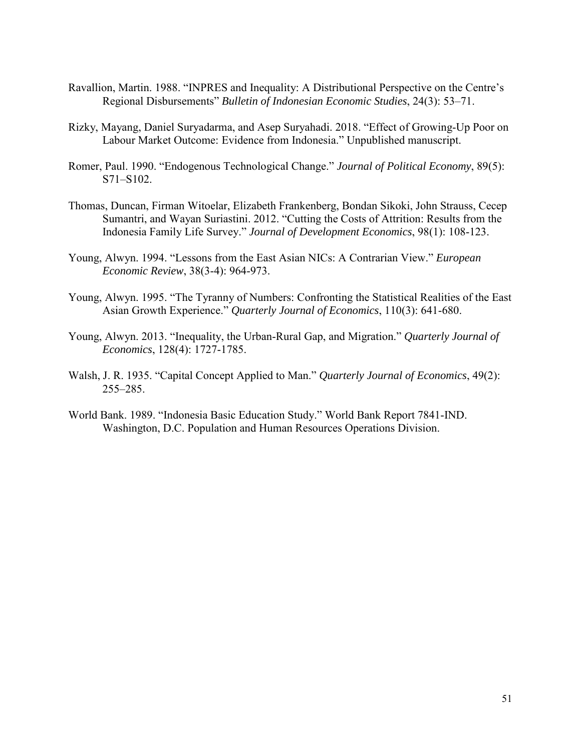Ravallion, Martin. 1988. "INPRES and Inequality: A Distributional Perspective on the Centre's Regional Disbursements" *Bulletin of Indonesian Economic Studies*, 24(3): 53–71.

Rizky, Mayang, Daniel Suryadarma, and Asep Suryahadi. 2018. "Effect of Growing-Up Poor on Labour Market Outcome: Evidence from Indonesia." Unpublished manuscript.

Romer, Paul. 1990. "Endogenous Technological Change." *Journal of Political Economy*, 89(5): S71–S102.

Thomas, Duncan, Firman Witoelar, Elizabeth Frankenberg, Bondan Sikoki, John Strauss, Cecep Sumantri, and Wayan Suriastini. 2012. "Cutting the Costs of Attrition: Results from the Indonesia Family Life Survey." *Journal of Development Economics*, 98(1): 108-123.

Young, Alwyn. 1994. "Lessons from the East Asian NICs: A Contrarian View." *European Economic Review*, 38(3-4): 964-973.

Young, Alwyn. 1995. "The Tyranny of Numbers: Confronting the Statistical Realities of the East Asian Growth Experience." *Quarterly Journal of Economics*, 110(3): 641-680.

Young, Alwyn. 2013. "Inequality, the Urban-Rural Gap, and Migration." *Quarterly Journal of Economics*, 128(4): 1727-1785.

Walsh, J. R. 1935. "Capital Concept Applied to Man." *Quarterly Journal of Economics*, 49(2): 255–285.

World Bank. 1989. "Indonesia Basic Education Study." World Bank Report 7841-IND. Washington, D.C. Population and Human Resources Operations Division.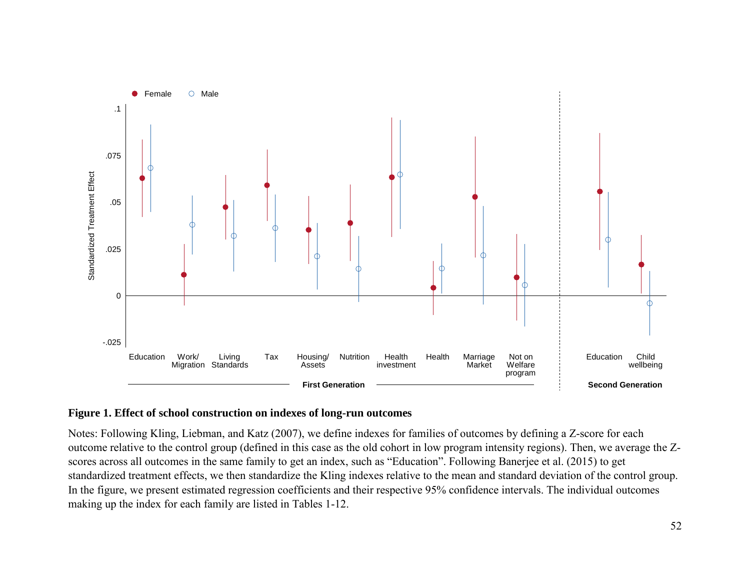**Figure 1. Effect of school construction on indexes of long-run outcomes**

Notes: Following Kling, Liebman, and Katz (2007), we define indexes for families of outcomes by defining a Z-score for each outcome relative to the control group (defined in this case as the old cohort in low program intensity regions). Then, we average the Z-scores across all outcomes in the same family to get an index, such as “Education”. Following Banerjee et al. (2015) to get standardized treatment effects, we then standardize the Kling indexes relative to the mean and standard deviation of the control group. In the figure, we present estimated regression coefficients and their respective 95% confidence intervals. The individual outcomes making up the index for each family are listed in Tables 1-12.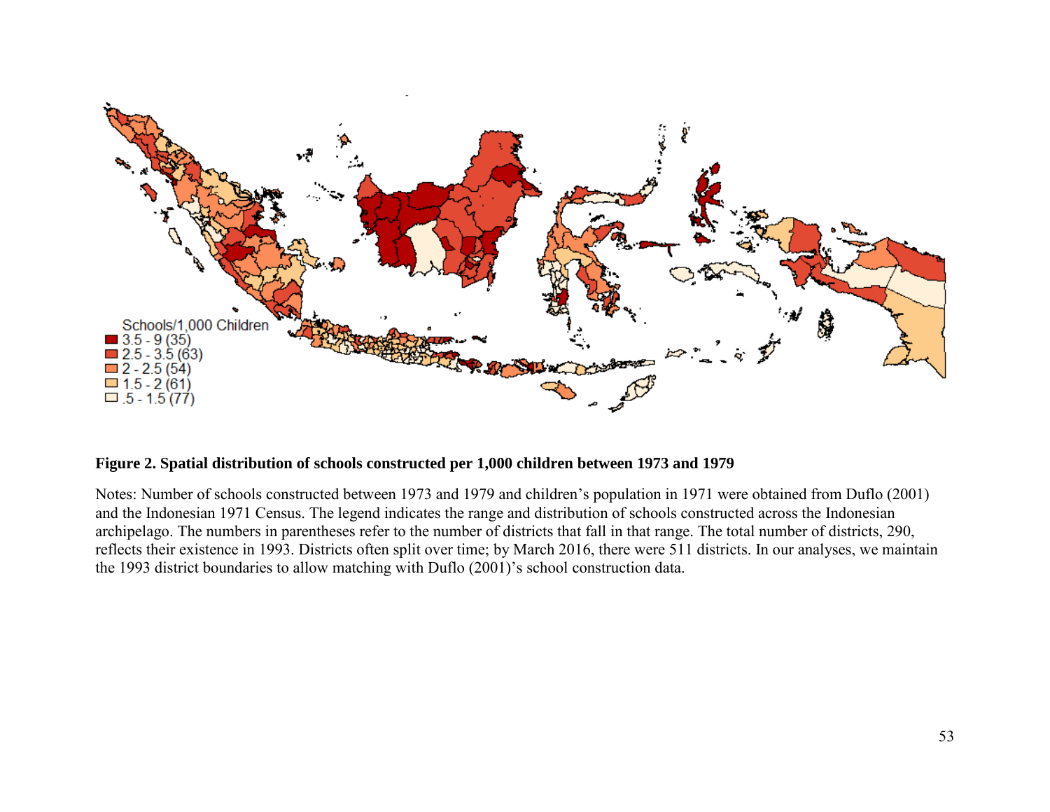**Figure 2. Spatial distribution of schools constructed per 1,000 children between 1973 and 1979**

Notes: Number of schools constructed between 1973 and 1979 and children's population in 1971 were obtained from Duflo (2001) and the Indonesian 1971 Census. The legend indicates the range and distribution of schools constructed across the Indonesian archipelago. The numbers in parentheses refer to the number of districts that fall in that range. The total number of districts, 290, reflects their existence in 1993. Districts often split over time; by March 2016, there were 511 districts. In our analyses, we maintain the 1993 district boundaries to allow matching with Duflo (2001)'s school construction data.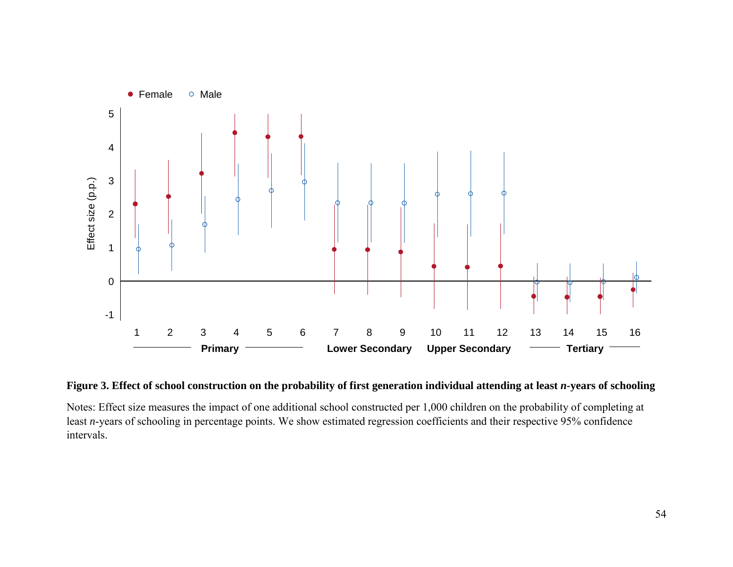**Figure 3. Effect of school construction on the probability of first generation individual attending at least *n*-years of schooling**

Notes: Effect size measures the impact of one additional school constructed per 1,000 children on the probability of completing at least *n*-years of schooling in percentage points. We show estimated regression coefficients and their respective 95% confidence intervals.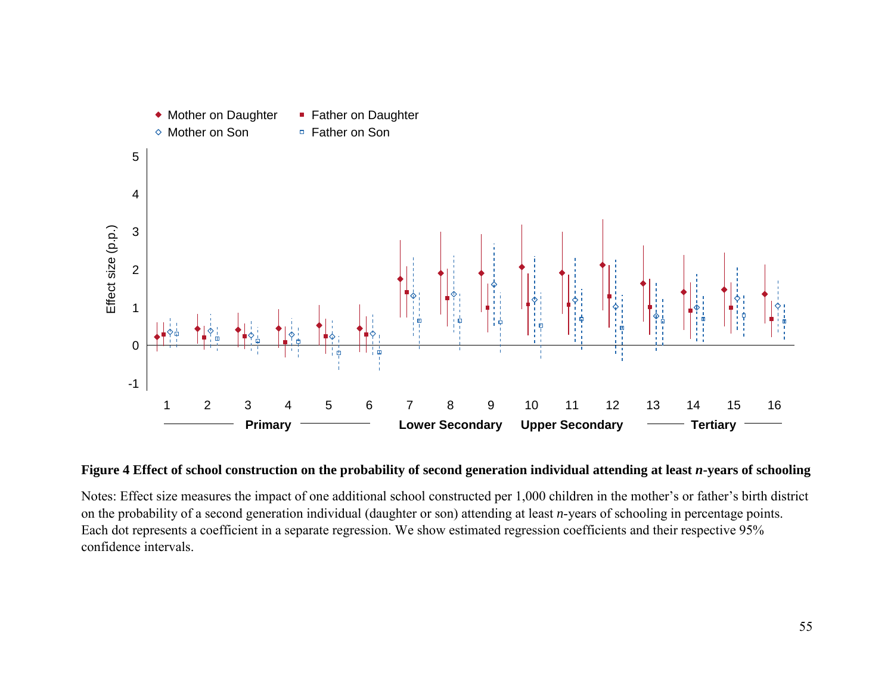**Figure 4 Effect of school construction on the probability of second generation individual attending at least *n*-years of schooling**

Notes: Effect size measures the impact of one additional school constructed per 1,000 children in the mother's or father's birth district on the probability of a second generation individual (daughter or son) attending at least *n*-years of schooling in percentage points. Each dot represents a coefficient in a separate regression. We show estimated regression coefficients and their respective 95% confidence intervals.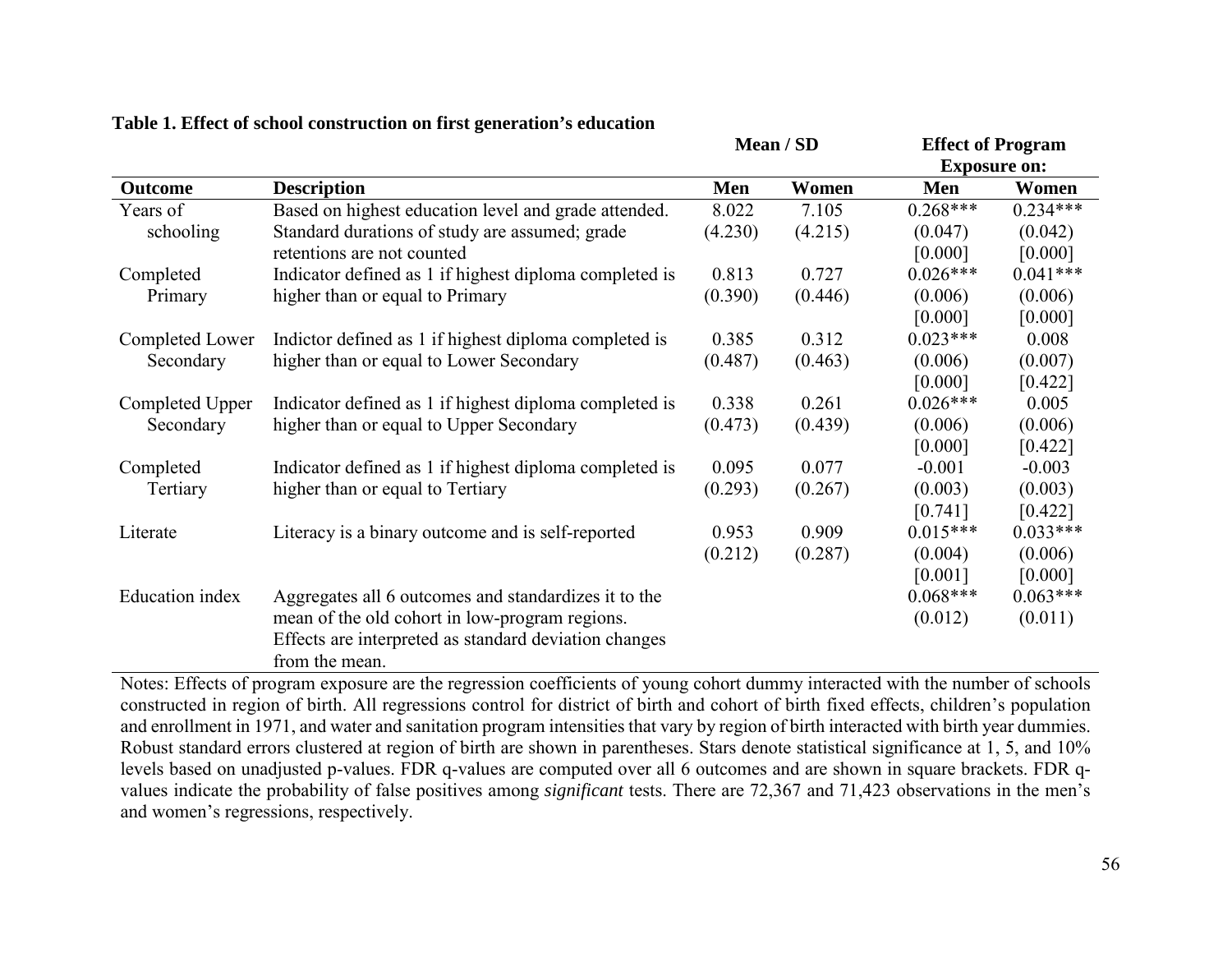**Table 1. Effect of school construction on first generation's education**

| Outcome | Description | Mean / SD | | Effect of Program Exposure on: | |
|---|---|---|---|---|---|
| | | Men | Women | Men | Women |
| Years of schooling | Based on highest education level and grade attended. Standard durations of study are assumed; grade retentions are not counted | 8.022<br>(4.230) | 7.105<br>(4.215) | 0.268***<br>(0.047)<br>[0.000] | 0.234***<br>(0.042)<br>[0.000] |
| Completed Primary | Indicator defined as 1 if highest diploma completed is higher than or equal to Primary | 0.813<br>(0.390) | 0.727<br>(0.446) | 0.026***<br>(0.006)<br>[0.000] | 0.041***<br>(0.006)<br>[0.000] |
| Completed Lower Secondary | Indictor defined as 1 if highest diploma completed is higher than or equal to Lower Secondary | 0.385<br>(0.487) | 0.312<br>(0.463) | 0.023***<br>(0.006)<br>[0.000] | 0.008<br>(0.007)<br>[0.422] |
| Completed Upper Secondary | Indicator defined as 1 if highest diploma completed is higher than or equal to Upper Secondary | 0.338<br>(0.473) | 0.261<br>(0.439) | 0.026***<br>(0.006)<br>[0.000] | 0.005<br>(0.006)<br>[0.422] |
| Completed Tertiary | Indicator defined as 1 if highest diploma completed is higher than or equal to Tertiary | 0.095<br>(0.293) | 0.077<br>(0.267) | -0.001<br>(0.003)<br>[0.741] | -0.003<br>(0.003)<br>[0.422] |
| Literate | Literacy is a binary outcome and is self-reported | 0.953<br>(0.212) | 0.909<br>(0.287) | 0.015***<br>(0.004)<br>[0.001] | 0.033***<br>(0.006)<br>[0.000] |
| Education index | Aggregates all 6 outcomes and standardizes it to the mean of the old cohort in low-program regions. Effects are interpreted as standard deviation changes from the mean. | | | 0.068***<br>(0.012) | 0.063***<br>(0.011) |

Notes: Effects of program exposure are the regression coefficients of young cohort dummy interacted with the number of schools constructed in region of birth. All regressions control for district of birth and cohort of birth fixed effects, children's population and enrollment in 1971, and water and sanitation program intensities that vary by region of birth interacted with birth year dummies. Robust standard errors clustered at region of birth are shown in parentheses. Stars denote statistical significance at 1, 5, and 10% levels based on unadjusted p-values. FDR q-values are computed over all 6 outcomes and are shown in square brackets. FDR q-values indicate the probability of false positives among *significant* tests. There are 72,367 and 71,423 observations in the men's and women's regressions, respectively.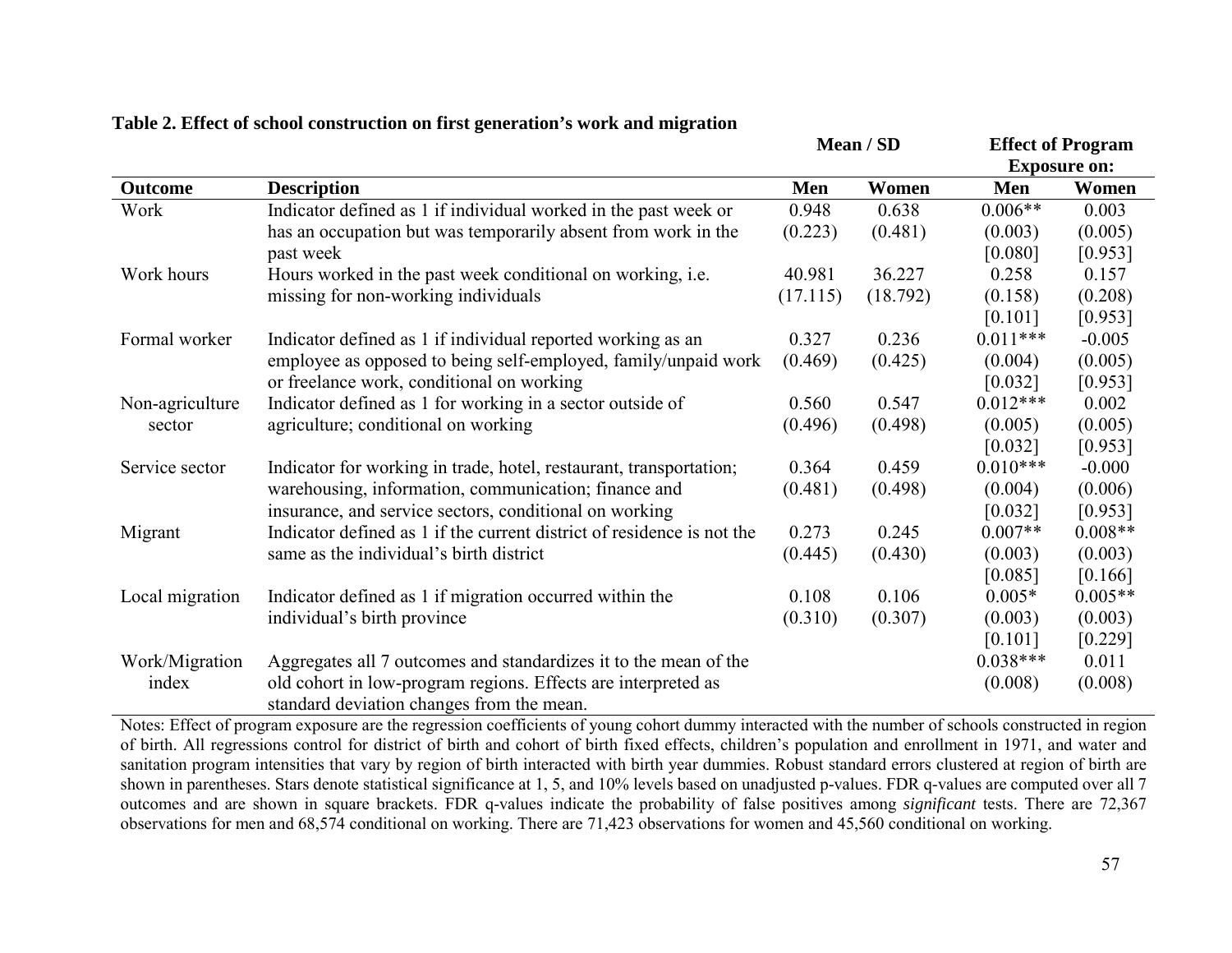**Table 2. Effect of school construction on first generation's work and migration**

| | | Mean / SD | | Effect of Program Exposure on: | |
|---|---|---|---|---|---|
| **Outcome** | **Description** | **Men** | **Women** | **Men** | **Women** |
| Work | Indicator defined as 1 if individual worked in the past week or has an occupation but was temporarily absent from work in the past week | 0.948 | 0.638 | 0.006** | 0.003 |
| | | (0.223) | (0.481) | (0.003) | (0.005) |
| | | | | [0.080] | [0.953] |
| Work hours | Hours worked in the past week conditional on working, i.e. missing for non-working individuals | 40.981 | 36.227 | 0.258 | 0.157 |
| | | (17.115) | (18.792) | (0.158) | (0.208) |
| | | | | [0.101] | [0.953] |
| Formal worker | Indicator defined as 1 if individual reported working as an employee as opposed to being self-employed, family/unpaid work or freelance work, conditional on working | 0.327 | 0.236 | 0.011*** | -0.005 |
| | | (0.469) | (0.425) | (0.004) | (0.005) |
| | | | | [0.032] | [0.953] |
| Non-agriculture sector | Indicator defined as 1 for working in a sector outside of agriculture; conditional on working | 0.560 | 0.547 | 0.012*** | 0.002 |
| | | (0.496) | (0.498) | (0.005) | (0.005) |
| | | | | [0.032] | [0.953] |
| Service sector | Indicator for working in trade, hotel, restaurant, transportation; warehousing, information, communication; finance and insurance, and service sectors, conditional on working | 0.364 | 0.459 | 0.010*** | -0.000 |
| | | (0.481) | (0.498) | (0.004) | (0.006) |
| | | | | [0.032] | [0.953] |
| Migrant | Indicator defined as 1 if the current district of residence is not the same as the individual's birth district | 0.273 | 0.245 | 0.007** | 0.008** |
| | | (0.445) | (0.430) | (0.003) | (0.003) |
| | | | | [0.085] | [0.166] |
| Local migration | Indicator defined as 1 if migration occurred within the individual's birth province | 0.108 | 0.106 | 0.005* | 0.005** |
| | | (0.310) | (0.307) | (0.003) | (0.003) |
| | | | | [0.101] | [0.229] |
| Work/Migration index | Aggregates all 7 outcomes and standardizes it to the mean of the old cohort in low-program regions. Effects are interpreted as standard deviation changes from the mean. | | | 0.038*** | 0.011 |
| | | | | (0.008) | (0.008) |

Notes: Effect of program exposure are the regression coefficients of young cohort dummy interacted with the number of schools constructed in region of birth. All regressions control for district of birth and cohort of birth fixed effects, children's population and enrollment in 1971, and water and sanitation program intensities that vary by region of birth interacted with birth year dummies. Robust standard errors clustered at region of birth are shown in parentheses. Stars denote statistical significance at 1, 5, and 10% levels based on unadjusted p-values. FDR q-values are computed over all 7 outcomes and are shown in square brackets. FDR q-values indicate the probability of false positives among *significant* tests. There are 72,367 observations for men and 68,574 conditional on working. There are 71,423 observations for women and 45,560 conditional on working.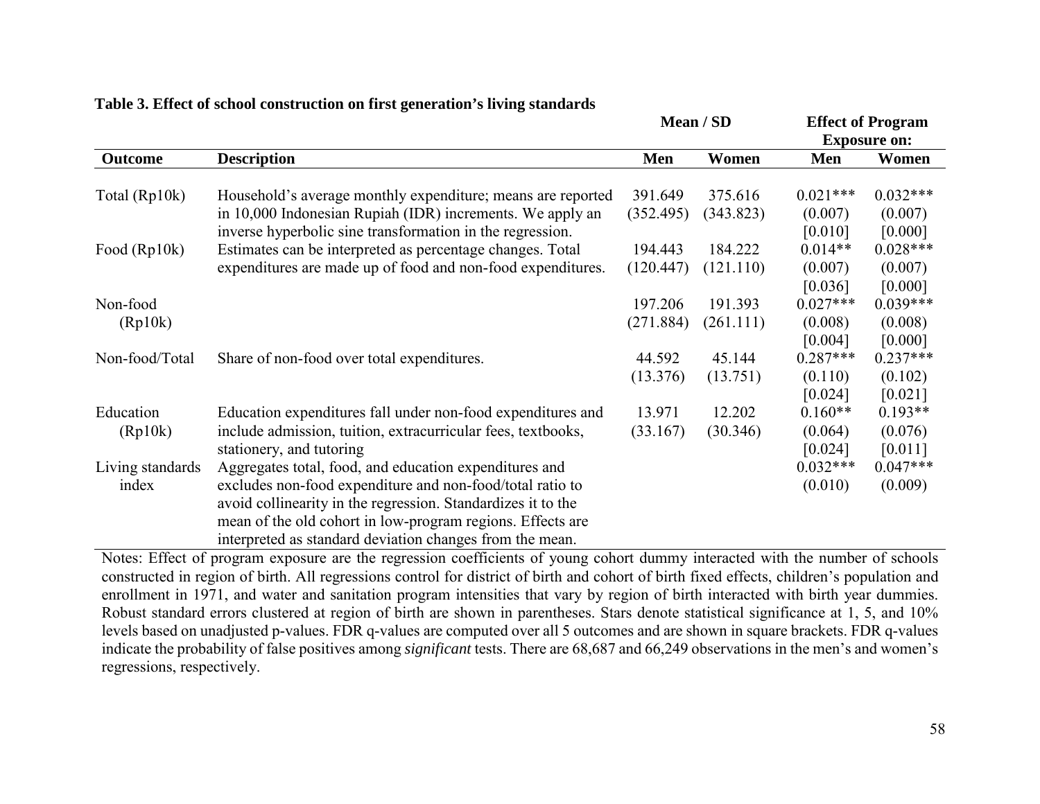**Table 3. Effect of school construction on first generation's living standards**

| Outcome | Description | Mean / SD | | Effect of Program Exposure on: | |
|---|---|---|---|---|---|
| | | Men | Women | Men | Women |
| Total (Rp10k) | Household's average monthly expenditure; means are reported in 10,000 Indonesian Rupiah (IDR) increments. We apply an inverse hyperbolic sine transformation in the regression. | 391.649<br>(352.495) | 375.616<br>(343.823) | 0.021***<br>(0.007)<br>[0.010] | 0.032***<br>(0.007)<br>[0.000] |
| Food (Rp10k) | Estimates can be interpreted as percentage changes. Total expenditures are made up of food and non-food expenditures. | 194.443<br>(120.447) | 184.222<br>(121.110) | 0.014**<br>(0.007)<br>[0.036] | 0.028***<br>(0.007)<br>[0.000] |
| Non-food (Rp10k) | | 197.206<br>(271.884) | 191.393<br>(261.111) | 0.027***<br>(0.008)<br>[0.004] | 0.039***<br>(0.008)<br>[0.000] |
| Non-food/Total | Share of non-food over total expenditures. | 44.592<br>(13.376) | 45.144<br>(13.751) | 0.287***<br>(0.110)<br>[0.024] | 0.237***<br>(0.102)<br>[0.021] |
| Education (Rp10k) | Education expenditures fall under non-food expenditures and include admission, tuition, extracurricular fees, textbooks, stationery, and tutoring | 13.971<br>(33.167) | 12.202<br>(30.346) | 0.160**<br>(0.064)<br>[0.024] | 0.193**<br>(0.076)<br>[0.011] |
| Living standards index | Aggregates total, food, and education expenditures and excludes non-food expenditure and non-food/total ratio to avoid collinearity in the regression. Standardizes it to the mean of the old cohort in low-program regions. Effects are interpreted as standard deviation changes from the mean. | | | 0.032***<br>(0.010) | 0.047***<br>(0.009) |

Notes: Effect of program exposure are the regression coefficients of young cohort dummy interacted with the number of schools constructed in region of birth. All regressions control for district of birth and cohort of birth fixed effects, children's population and enrollment in 1971, and water and sanitation program intensities that vary by region of birth interacted with birth year dummies. Robust standard errors clustered at region of birth are shown in parentheses. Stars denote statistical significance at 1, 5, and 10% levels based on unadjusted p-values. FDR q-values are computed over all 5 outcomes and are shown in square brackets. FDR q-values indicate the probability of false positives among *significant* tests. There are 68,687 and 66,249 observations in the men's and women's regressions, respectively.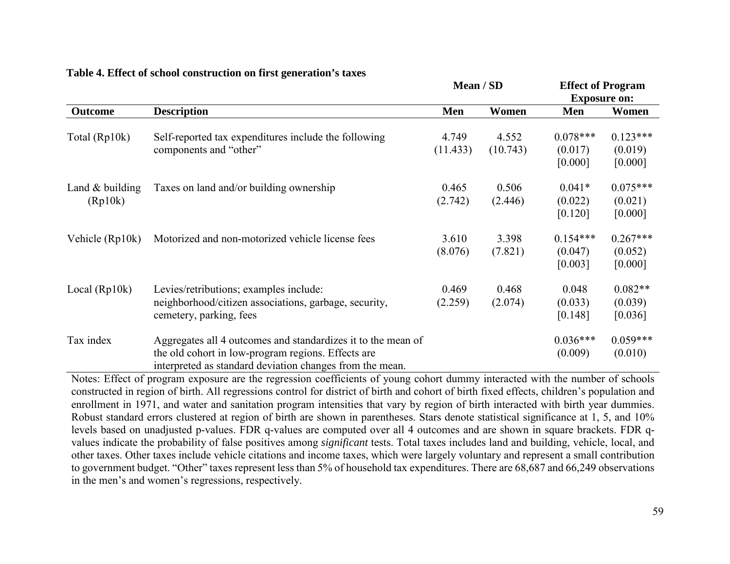**Table 4. Effect of school construction on first generation's taxes**

| | | Mean / SD | | Effect of Program Exposure on: | |
|---|---|---|---|---|---|
| **Outcome** | **Description** | **Men** | **Women** | **Men** | **Women** |
| Total (Rp10k) | Self-reported tax expenditures include the following components and "other" | 4.749 (11.433) | 4.552 (10.743) | 0.078*** (0.017) [0.000] | 0.123*** (0.019) [0.000] |
| Land & building (Rp10k) | Taxes on land and/or building ownership | 0.465 (2.742) | 0.506 (2.446) | 0.041* (0.022) [0.120] | 0.075*** (0.021) [0.000] |
| Vehicle (Rp10k) | Motorized and non-motorized vehicle license fees | 3.610 (8.076) | 3.398 (7.821) | 0.154*** (0.047) [0.003] | 0.267*** (0.052) [0.000] |
| Local (Rp10k) | Levies/retributions; examples include: neighborhood/citizen associations, garbage, security, cemetery, parking, fees | 0.469 (2.259) | 0.468 (2.074) | 0.048 (0.033) [0.148] | 0.082** (0.039) [0.036] |
| Tax index | Aggregates all 4 outcomes and standardizes it to the mean of the old cohort in low-program regions. Effects are interpreted as standard deviation changes from the mean. | | | 0.036*** (0.009) | 0.059*** (0.010) |

Notes: Effect of program exposure are the regression coefficients of young cohort dummy interacted with the number of schools constructed in region of birth. All regressions control for district of birth and cohort of birth fixed effects, children's population and enrollment in 1971, and water and sanitation program intensities that vary by region of birth interacted with birth year dummies. Robust standard errors clustered at region of birth are shown in parentheses. Stars denote statistical significance at 1, 5, and 10% levels based on unadjusted p-values. FDR q-values are computed over all 4 outcomes and are shown in square brackets. FDR q-values indicate the probability of false positives among *significant* tests. Total taxes includes land and building, vehicle, local, and other taxes. Other taxes include vehicle citations and income taxes, which were largely voluntary and represent a small contribution to government budget. "Other" taxes represent less than 5% of household tax expenditures. There are 68,687 and 66,249 observations in the men's and women's regressions, respectively.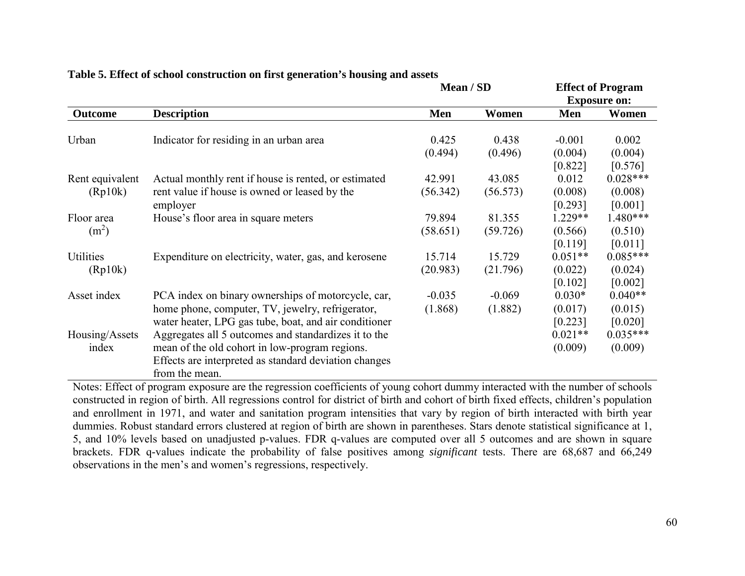**Table 5. Effect of school construction on first generation's housing and assets**

| Outcome | Description | Mean / SD | | Effect of Program Exposure on: | |
|---|---|---|---|---|---|
| | | Men | Women | Men | Women |
| Urban | Indicator for residing in an urban area | 0.425 | 0.438 | -0.001 | 0.002 |
| | | (0.494) | (0.496) | (0.004) | (0.004) |
| | | | | [0.822] | [0.576] |
| Rent equivalent (Rp10k) | Actual monthly rent if house is rented, or estimated rent value if house is owned or leased by the employer | 42.991 | 43.085 | 0.012 | 0.028*** |
| | | (56.342) | (56.573) | (0.008) | (0.008) |
| | | | | [0.293] | [0.001] |
| Floor area ($m^2$) | House's floor area in square meters | 79.894 | 81.355 | 1.229** | 1.480*** |
| | | (58.651) | (59.726) | (0.566) | (0.510) |
| | | | | [0.119] | [0.011] |
| Utilities (Rp10k) | Expenditure on electricity, water, gas, and kerosene | 15.714 | 15.729 | 0.051** | 0.085*** |
| | | (20.983) | (21.796) | (0.022) | (0.024) |
| | | | | [0.102] | [0.002] |
| Asset index | PCA index on binary ownerships of motorcycle, car, home phone, computer, TV, jewelry, refrigerator, water heater, LPG gas tube, boat, and air conditioner | -0.035 | -0.069 | 0.030* | 0.040** |
| | | (1.868) | (1.882) | (0.017) | (0.015) |
| | | | | [0.223] | [0.020] |
| Housing/Assets index | Aggregates all 5 outcomes and standardizes it to the mean of the old cohort in low-program regions. Effects are interpreted as standard deviation changes from the mean. | | | 0.021** | 0.035*** |
| | | | | (0.009) | (0.009) |

Notes: Effect of program exposure are the regression coefficients of young cohort dummy interacted with the number of schools constructed in region of birth. All regressions control for district of birth and cohort of birth fixed effects, children's population and enrollment in 1971, and water and sanitation program intensities that vary by region of birth interacted with birth year dummies. Robust standard errors clustered at region of birth are shown in parentheses. Stars denote statistical significance at 1, 5, and 10% levels based on unadjusted p-values. FDR q-values are computed over all 5 outcomes and are shown in square brackets. FDR q-values indicate the probability of false positives among *significant* tests. There are 68,687 and 66,249 observations in the men's and women's regressions, respectively.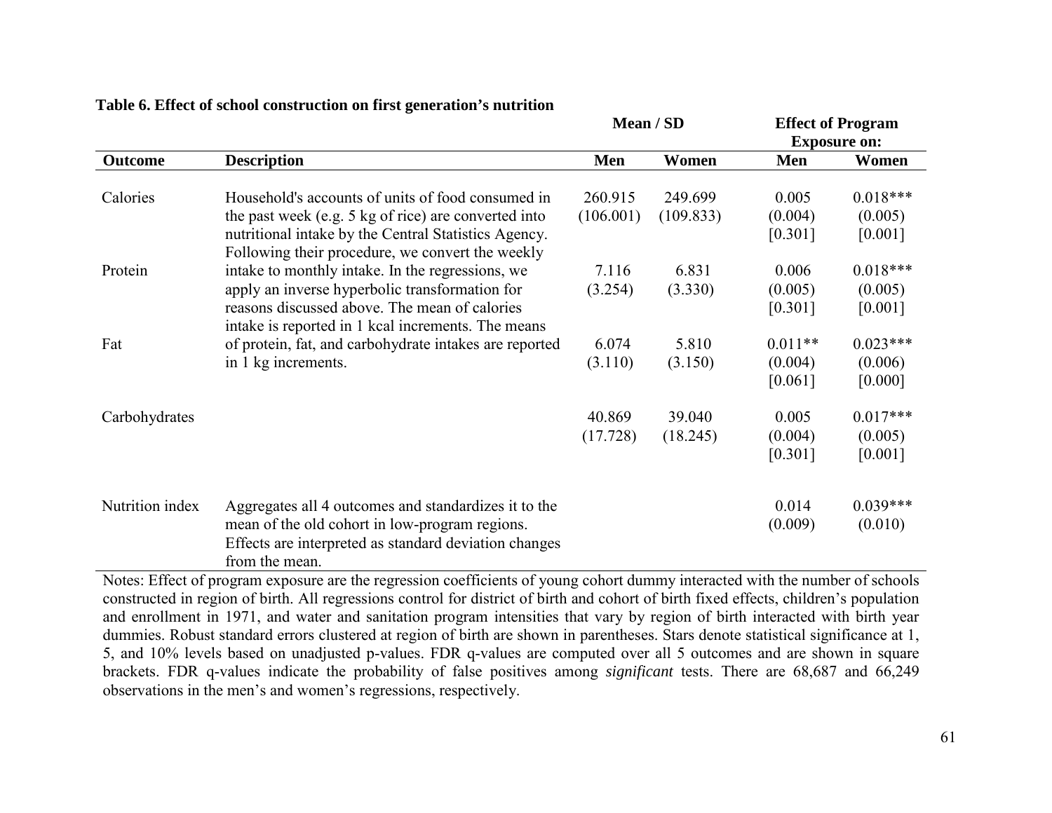**Table 6. Effect of school construction on first generation's nutrition**

| Outcome | Description | Mean / SD | | Effect of Program Exposure on: | |
|---|---|---|---|---|---|
| | | Men | Women | Men | Women |
| Calories | Household's accounts of units of food consumed in the past week (e.g. 5 kg of rice) are converted into nutritional intake by the Central Statistics Agency. Following their procedure, we convert the weekly intake to monthly intake. In the regressions, we apply an inverse hyperbolic transformation for reasons discussed above. The mean of calories intake is reported in 1 kcal increments. The means of protein, fat, and carbohydrate intakes are reported in 1 kg increments. | 260.915 | 249.699 | 0.005 | 0.018*** |
| | | (106.001) | (109.833) | (0.004) | (0.005) |
| | | | | [0.301] | [0.001] |
| Protein | | 7.116 | 6.831 | 0.006 | 0.018*** |
| | | (3.254) | (3.330) | (0.005) | (0.005) |
| | | | | [0.301] | [0.001] |
| Fat | | 6.074 | 5.810 | 0.011** | 0.023*** |
| | | (3.110) | (3.150) | (0.004) | (0.006) |
| | | | | [0.061] | [0.000] |
| Carbohydrates | | 40.869 | 39.040 | 0.005 | 0.017*** |
| | | (17.728) | (18.245) | (0.004) | (0.005) |
| | | | | [0.301] | [0.001] |
| Nutrition index | Aggregates all 4 outcomes and standardizes it to the mean of the old cohort in low-program regions. Effects are interpreted as standard deviation changes from the mean. | | | 0.014 | 0.039*** |
| | | | | (0.009) | (0.010) |

Notes: Effect of program exposure are the regression coefficients of young cohort dummy interacted with the number of schools constructed in region of birth. All regressions control for district of birth and cohort of birth fixed effects, children's population and enrollment in 1971, and water and sanitation program intensities that vary by region of birth interacted with birth year dummies. Robust standard errors clustered at region of birth are shown in parentheses. Stars denote statistical significance at 1, 5, and 10% levels based on unadjusted p-values. FDR q-values are computed over all 5 outcomes and are shown in square brackets. FDR q-values indicate the probability of false positives among *significant* tests. There are 68,687 and 66,249 observations in the men's and women's regressions, respectively.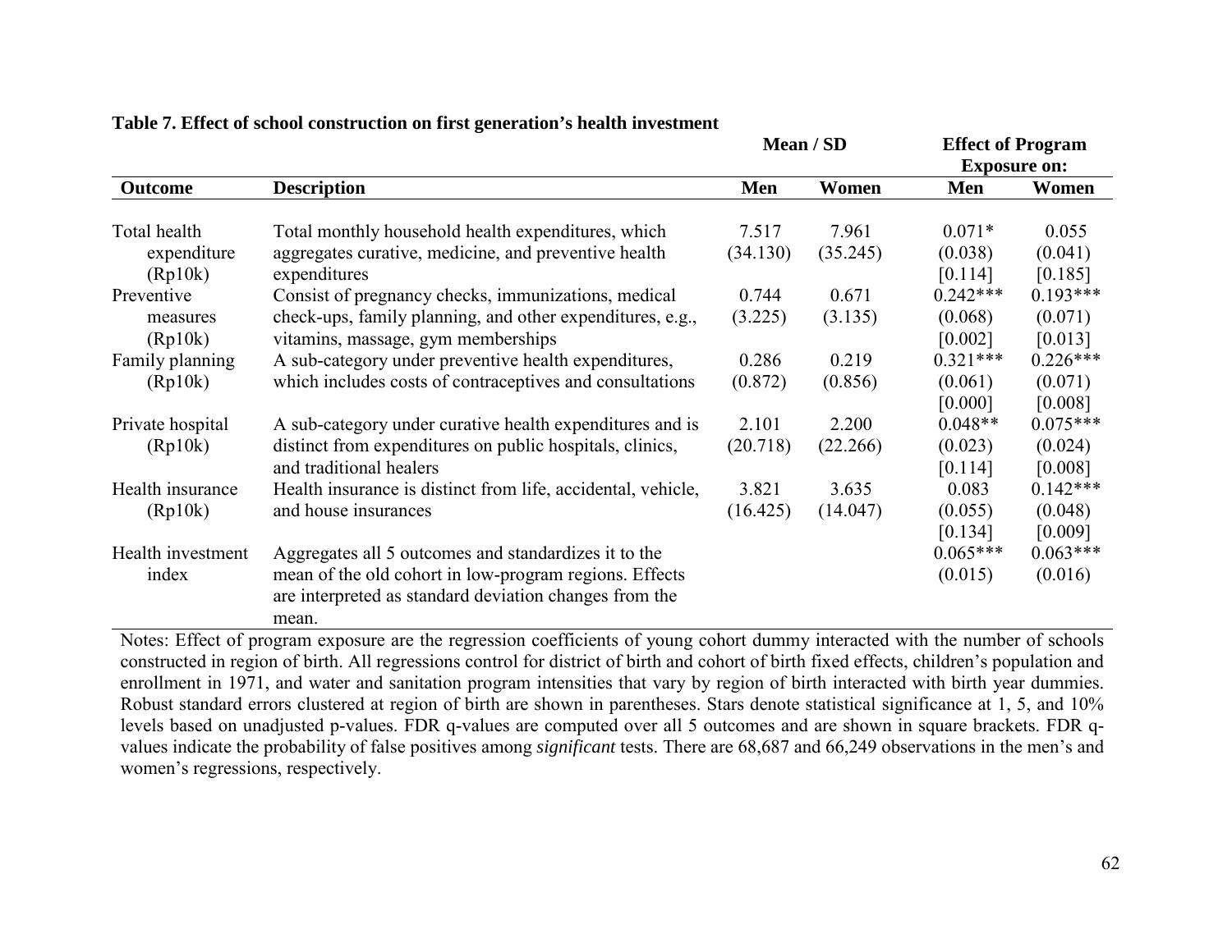**Table 7. Effect of school construction on first generation's health investment**

| Outcome | Description | Mean / SD | | Effect of Program Exposure on: | |
|---|---|---|---|---|---|
| | | Men | Women | Men | Women |
| Total health expenditure (Rp10k) | Total monthly household health expenditures, which aggregates curative, medicine, and preventive health expenditures | 7.517<br>(34.130) | 7.961<br>(35.245) | 0.071*<br>(0.038)<br>[0.114] | 0.055<br>(0.041)<br>[0.185] |
| Preventive measures (Rp10k) | Consist of pregnancy checks, immunizations, medical check-ups, family planning, and other expenditures, e.g., vitamins, massage, gym memberships | 0.744<br>(3.225) | 0.671<br>(3.135) | 0.242***<br>(0.068)<br>[0.002] | 0.193***<br>(0.071)<br>[0.013] |
| Family planning (Rp10k) | A sub-category under preventive health expenditures, which includes costs of contraceptives and consultations | 0.286<br>(0.872) | 0.219<br>(0.856) | 0.321***<br>(0.061)<br>[0.000] | 0.226***<br>(0.071)<br>[0.008] |
| Private hospital (Rp10k) | A sub-category under curative health expenditures and is distinct from expenditures on public hospitals, clinics, and traditional healers | 2.101<br>(20.718) | 2.200<br>(22.266) | 0.048**<br>(0.023)<br>[0.114] | 0.075***<br>(0.024)<br>[0.008] |
| Health insurance (Rp10k) | Health insurance is distinct from life, accidental, vehicle, and house insurances | 3.821<br>(16.425) | 3.635<br>(14.047) | 0.083<br>(0.055)<br>[0.134] | 0.142***<br>(0.048)<br>[0.009] |
| Health investment index | Aggregates all 5 outcomes and standardizes it to the mean of the old cohort in low-program regions. Effects are interpreted as standard deviation changes from the mean. | | | 0.065***<br>(0.015) | 0.063***<br>(0.016) |

Notes: Effect of program exposure are the regression coefficients of young cohort dummy interacted with the number of schools constructed in region of birth. All regressions control for district of birth and cohort of birth fixed effects, children's population and enrollment in 1971, and water and sanitation program intensities that vary by region of birth interacted with birth year dummies. Robust standard errors clustered at region of birth are shown in parentheses. Stars denote statistical significance at 1, 5, and 10% levels based on unadjusted p-values. FDR q-values are computed over all 5 outcomes and are shown in square brackets. FDR q-values indicate the probability of false positives among *significant* tests. There are 68,687 and 66,249 observations in the men's and women's regressions, respectively.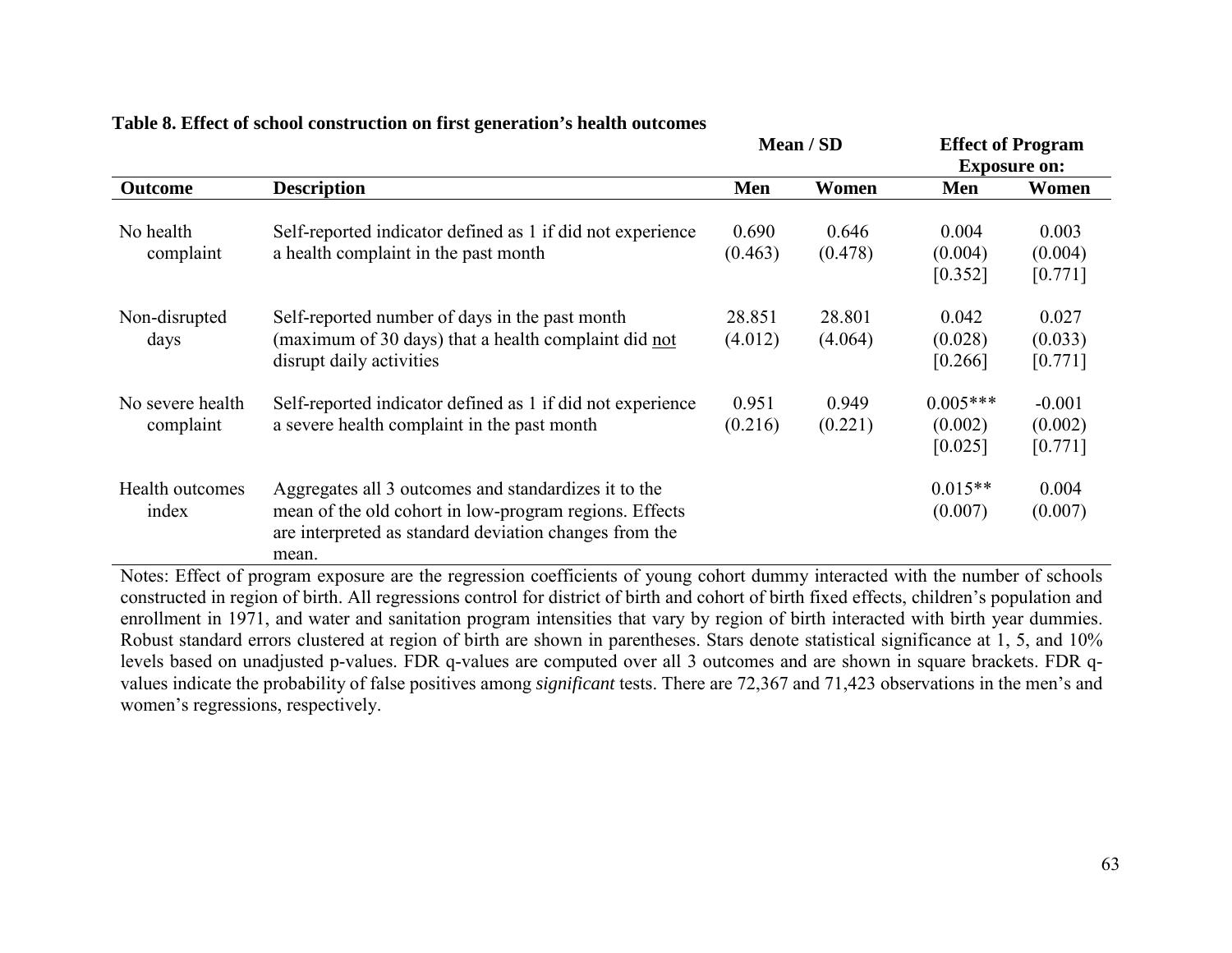**Table 8. Effect of school construction on first generation's health outcomes**

| | | Mean / SD | | Effect of Program Exposure on: | |
|---|---|---|---|---|---|
| **Outcome** | **Description** | **Men** | **Women** | **Men** | **Women** |
| No health complaint | Self-reported indicator defined as 1 if did not experience a health complaint in the past month | 0.690<br>(0.463) | 0.646<br>(0.478) | 0.004<br>(0.004)<br>[0.352] | 0.003<br>(0.004)<br>[0.771] |
| Non-disrupted days | Self-reported number of days in the past month (maximum of 30 days) that a health complaint did not disrupt daily activities | 28.851<br>(4.012) | 28.801<br>(4.064) | 0.042<br>(0.028)<br>[0.266] | 0.027<br>(0.033)<br>[0.771] |
| No severe health complaint | Self-reported indicator defined as 1 if did not experience a severe health complaint in the past month | 0.951<br>(0.216) | 0.949<br>(0.221) | 0.005***<br>(0.002)<br>[0.025] | -0.001<br>(0.002)<br>[0.771] |
| Health outcomes index | Aggregates all 3 outcomes and standardizes it to the mean of the old cohort in low-program regions. Effects are interpreted as standard deviation changes from the mean. | | | 0.015**<br>(0.007) | 0.004<br>(0.007) |

Notes: Effect of program exposure are the regression coefficients of young cohort dummy interacted with the number of schools constructed in region of birth. All regressions control for district of birth and cohort of birth fixed effects, children's population and enrollment in 1971, and water and sanitation program intensities that vary by region of birth interacted with birth year dummies. Robust standard errors clustered at region of birth are shown in parentheses. Stars denote statistical significance at 1, 5, and 10% levels based on unadjusted p-values. FDR q-values are computed over all 3 outcomes and are shown in square brackets. FDR q-values indicate the probability of false positives among *significant* tests. There are 72,367 and 71,423 observations in the men's and women's regressions, respectively.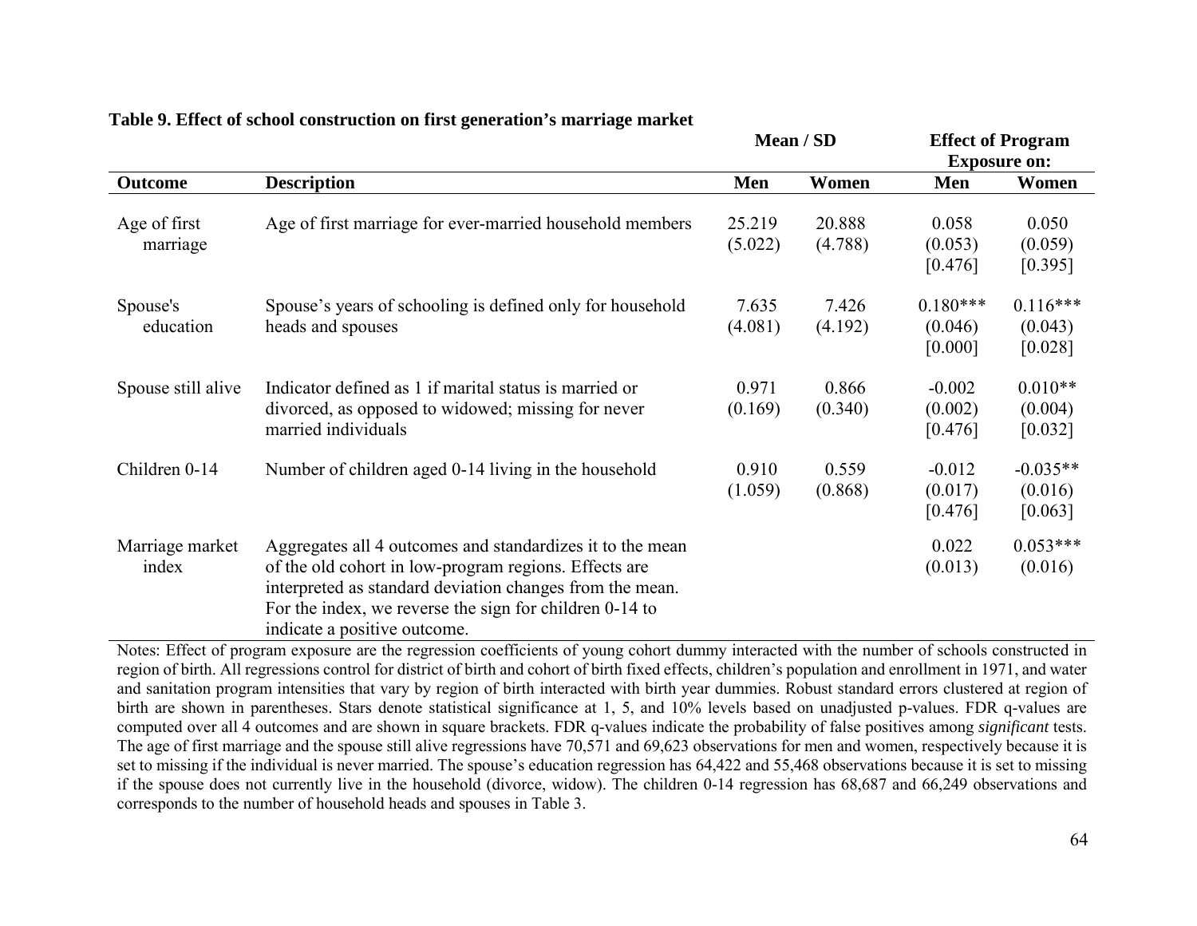**Table 9. Effect of school construction on first generation's marriage market**

| | | Mean / SD | | Effect of Program Exposure on: | |
|---|---|---|---|---|---|
| **Outcome** | **Description** | **Men** | **Women** | **Men** | **Women** |
| Age of first marriage | Age of first marriage for ever-married household members | 25.219<br>(5.022) | 20.888<br>(4.788) | 0.058<br>(0.053)<br>[0.476] | 0.050<br>(0.059)<br>[0.395] |
| Spouse's education | Spouse's years of schooling is defined only for household heads and spouses | 7.635<br>(4.081) | 7.426<br>(4.192) | 0.180***<br>(0.046)<br>[0.000] | 0.116***<br>(0.043)<br>[0.028] |
| Spouse still alive | Indicator defined as 1 if marital status is married or divorced, as opposed to widowed; missing for never married individuals | 0.971<br>(0.169) | 0.866<br>(0.340) | -0.002<br>(0.002)<br>[0.476] | 0.010**<br>(0.004)<br>[0.032] |
| Children 0-14 | Number of children aged 0-14 living in the household | 0.910<br>(1.059) | 0.559<br>(0.868) | -0.012<br>(0.017)<br>[0.476] | -0.035**<br>(0.016)<br>[0.063] |
| Marriage market index | Aggregates all 4 outcomes and standardizes it to the mean of the old cohort in low-program regions. Effects are interpreted as standard deviation changes from the mean. For the index, we reverse the sign for children 0-14 to indicate a positive outcome. | | | 0.022<br>(0.013) | 0.053***<br>(0.016) |

Notes: Effect of program exposure are the regression coefficients of young cohort dummy interacted with the number of schools constructed in region of birth. All regressions control for district of birth and cohort of birth fixed effects, children's population and enrollment in 1971, and water and sanitation program intensities that vary by region of birth interacted with birth year dummies. Robust standard errors clustered at region of birth are shown in parentheses. Stars denote statistical significance at 1, 5, and 10% levels based on unadjusted p-values. FDR q-values are computed over all 4 outcomes and are shown in square brackets. FDR q-values indicate the probability of false positives among *significant* tests. The age of first marriage and the spouse still alive regressions have 70,571 and 69,623 observations for men and women, respectively because it is set to missing if the individual is never married. The spouse's education regression has 64,422 and 55,468 observations because it is set to missing if the spouse does not currently live in the household (divorce, widow). The children 0-14 regression has 68,687 and 66,249 observations and corresponds to the number of household heads and spouses in Table 3.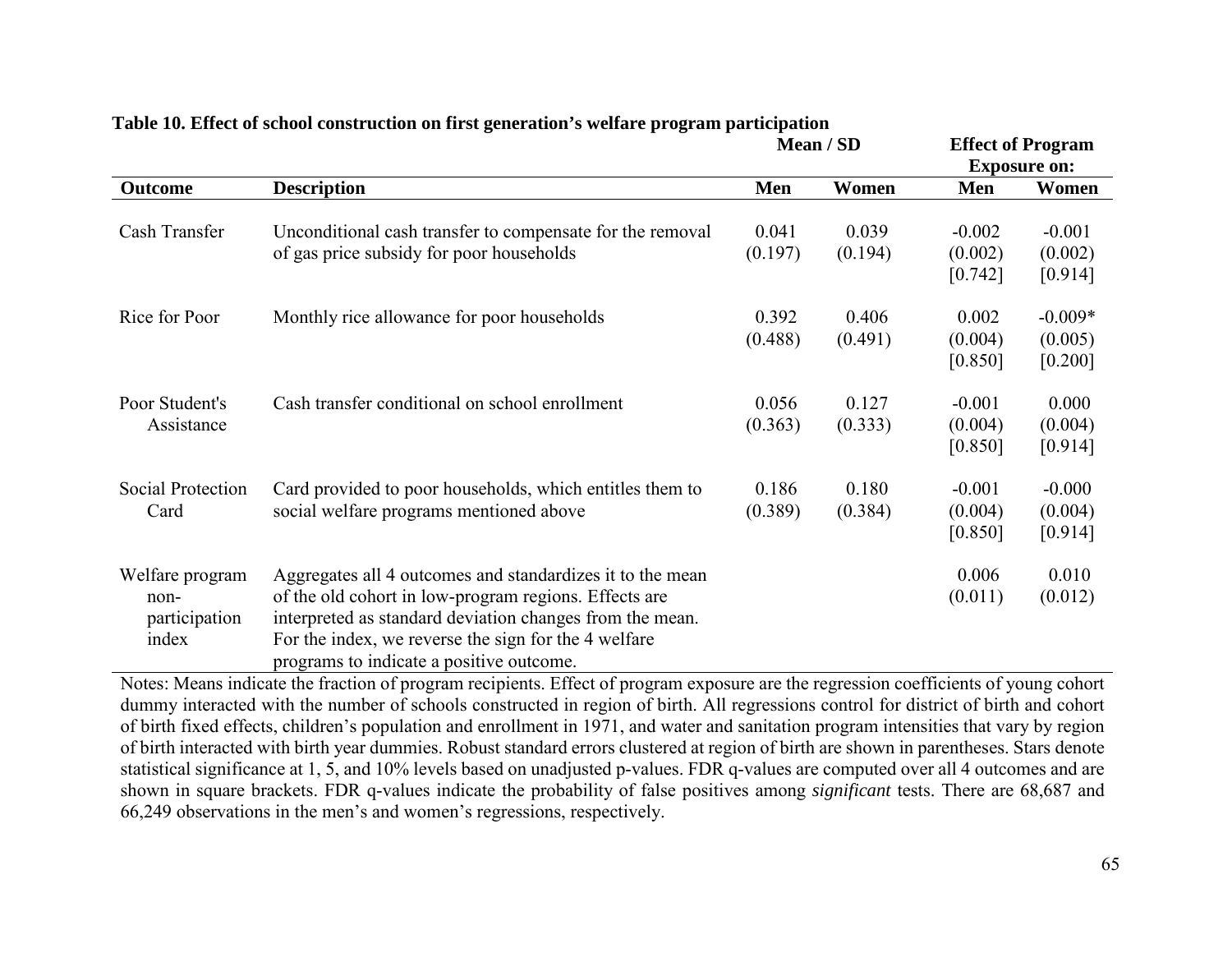**Table 10. Effect of school construction on first generation's welfare program participation**

| Outcome | Description | Mean / SD | | Effect of Program Exposure on: | |
|---|---|---|---|---|---|
| | | Men | Women | Men | Women |
| Cash Transfer | Unconditional cash transfer to compensate for the removal of gas price subsidy for poor households | 0.041<br>(0.197) | 0.039<br>(0.194) | -0.002<br>(0.002)<br>[0.742] | -0.001<br>(0.002)<br>[0.914] |
| Rice for Poor | Monthly rice allowance for poor households | 0.392<br>(0.488) | 0.406<br>(0.491) | 0.002<br>(0.004)<br>[0.850] | -0.009*<br>(0.005)<br>[0.200] |
| Poor Student's Assistance | Cash transfer conditional on school enrollment | 0.056<br>(0.363) | 0.127<br>(0.333) | -0.001<br>(0.004)<br>[0.850] | 0.000<br>(0.004)<br>[0.914] |
| Social Protection Card | Card provided to poor households, which entitles them to social welfare programs mentioned above | 0.186<br>(0.389) | 0.180<br>(0.384) | -0.001<br>(0.004)<br>[0.850] | -0.000<br>(0.004)<br>[0.914] |
| Welfare program non-participation index | Aggregates all 4 outcomes and standardizes it to the mean of the old cohort in low-program regions. Effects are interpreted as standard deviation changes from the mean. For the index, we reverse the sign for the 4 welfare programs to indicate a positive outcome. | | | 0.006<br>(0.011) | 0.010<br>(0.012) |

Notes: Means indicate the fraction of program recipients. Effect of program exposure are the regression coefficients of young cohort dummy interacted with the number of schools constructed in region of birth. All regressions control for district of birth and cohort of birth fixed effects, children's population and enrollment in 1971, and water and sanitation program intensities that vary by region of birth interacted with birth year dummies. Robust standard errors clustered at region of birth are shown in parentheses. Stars denote statistical significance at 1, 5, and 10% levels based on unadjusted p-values. FDR q-values are computed over all 4 outcomes and are shown in square brackets. FDR q-values indicate the probability of false positives among *significant* tests. There are 68,687 and 66,249 observations in the men's and women's regressions, respectively.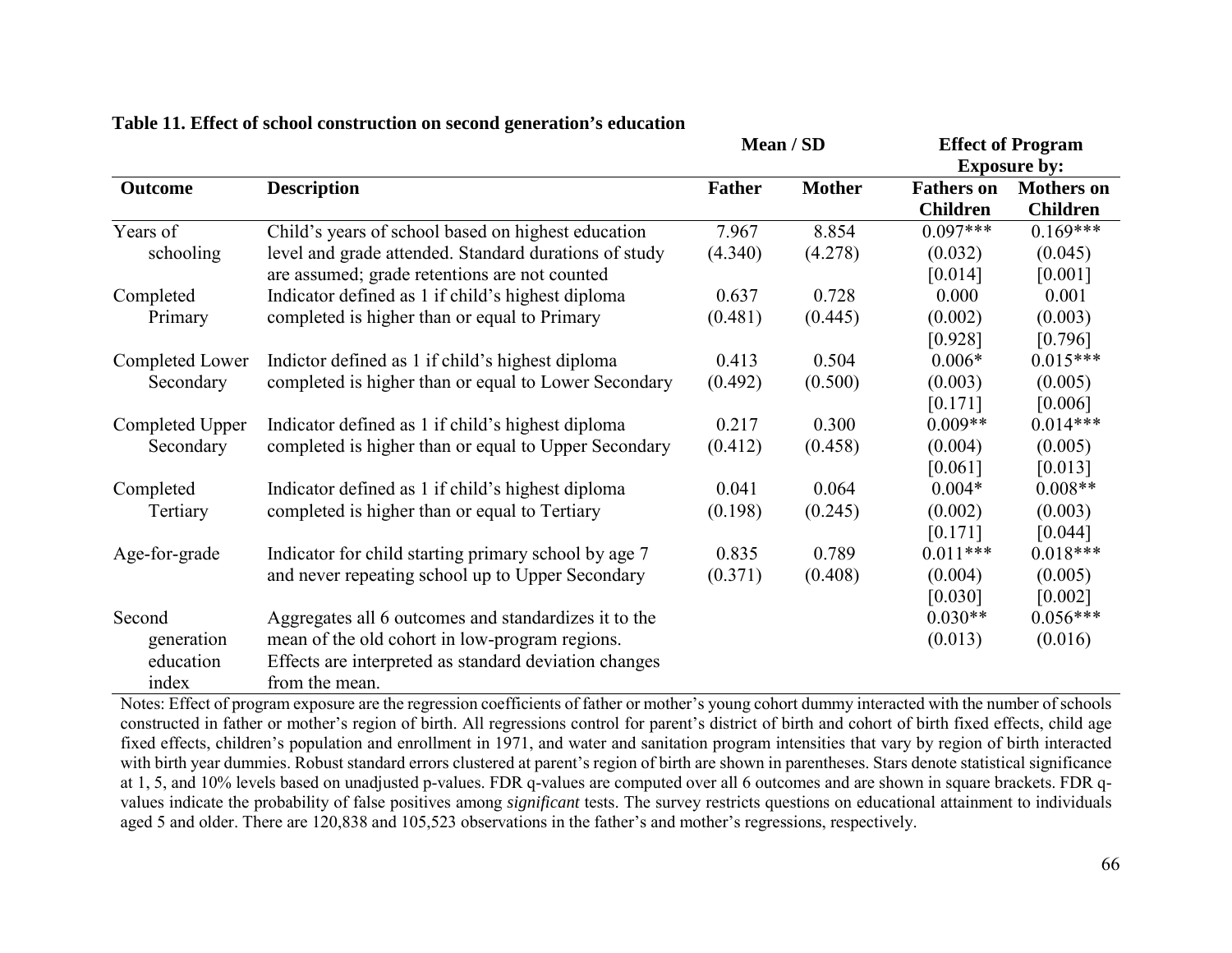**Table 11. Effect of school construction on second generation's education**

| | | Mean / SD | | Effect of Program Exposure by: | |
|---|---|---|---|---|---|
| **Outcome** | **Description** | **Father** | **Mother** | **Fathers on Children** | **Mothers on Children** |
| Years of schooling | Child's years of school based on highest education level and grade attended. Standard durations of study are assumed; grade retentions are not counted | 7.967<br>(4.340) | 8.854<br>(4.278) | 0.097***<br>(0.032)<br>[0.014] | 0.169***<br>(0.045)<br>[0.001] |
| Completed Primary | Indicator defined as 1 if child's highest diploma completed is higher than or equal to Primary | 0.637<br>(0.481) | 0.728<br>(0.445) | 0.000<br>(0.002)<br>[0.928] | 0.001<br>(0.003)<br>[0.796] |
| Completed Lower Secondary | Indictor defined as 1 if child's highest diploma completed is higher than or equal to Lower Secondary | 0.413<br>(0.492) | 0.504<br>(0.500) | 0.006*<br>(0.003)<br>[0.171] | 0.015***<br>(0.005)<br>[0.006] |
| Completed Upper Secondary | Indicator defined as 1 if child's highest diploma completed is higher than or equal to Upper Secondary | 0.217<br>(0.412) | 0.300<br>(0.458) | 0.009**<br>(0.004)<br>[0.061] | 0.014***<br>(0.005)<br>[0.013] |
| Completed Tertiary | Indicator defined as 1 if child's highest diploma completed is higher than or equal to Tertiary | 0.041<br>(0.198) | 0.064<br>(0.245) | 0.004*<br>(0.002)<br>[0.171] | 0.008**<br>(0.003)<br>[0.044] |
| Age-for-grade | Indicator for child starting primary school by age 7 and never repeating school up to Upper Secondary | 0.835<br>(0.371) | 0.789<br>(0.408) | 0.011***<br>(0.004)<br>[0.030] | 0.018***<br>(0.005)<br>[0.002] |
| Second generation education index | Aggregates all 6 outcomes and standardizes it to the mean of the old cohort in low-program regions. Effects are interpreted as standard deviation changes from the mean. | | | 0.030**<br>(0.013) | 0.056***<br>(0.016) |

Notes: Effect of program exposure are the regression coefficients of father or mother's young cohort dummy interacted with the number of schools constructed in father or mother's region of birth. All regressions control for parent's district of birth and cohort of birth fixed effects, child age fixed effects, children's population and enrollment in 1971, and water and sanitation program intensities that vary by region of birth interacted with birth year dummies. Robust standard errors clustered at parent's region of birth are shown in parentheses. Stars denote statistical significance at 1, 5, and 10% levels based on unadjusted p-values. FDR q-values are computed over all 6 outcomes and are shown in square brackets. FDR q-values indicate the probability of false positives among *significant* tests. The survey restricts questions on educational attainment to individuals aged 5 and older. There are 120,838 and 105,523 observations in the father's and mother's regressions, respectively.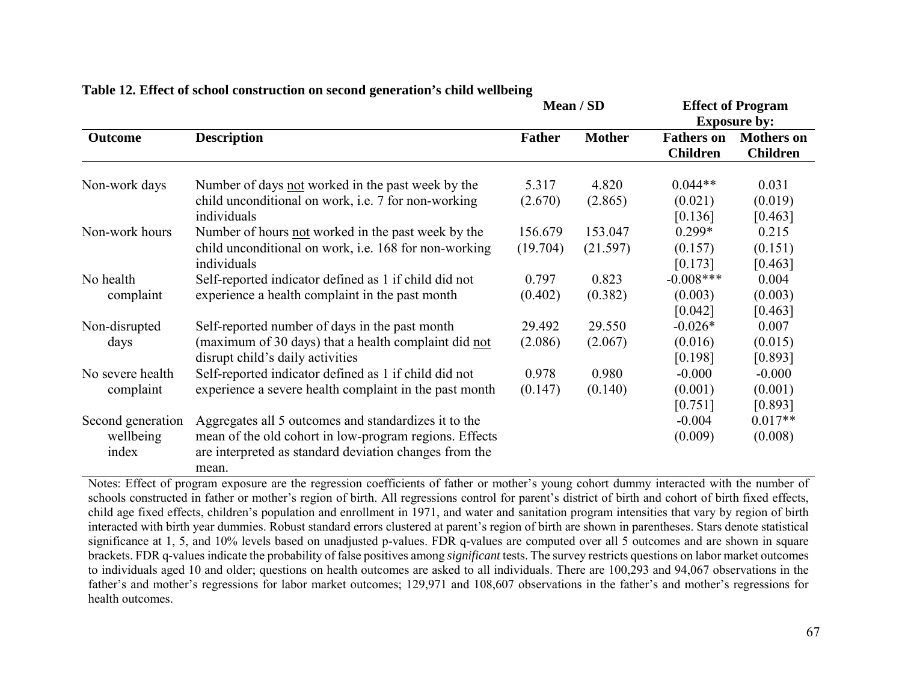**Table 12. Effect of school construction on second generation's child wellbeing**

| Outcome | Description | Mean / SD | | Effect of Program Exposure by: | |
|---|---|---|---|---|---|
| | | Father | Mother | Fathers on Children | Mothers on Children |
| Non-work days | Number of days <u>not</u> worked in the past week by the child unconditional on work, i.e. 7 for non-working individuals | 5.317<br>(2.670) | 4.820<br>(2.865) | 0.044**<br>(0.021)<br>[0.136] | 0.031<br>(0.019)<br>[0.463] |
| Non-work hours | Number of hours <u>not</u> worked in the past week by the child unconditional on work, i.e. 168 for non-working individuals | 156.679<br>(19.704) | 153.047<br>(21.597) | 0.299*<br>(0.157)<br>[0.173] | 0.215<br>(0.151)<br>[0.463] |
| No health complaint | Self-reported indicator defined as 1 if child did not experience a health complaint in the past month | 0.797<br>(0.402) | 0.823<br>(0.382) | -0.008***<br>(0.003)<br>[0.042] | 0.004<br>(0.003)<br>[0.463] |
| Non-disrupted days | Self-reported number of days in the past month (maximum of 30 days) that a health complaint did <u>not</u> disrupt child's daily activities | 29.492<br>(2.086) | 29.550<br>(2.067) | -0.026*<br>(0.016)<br>[0.198] | 0.007<br>(0.015)<br>[0.893] |
| No severe health complaint | Self-reported indicator defined as 1 if child did not experience a severe health complaint in the past month | 0.978<br>(0.147) | 0.980<br>(0.140) | -0.000<br>(0.001)<br>[0.751] | -0.000<br>(0.001)<br>[0.893] |
| Second generation wellbeing index | Aggregates all 5 outcomes and standardizes it to the mean of the old cohort in low-program regions. Effects are interpreted as standard deviation changes from the mean. | | | -0.004<br>(0.009) | 0.017**<br>(0.008) |

Notes: Effect of program exposure are the regression coefficients of father or mother's young cohort dummy interacted with the number of schools constructed in father or mother's region of birth. All regressions control for parent's district of birth and cohort of birth fixed effects, child age fixed effects, children's population and enrollment in 1971, and water and sanitation program intensities that vary by region of birth interacted with birth year dummies. Robust standard errors clustered at parent's region of birth are shown in parentheses. Stars denote statistical significance at 1, 5, and 10% levels based on unadjusted p-values. FDR q-values are computed over all 5 outcomes and are shown in square brackets. FDR q-values indicate the probability of false positives among *significant* tests. The survey restricts questions on labor market outcomes to individuals aged 10 and older; questions on health outcomes are asked to all individuals. There are 100,293 and 94,067 observations in the father's and mother's regressions for labor market outcomes; 129,971 and 108,607 observations in the father's and mother's regressions for health outcomes.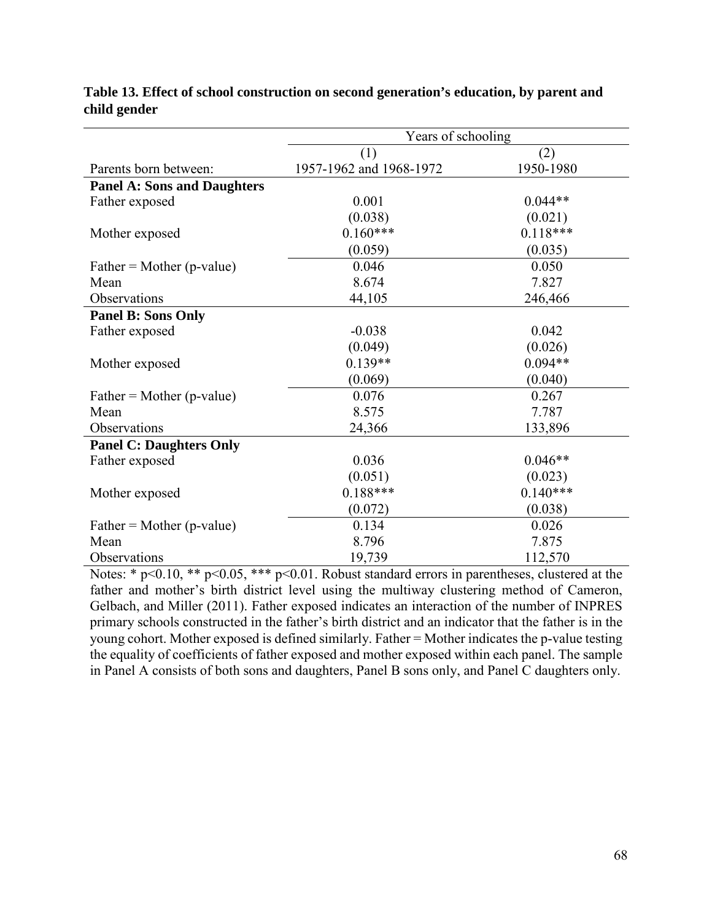**Table 13. Effect of school construction on second generation's education, by parent and child gender**

| | Years of schooling | |
|---|---|---|
| | (1) | (2) |
| Parents born between: | 1957-1962 and 1968-1972 | 1950-1980 |
| **Panel A: Sons and Daughters** | | |
| Father exposed | 0.001 | 0.044** |
| | (0.038) | (0.021) |
| Mother exposed | 0.160*** | 0.118*** |
| | (0.059) | (0.035) |
| Father = Mother (p-value) | 0.046 | 0.050 |
| Mean | 8.674 | 7.827 |
| Observations | 44,105 | 246,466 |
| **Panel B: Sons Only** | | |
| Father exposed | -0.038 | 0.042 |
| | (0.049) | (0.026) |
| Mother exposed | 0.139** | 0.094** |
| | (0.069) | (0.040) |
| Father = Mother (p-value) | 0.076 | 0.267 |
| Mean | 8.575 | 7.787 |
| Observations | 24,366 | 133,896 |
| **Panel C: Daughters Only** | | |
| Father exposed | 0.036 | 0.046** |
| | (0.051) | (0.023) |
| Mother exposed | 0.188*** | 0.140*** |
| | (0.072) | (0.038) |
| Father = Mother (p-value) | 0.134 | 0.026 |
| Mean | 8.796 | 7.875 |
| Observations | 19,739 | 112,570 |

Notes: * $p<0.10$, ** $p<0.05$, *** $p<0.01$. Robust standard errors in parentheses, clustered at the father and mother's birth district level using the multiway clustering method of Cameron, Gelbach, and Miller (2011). Father exposed indicates an interaction of the number of INPRES primary schools constructed in the father's birth district and an indicator that the father is in the young cohort. Mother exposed is defined similarly. Father = Mother indicates the p-value testing the equality of coefficients of father exposed and mother exposed within each panel. The sample in Panel A consists of both sons and daughters, Panel B sons only, and Panel C daughters only.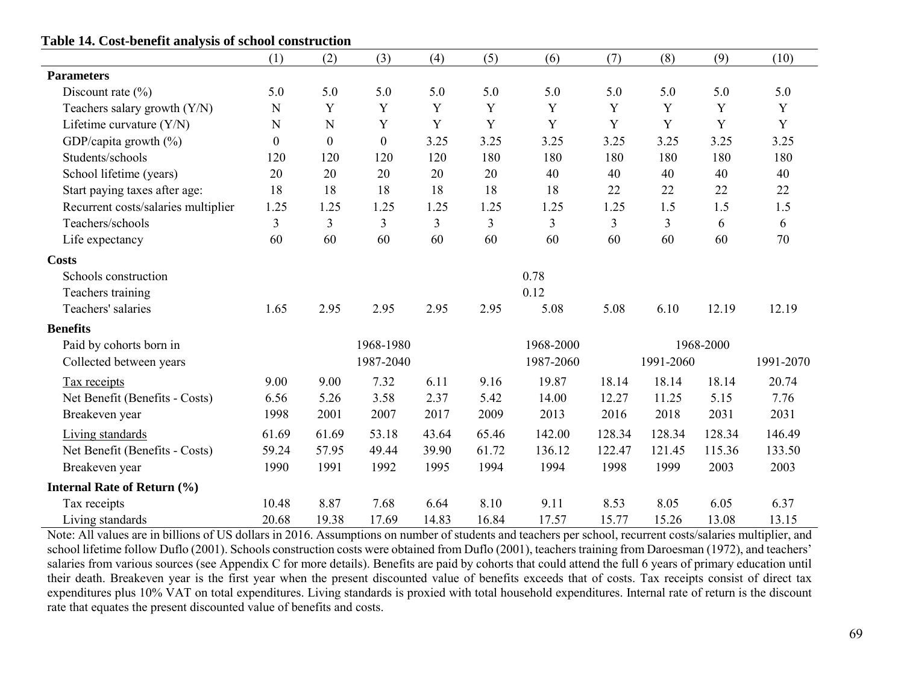**Table 14. Cost-benefit analysis of school construction**

| | (1) | (2) | (3) | (4) | (5) | (6) | (7) | (8) | (9) | (10) |
|---|---|---|---|---|---|---|---|---|---|---|
| **Parameters** | | | | | | | | | | |
| Discount rate (%) | 5.0 | 5.0 | 5.0 | 5.0 | 5.0 | 5.0 | 5.0 | 5.0 | 5.0 | 5.0 |
| Teachers salary growth (Y/N) | N | Y | Y | Y | Y | Y | Y | Y | Y | Y |
| Lifetime curvature (Y/N) | N | N | Y | Y | Y | Y | Y | Y | Y | Y |
| GDP/capita growth (%) | 0 | 0 | 0 | 3.25 | 3.25 | 3.25 | 3.25 | 3.25 | 3.25 | 3.25 |
| Students/schools | 120 | 120 | 120 | 120 | 180 | 180 | 180 | 180 | 180 | 180 |
| School lifetime (years) | 20 | 20 | 20 | 20 | 20 | 40 | 40 | 40 | 40 | 40 |
| Start paying taxes after age: | 18 | 18 | 18 | 18 | 18 | 18 | 22 | 22 | 22 | 22 |
| Recurrent costs/salaries multiplier | 1.25 | 1.25 | 1.25 | 1.25 | 1.25 | 1.25 | 1.25 | 1.5 | 1.5 | 1.5 |
| Teachers/schools | 3 | 3 | 3 | 3 | 3 | 3 | 3 | 3 | 6 | 6 |
| Life expectancy | 60 | 60 | 60 | 60 | 60 | 60 | 60 | 60 | 60 | 70 |
| **Costs** | | | | | | | | | | |
| Schools construction | | | | | | 0.78 | | | | |
| Teachers training | | | | | | 0.12 | | | | |
| Teachers' salaries | 1.65 | 2.95 | 2.95 | 2.95 | 2.95 | 5.08 | 5.08 | 6.10 | 12.19 | 12.19 |
| **Benefits** | | | | | | | | | | |
| Paid by cohorts born in | | | 1968-1980 | | | 1968-2000 | | 1968-2000 | | |
| Collected between years | | | 1987-2040 | | | 1987-2060 | | 1991-2060 | | 1991-2070 |
| Tax receipts | 9.00 | 9.00 | 7.32 | 6.11 | 9.16 | 19.87 | 18.14 | 18.14 | 18.14 | 20.74 |
| Net Benefit (Benefits - Costs) | 6.56 | 5.26 | 3.58 | 2.37 | 5.42 | 14.00 | 12.27 | 11.25 | 5.15 | 7.76 |
| Breakeven year | 1998 | 2001 | 2007 | 2017 | 2009 | 2013 | 2016 | 2018 | 2031 | 2031 |
| Living standards | 61.69 | 61.69 | 53.18 | 43.64 | 65.46 | 142.00 | 128.34 | 128.34 | 128.34 | 146.49 |
| Net Benefit (Benefits - Costs) | 59.24 | 57.95 | 49.44 | 39.90 | 61.72 | 136.12 | 122.47 | 121.45 | 115.36 | 133.50 |
| Breakeven year | 1990 | 1991 | 1992 | 1995 | 1994 | 1994 | 1998 | 1999 | 2003 | 2003 |
| **Internal Rate of Return (%)** | | | | | | | | | | |
| Tax receipts | 10.48 | 8.87 | 7.68 | 6.64 | 8.10 | 9.11 | 8.53 | 8.05 | 6.05 | 6.37 |
| Living standards | 20.68 | 19.38 | 17.69 | 14.83 | 16.84 | 17.57 | 15.77 | 15.26 | 13.08 | 13.15 |

Note: All values are in billions of US dollars in 2016. Assumptions on number of students and teachers per school, recurrent costs/salaries multiplier, and school lifetime follow Duflo (2001). Schools construction costs were obtained from Duflo (2001), teachers training from Daroesman (1972), and teachers' salaries from various sources (see Appendix C for more details). Benefits are paid by cohorts that could attend the full 6 years of primary education until their death. Breakeven year is the first year when the present discounted value of benefits exceeds that of costs. Tax receipts consist of direct tax expenditures plus 10% VAT on total expenditures. Living standards is proxied with total household expenditures. Internal rate of return is the discount rate that equates the present discounted value of benefits and costs.